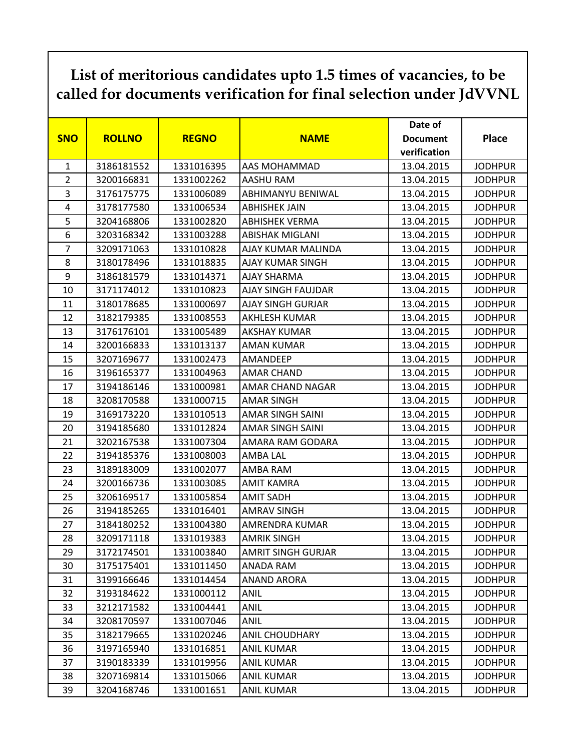# List of meritorious candidates upto 1.5 times of vacancies, to be called for documents verification for final selection under JdVVNL

| SNO | ROLLNO | REGNO | NAME | Date of Document verification | Place |
|---|---|---|---|---|---|
| 1 | 3186181552 | 1331016395 | AAS MOHAMMAD | 13.04.2015 | JODHPUR |
| 2 | 3200166831 | 1331002262 | AASHU RAM | 13.04.2015 | JODHPUR |
| 3 | 3176175775 | 1331006089 | ABHIMANYU BENIWAL | 13.04.2015 | JODHPUR |
| 4 | 3178177580 | 1331006534 | ABHISHEK JAIN | 13.04.2015 | JODHPUR |
| 5 | 3204168806 | 1331002820 | ABHISHEK VERMA | 13.04.2015 | JODHPUR |
| 6 | 3203168342 | 1331003288 | ABISHAK MIGLANI | 13.04.2015 | JODHPUR |
| 7 | 3209171063 | 1331010828 | AJAY KUMAR MALINDA | 13.04.2015 | JODHPUR |
| 8 | 3180178496 | 1331018835 | AJAY KUMAR SINGH | 13.04.2015 | JODHPUR |
| 9 | 3186181579 | 1331014371 | AJAY SHARMA | 13.04.2015 | JODHPUR |
| 10 | 3171174012 | 1331010823 | AJAY SINGH FAUJDAR | 13.04.2015 | JODHPUR |
| 11 | 3180178685 | 1331000697 | AJAY SINGH GURJAR | 13.04.2015 | JODHPUR |
| 12 | 3182179385 | 1331008553 | AKHLESH KUMAR | 13.04.2015 | JODHPUR |
| 13 | 3176176101 | 1331005489 | AKSHAY KUMAR | 13.04.2015 | JODHPUR |
| 14 | 3200166833 | 1331013137 | AMAN KUMAR | 13.04.2015 | JODHPUR |
| 15 | 3207169677 | 1331002473 | AMANDEEP | 13.04.2015 | JODHPUR |
| 16 | 3196165377 | 1331004963 | AMAR CHAND | 13.04.2015 | JODHPUR |
| 17 | 3194186146 | 1331000981 | AMAR CHAND NAGAR | 13.04.2015 | JODHPUR |
| 18 | 3208170588 | 1331000715 | AMAR SINGH | 13.04.2015 | JODHPUR |
| 19 | 3169173220 | 1331010513 | AMAR SINGH SAINI | 13.04.2015 | JODHPUR |
| 20 | 3194185680 | 1331012824 | AMAR SINGH SAINI | 13.04.2015 | JODHPUR |
| 21 | 3202167538 | 1331007304 | AMARA RAM GODARA | 13.04.2015 | JODHPUR |
| 22 | 3194185376 | 1331008003 | AMBA LAL | 13.04.2015 | JODHPUR |
| 23 | 3189183009 | 1331002077 | AMBA RAM | 13.04.2015 | JODHPUR |
| 24 | 3200166736 | 1331003085 | AMIT KAMRA | 13.04.2015 | JODHPUR |
| 25 | 3206169517 | 1331005854 | AMIT SADH | 13.04.2015 | JODHPUR |
| 26 | 3194185265 | 1331016401 | AMRAV SINGH | 13.04.2015 | JODHPUR |
| 27 | 3184180252 | 1331004380 | AMRENDRA KUMAR | 13.04.2015 | JODHPUR |
| 28 | 3209171118 | 1331019383 | AMRIK SINGH | 13.04.2015 | JODHPUR |
| 29 | 3172174501 | 1331003840 | AMRIT SINGH GURJAR | 13.04.2015 | JODHPUR |
| 30 | 3175175401 | 1331011450 | ANADA RAM | 13.04.2015 | JODHPUR |
| 31 | 3199166646 | 1331014454 | ANAND ARORA | 13.04.2015 | JODHPUR |
| 32 | 3193184622 | 1331000112 | ANIL | 13.04.2015 | JODHPUR |
| 33 | 3212171582 | 1331004441 | ANIL | 13.04.2015 | JODHPUR |
| 34 | 3208170597 | 1331007046 | ANIL | 13.04.2015 | JODHPUR |
| 35 | 3182179665 | 1331020246 | ANIL CHOUDHARY | 13.04.2015 | JODHPUR |
| 36 | 3197165940 | 1331016851 | ANIL KUMAR | 13.04.2015 | JODHPUR |
| 37 | 3190183339 | 1331019956 | ANIL KUMAR | 13.04.2015 | JODHPUR |
| 38 | 3207169814 | 1331015066 | ANIL KUMAR | 13.04.2015 | JODHPUR |
| 39 | 3204168746 | 1331001651 | ANIL KUMAR | 13.04.2015 | JODHPUR |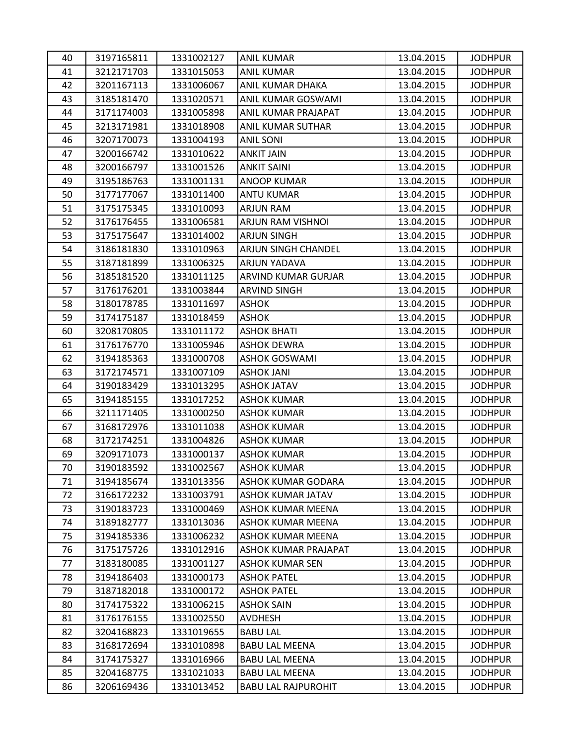| 40 | 3197165811 | 1331002127 | ANIL KUMAR | 13.04.2015 | JODHPUR |
|---|---|---|---|---|---|
| 41 | 3212171703 | 1331015053 | ANIL KUMAR | 13.04.2015 | JODHPUR |
| 42 | 3201167113 | 1331006067 | ANIL KUMAR DHAKA | 13.04.2015 | JODHPUR |
| 43 | 3185181470 | 1331020571 | ANIL KUMAR GOSWAMI | 13.04.2015 | JODHPUR |
| 44 | 3171174003 | 1331005898 | ANIL KUMAR PRAJAPAT | 13.04.2015 | JODHPUR |
| 45 | 3213171981 | 1331018908 | ANIL KUMAR SUTHAR | 13.04.2015 | JODHPUR |
| 46 | 3207170073 | 1331004193 | ANIL SONI | 13.04.2015 | JODHPUR |
| 47 | 3200166742 | 1331010622 | ANKIT JAIN | 13.04.2015 | JODHPUR |
| 48 | 3200166797 | 1331001526 | ANKIT SAINI | 13.04.2015 | JODHPUR |
| 49 | 3195186763 | 1331001131 | ANOOP KUMAR | 13.04.2015 | JODHPUR |
| 50 | 3177177067 | 1331011400 | ANTU KUMAR | 13.04.2015 | JODHPUR |
| 51 | 3175175345 | 1331010093 | ARJUN RAM | 13.04.2015 | JODHPUR |
| 52 | 3176176455 | 1331006581 | ARJUN RAM VISHNOI | 13.04.2015 | JODHPUR |
| 53 | 3175175647 | 1331014002 | ARJUN SINGH | 13.04.2015 | JODHPUR |
| 54 | 3186181830 | 1331010963 | ARJUN SINGH CHANDEL | 13.04.2015 | JODHPUR |
| 55 | 3187181899 | 1331006325 | ARJUN YADAVA | 13.04.2015 | JODHPUR |
| 56 | 3185181520 | 1331011125 | ARVIND KUMAR GURJAR | 13.04.2015 | JODHPUR |
| 57 | 3176176201 | 1331003844 | ARVIND SINGH | 13.04.2015 | JODHPUR |
| 58 | 3180178785 | 1331011697 | ASHOK | 13.04.2015 | JODHPUR |
| 59 | 3174175187 | 1331018459 | ASHOK | 13.04.2015 | JODHPUR |
| 60 | 3208170805 | 1331011172 | ASHOK BHATI | 13.04.2015 | JODHPUR |
| 61 | 3176176770 | 1331005946 | ASHOK DEWRA | 13.04.2015 | JODHPUR |
| 62 | 3194185363 | 1331000708 | ASHOK GOSWAMI | 13.04.2015 | JODHPUR |
| 63 | 3172174571 | 1331007109 | ASHOK JANI | 13.04.2015 | JODHPUR |
| 64 | 3190183429 | 1331013295 | ASHOK JATAV | 13.04.2015 | JODHPUR |
| 65 | 3194185155 | 1331017252 | ASHOK KUMAR | 13.04.2015 | JODHPUR |
| 66 | 3211171405 | 1331000250 | ASHOK KUMAR | 13.04.2015 | JODHPUR |
| 67 | 3168172976 | 1331011038 | ASHOK KUMAR | 13.04.2015 | JODHPUR |
| 68 | 3172174251 | 1331004826 | ASHOK KUMAR | 13.04.2015 | JODHPUR |
| 69 | 3209171073 | 1331000137 | ASHOK KUMAR | 13.04.2015 | JODHPUR |
| 70 | 3190183592 | 1331002567 | ASHOK KUMAR | 13.04.2015 | JODHPUR |
| 71 | 3194185674 | 1331013356 | ASHOK KUMAR GODARA | 13.04.2015 | JODHPUR |
| 72 | 3166172232 | 1331003791 | ASHOK KUMAR JATAV | 13.04.2015 | JODHPUR |
| 73 | 3190183723 | 1331000469 | ASHOK KUMAR MEENA | 13.04.2015 | JODHPUR |
| 74 | 3189182777 | 1331013036 | ASHOK KUMAR MEENA | 13.04.2015 | JODHPUR |
| 75 | 3194185336 | 1331006232 | ASHOK KUMAR MEENA | 13.04.2015 | JODHPUR |
| 76 | 3175175726 | 1331012916 | ASHOK KUMAR PRAJAPAT | 13.04.2015 | JODHPUR |
| 77 | 3183180085 | 1331001127 | ASHOK KUMAR SEN | 13.04.2015 | JODHPUR |
| 78 | 3194186403 | 1331000173 | ASHOK PATEL | 13.04.2015 | JODHPUR |
| 79 | 3187182018 | 1331000172 | ASHOK PATEL | 13.04.2015 | JODHPUR |
| 80 | 3174175322 | 1331006215 | ASHOK SAIN | 13.04.2015 | JODHPUR |
| 81 | 3176176155 | 1331002550 | AVDHESH | 13.04.2015 | JODHPUR |
| 82 | 3204168823 | 1331019655 | BABU LAL | 13.04.2015 | JODHPUR |
| 83 | 3168172694 | 1331010898 | BABU LAL MEENA | 13.04.2015 | JODHPUR |
| 84 | 3174175327 | 1331016966 | BABU LAL MEENA | 13.04.2015 | JODHPUR |
| 85 | 3204168775 | 1331021033 | BABU LAL MEENA | 13.04.2015 | JODHPUR |
| 86 | 3206169436 | 1331013452 | BABU LAL RAJPUROHIT | 13.04.2015 | JODHPUR |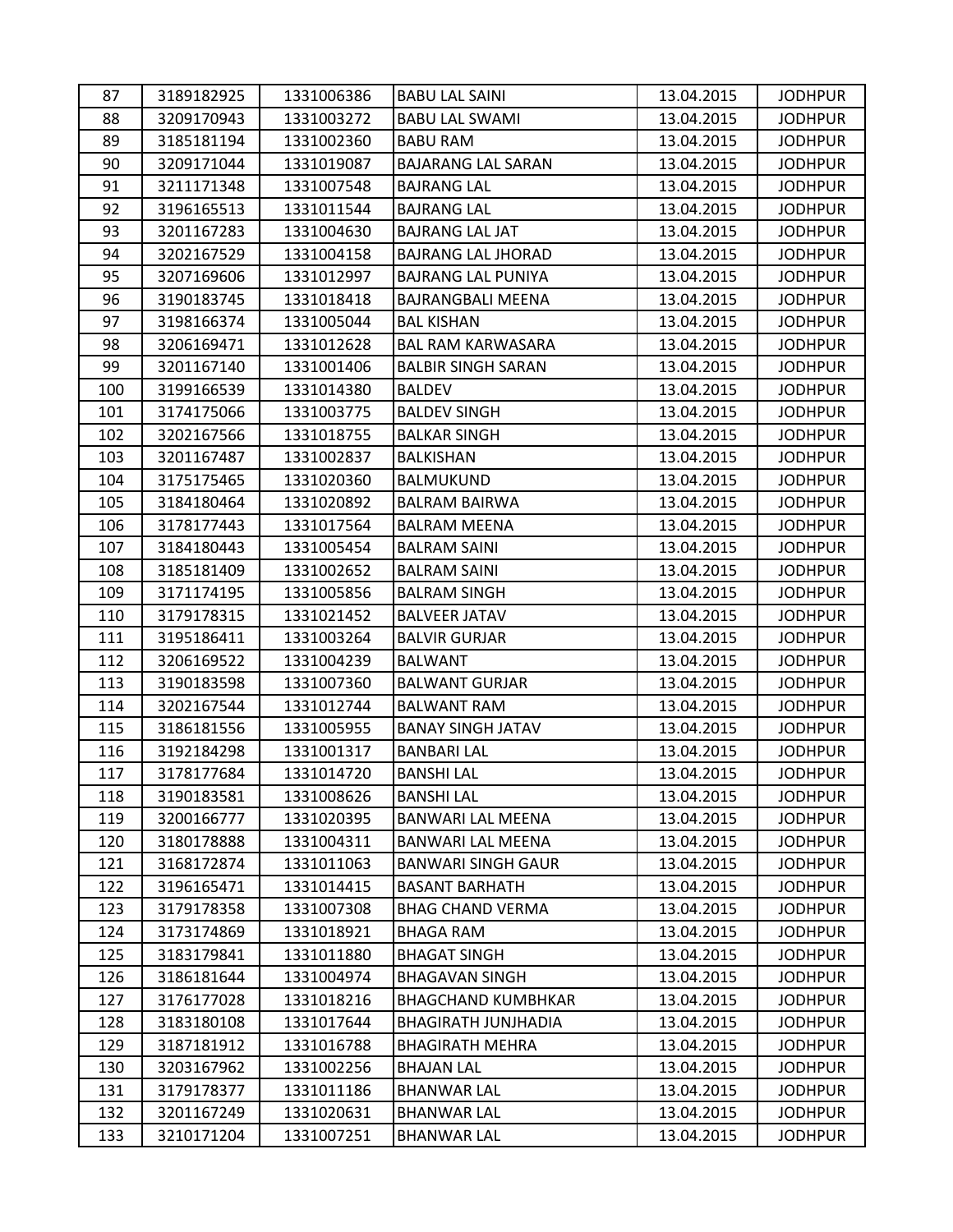| 87 | 3189182925 | 1331006386 | BABU LAL SAINI | 13.04.2015 | JODHPUR |
|---|---|---|---|---|---|
| 88 | 3209170943 | 1331003272 | BABU LAL SWAMI | 13.04.2015 | JODHPUR |
| 89 | 3185181194 | 1331002360 | BABU RAM | 13.04.2015 | JODHPUR |
| 90 | 3209171044 | 1331019087 | BAJARANG LAL SARAN | 13.04.2015 | JODHPUR |
| 91 | 3211171348 | 1331007548 | BAJRANG LAL | 13.04.2015 | JODHPUR |
| 92 | 3196165513 | 1331011544 | BAJRANG LAL | 13.04.2015 | JODHPUR |
| 93 | 3201167283 | 1331004630 | BAJRANG LAL JAT | 13.04.2015 | JODHPUR |
| 94 | 3202167529 | 1331004158 | BAJRANG LAL JHORAD | 13.04.2015 | JODHPUR |
| 95 | 3207169606 | 1331012997 | BAJRANG LAL PUNIYA | 13.04.2015 | JODHPUR |
| 96 | 3190183745 | 1331018418 | BAJRANGBALI MEENA | 13.04.2015 | JODHPUR |
| 97 | 3198166374 | 1331005044 | BAL KISHAN | 13.04.2015 | JODHPUR |
| 98 | 3206169471 | 1331012628 | BAL RAM KARWASARA | 13.04.2015 | JODHPUR |
| 99 | 3201167140 | 1331001406 | BALBIR SINGH SARAN | 13.04.2015 | JODHPUR |
| 100 | 3199166539 | 1331014380 | BALDEV | 13.04.2015 | JODHPUR |
| 101 | 3174175066 | 1331003775 | BALDEV SINGH | 13.04.2015 | JODHPUR |
| 102 | 3202167566 | 1331018755 | BALKAR SINGH | 13.04.2015 | JODHPUR |
| 103 | 3201167487 | 1331002837 | BALKISHAN | 13.04.2015 | JODHPUR |
| 104 | 3175175465 | 1331020360 | BALMUKUND | 13.04.2015 | JODHPUR |
| 105 | 3184180464 | 1331020892 | BALRAM BAIRWA | 13.04.2015 | JODHPUR |
| 106 | 3178177443 | 1331017564 | BALRAM MEENA | 13.04.2015 | JODHPUR |
| 107 | 3184180443 | 1331005454 | BALRAM SAINI | 13.04.2015 | JODHPUR |
| 108 | 3185181409 | 1331002652 | BALRAM SAINI | 13.04.2015 | JODHPUR |
| 109 | 3171174195 | 1331005856 | BALRAM SINGH | 13.04.2015 | JODHPUR |
| 110 | 3179178315 | 1331021452 | BALVEER JATAV | 13.04.2015 | JODHPUR |
| 111 | 3195186411 | 1331003264 | BALVIR GURJAR | 13.04.2015 | JODHPUR |
| 112 | 3206169522 | 1331004239 | BALWANT | 13.04.2015 | JODHPUR |
| 113 | 3190183598 | 1331007360 | BALWANT GURJAR | 13.04.2015 | JODHPUR |
| 114 | 3202167544 | 1331012744 | BALWANT RAM | 13.04.2015 | JODHPUR |
| 115 | 3186181556 | 1331005955 | BANAY SINGH JATAV | 13.04.2015 | JODHPUR |
| 116 | 3192184298 | 1331001317 | BANBARI LAL | 13.04.2015 | JODHPUR |
| 117 | 3178177684 | 1331014720 | BANSHI LAL | 13.04.2015 | JODHPUR |
| 118 | 3190183581 | 1331008626 | BANSHI LAL | 13.04.2015 | JODHPUR |
| 119 | 3200166777 | 1331020395 | BANWARI LAL MEENA | 13.04.2015 | JODHPUR |
| 120 | 3180178888 | 1331004311 | BANWARI LAL MEENA | 13.04.2015 | JODHPUR |
| 121 | 3168172874 | 1331011063 | BANWARI SINGH GAUR | 13.04.2015 | JODHPUR |
| 122 | 3196165471 | 1331014415 | BASANT BARHATH | 13.04.2015 | JODHPUR |
| 123 | 3179178358 | 1331007308 | BHAG CHAND VERMA | 13.04.2015 | JODHPUR |
| 124 | 3173174869 | 1331018921 | BHAGA RAM | 13.04.2015 | JODHPUR |
| 125 | 3183179841 | 1331011880 | BHAGAT SINGH | 13.04.2015 | JODHPUR |
| 126 | 3186181644 | 1331004974 | BHAGAVAN SINGH | 13.04.2015 | JODHPUR |
| 127 | 3176177028 | 1331018216 | BHAGCHAND KUMBHKAR | 13.04.2015 | JODHPUR |
| 128 | 3183180108 | 1331017644 | BHAGIRATH JUNJHADIA | 13.04.2015 | JODHPUR |
| 129 | 3187181912 | 1331016788 | BHAGIRATH MEHRA | 13.04.2015 | JODHPUR |
| 130 | 3203167962 | 1331002256 | BHAJAN LAL | 13.04.2015 | JODHPUR |
| 131 | 3179178377 | 1331011186 | BHANWAR LAL | 13.04.2015 | JODHPUR |
| 132 | 3201167249 | 1331020631 | BHANWAR LAL | 13.04.2015 | JODHPUR |
| 133 | 3210171204 | 1331007251 | BHANWAR LAL | 13.04.2015 | JODHPUR |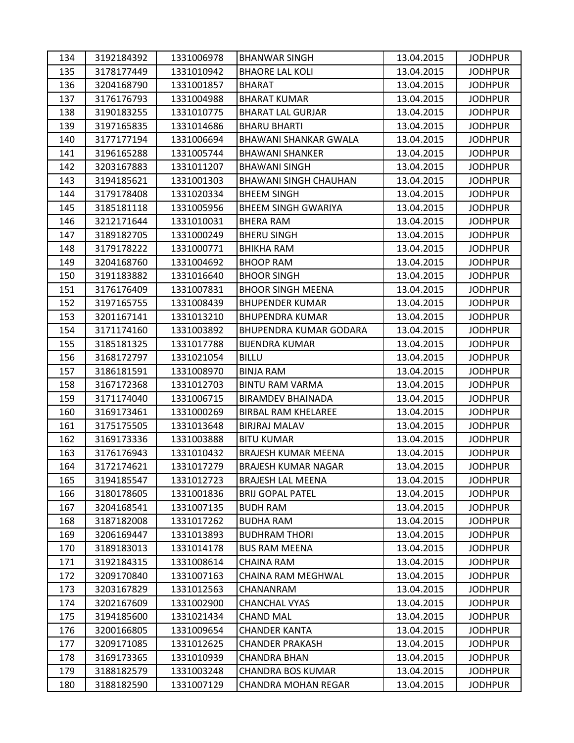| 134 | 3192184392 | 1331006978 | BHANWAR SINGH | 13.04.2015 | JODHPUR |
|---|---|---|---|---|---|
| 135 | 3178177449 | 1331010942 | BHAORE LAL KOLI | 13.04.2015 | JODHPUR |
| 136 | 3204168790 | 1331001857 | BHARAT | 13.04.2015 | JODHPUR |
| 137 | 3176176793 | 1331004988 | BHARAT KUMAR | 13.04.2015 | JODHPUR |
| 138 | 3190183255 | 1331010775 | BHARAT LAL GURJAR | 13.04.2015 | JODHPUR |
| 139 | 3197165835 | 1331014686 | BHARU BHARTI | 13.04.2015 | JODHPUR |
| 140 | 3177177194 | 1331006694 | BHAWANI SHANKAR GWALA | 13.04.2015 | JODHPUR |
| 141 | 3196165288 | 1331005744 | BHAWANI SHANKER | 13.04.2015 | JODHPUR |
| 142 | 3203167883 | 1331011207 | BHAWANI SINGH | 13.04.2015 | JODHPUR |
| 143 | 3194185621 | 1331001303 | BHAWANI SINGH CHAUHAN | 13.04.2015 | JODHPUR |
| 144 | 3179178408 | 1331020334 | BHEEM SINGH | 13.04.2015 | JODHPUR |
| 145 | 3185181118 | 1331005956 | BHEEM SINGH GWARIYA | 13.04.2015 | JODHPUR |
| 146 | 3212171644 | 1331010031 | BHERA RAM | 13.04.2015 | JODHPUR |
| 147 | 3189182705 | 1331000249 | BHERU SINGH | 13.04.2015 | JODHPUR |
| 148 | 3179178222 | 1331000771 | BHIKHA RAM | 13.04.2015 | JODHPUR |
| 149 | 3204168760 | 1331004692 | BHOOP RAM | 13.04.2015 | JODHPUR |
| 150 | 3191183882 | 1331016640 | BHOOR SINGH | 13.04.2015 | JODHPUR |
| 151 | 3176176409 | 1331007831 | BHOOR SINGH MEENA | 13.04.2015 | JODHPUR |
| 152 | 3197165755 | 1331008439 | BHUPENDER KUMAR | 13.04.2015 | JODHPUR |
| 153 | 3201167141 | 1331013210 | BHUPENDRA KUMAR | 13.04.2015 | JODHPUR |
| 154 | 3171174160 | 1331003892 | BHUPENDRA KUMAR GODARA | 13.04.2015 | JODHPUR |
| 155 | 3185181325 | 1331017788 | BIJENDRA KUMAR | 13.04.2015 | JODHPUR |
| 156 | 3168172797 | 1331021054 | BILLU | 13.04.2015 | JODHPUR |
| 157 | 3186181591 | 1331008970 | BINJA RAM | 13.04.2015 | JODHPUR |
| 158 | 3167172368 | 1331012703 | BINTU RAM VARMA | 13.04.2015 | JODHPUR |
| 159 | 3171174040 | 1331006715 | BIRAMDEV BHAINADA | 13.04.2015 | JODHPUR |
| 160 | 3169173461 | 1331000269 | BIRBAL RAM KHELAREE | 13.04.2015 | JODHPUR |
| 161 | 3175175505 | 1331013648 | BIRJRAJ MALAV | 13.04.2015 | JODHPUR |
| 162 | 3169173336 | 1331003888 | BITU KUMAR | 13.04.2015 | JODHPUR |
| 163 | 3176176943 | 1331010432 | BRAJESH KUMAR MEENA | 13.04.2015 | JODHPUR |
| 164 | 3172174621 | 1331017279 | BRAJESH KUMAR NAGAR | 13.04.2015 | JODHPUR |
| 165 | 3194185547 | 1331012723 | BRAJESH LAL MEENA | 13.04.2015 | JODHPUR |
| 166 | 3180178605 | 1331001836 | BRIJ GOPAL PATEL | 13.04.2015 | JODHPUR |
| 167 | 3204168541 | 1331007135 | BUDH RAM | 13.04.2015 | JODHPUR |
| 168 | 3187182008 | 1331017262 | BUDHA RAM | 13.04.2015 | JODHPUR |
| 169 | 3206169447 | 1331013893 | BUDHRAM THORI | 13.04.2015 | JODHPUR |
| 170 | 3189183013 | 1331014178 | BUS RAM MEENA | 13.04.2015 | JODHPUR |
| 171 | 3192184315 | 1331008614 | CHAINA RAM | 13.04.2015 | JODHPUR |
| 172 | 3209170840 | 1331007163 | CHAINA RAM MEGHWAL | 13.04.2015 | JODHPUR |
| 173 | 3203167829 | 1331012563 | CHANANRAM | 13.04.2015 | JODHPUR |
| 174 | 3202167609 | 1331002900 | CHANCHAL VYAS | 13.04.2015 | JODHPUR |
| 175 | 3194185600 | 1331021434 | CHAND MAL | 13.04.2015 | JODHPUR |
| 176 | 3200166805 | 1331009654 | CHANDER KANTA | 13.04.2015 | JODHPUR |
| 177 | 3209171085 | 1331012625 | CHANDER PRAKASH | 13.04.2015 | JODHPUR |
| 178 | 3169173365 | 1331010939 | CHANDRA BHAN | 13.04.2015 | JODHPUR |
| 179 | 3188182579 | 1331003248 | CHANDRA BOS KUMAR | 13.04.2015 | JODHPUR |
| 180 | 3188182590 | 1331007129 | CHANDRA MOHAN REGAR | 13.04.2015 | JODHPUR |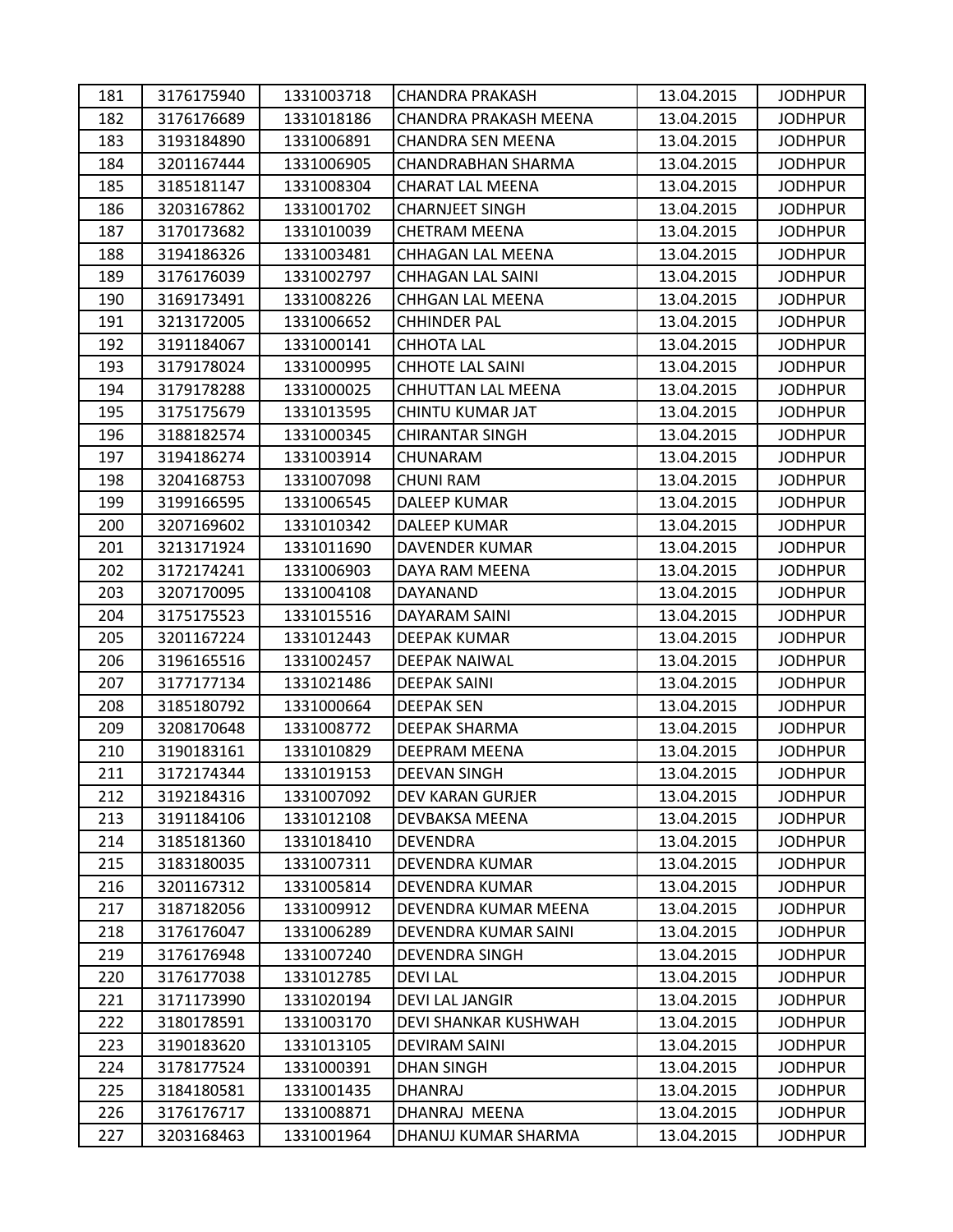| 181 | 3176175940 | 1331003718 | CHANDRA PRAKASH | 13.04.2015 | JODHPUR |
|---|---|---|---|---|---|
| 182 | 3176176689 | 1331018186 | CHANDRA PRAKASH MEENA | 13.04.2015 | JODHPUR |
| 183 | 3193184890 | 1331006891 | CHANDRA SEN MEENA | 13.04.2015 | JODHPUR |
| 184 | 3201167444 | 1331006905 | CHANDRABHAN SHARMA | 13.04.2015 | JODHPUR |
| 185 | 3185181147 | 1331008304 | CHARAT LAL MEENA | 13.04.2015 | JODHPUR |
| 186 | 3203167862 | 1331001702 | CHARNJEET SINGH | 13.04.2015 | JODHPUR |
| 187 | 3170173682 | 1331010039 | CHETRAM MEENA | 13.04.2015 | JODHPUR |
| 188 | 3194186326 | 1331003481 | CHHAGAN LAL MEENA | 13.04.2015 | JODHPUR |
| 189 | 3176176039 | 1331002797 | CHHAGAN LAL SAINI | 13.04.2015 | JODHPUR |
| 190 | 3169173491 | 1331008226 | CHHGAN LAL MEENA | 13.04.2015 | JODHPUR |
| 191 | 3213172005 | 1331006652 | CHHINDER PAL | 13.04.2015 | JODHPUR |
| 192 | 3191184067 | 1331000141 | CHHOTA LAL | 13.04.2015 | JODHPUR |
| 193 | 3179178024 | 1331000995 | CHHOTE LAL SAINI | 13.04.2015 | JODHPUR |
| 194 | 3179178288 | 1331000025 | CHHUTTAN LAL MEENA | 13.04.2015 | JODHPUR |
| 195 | 3175175679 | 1331013595 | CHINTU KUMAR JAT | 13.04.2015 | JODHPUR |
| 196 | 3188182574 | 1331000345 | CHIRANTAR SINGH | 13.04.2015 | JODHPUR |
| 197 | 3194186274 | 1331003914 | CHUNARAM | 13.04.2015 | JODHPUR |
| 198 | 3204168753 | 1331007098 | CHUNI RAM | 13.04.2015 | JODHPUR |
| 199 | 3199166595 | 1331006545 | DALEEP KUMAR | 13.04.2015 | JODHPUR |
| 200 | 3207169602 | 1331010342 | DALEEP KUMAR | 13.04.2015 | JODHPUR |
| 201 | 3213171924 | 1331011690 | DAVENDER KUMAR | 13.04.2015 | JODHPUR |
| 202 | 3172174241 | 1331006903 | DAYA RAM MEENA | 13.04.2015 | JODHPUR |
| 203 | 3207170095 | 1331004108 | DAYANAND | 13.04.2015 | JODHPUR |
| 204 | 3175175523 | 1331015516 | DAYARAM SAINI | 13.04.2015 | JODHPUR |
| 205 | 3201167224 | 1331012443 | DEEPAK KUMAR | 13.04.2015 | JODHPUR |
| 206 | 3196165516 | 1331002457 | DEEPAK NAIWAL | 13.04.2015 | JODHPUR |
| 207 | 3177177134 | 1331021486 | DEEPAK SAINI | 13.04.2015 | JODHPUR |
| 208 | 3185180792 | 1331000664 | DEEPAK SEN | 13.04.2015 | JODHPUR |
| 209 | 3208170648 | 1331008772 | DEEPAK SHARMA | 13.04.2015 | JODHPUR |
| 210 | 3190183161 | 1331010829 | DEEPRAM MEENA | 13.04.2015 | JODHPUR |
| 211 | 3172174344 | 1331019153 | DEEVAN SINGH | 13.04.2015 | JODHPUR |
| 212 | 3192184316 | 1331007092 | DEV KARAN GURJER | 13.04.2015 | JODHPUR |
| 213 | 3191184106 | 1331012108 | DEVBAKSA MEENA | 13.04.2015 | JODHPUR |
| 214 | 3185181360 | 1331018410 | DEVENDRA | 13.04.2015 | JODHPUR |
| 215 | 3183180035 | 1331007311 | DEVENDRA KUMAR | 13.04.2015 | JODHPUR |
| 216 | 3201167312 | 1331005814 | DEVENDRA KUMAR | 13.04.2015 | JODHPUR |
| 217 | 3187182056 | 1331009912 | DEVENDRA KUMAR MEENA | 13.04.2015 | JODHPUR |
| 218 | 3176176047 | 1331006289 | DEVENDRA KUMAR SAINI | 13.04.2015 | JODHPUR |
| 219 | 3176176948 | 1331007240 | DEVENDRA SINGH | 13.04.2015 | JODHPUR |
| 220 | 3176177038 | 1331012785 | DEVI LAL | 13.04.2015 | JODHPUR |
| 221 | 3171173990 | 1331020194 | DEVI LAL JANGIR | 13.04.2015 | JODHPUR |
| 222 | 3180178591 | 1331003170 | DEVI SHANKAR KUSHWAH | 13.04.2015 | JODHPUR |
| 223 | 3190183620 | 1331013105 | DEVIRAM SAINI | 13.04.2015 | JODHPUR |
| 224 | 3178177524 | 1331000391 | DHAN SINGH | 13.04.2015 | JODHPUR |
| 225 | 3184180581 | 1331001435 | DHANRAJ | 13.04.2015 | JODHPUR |
| 226 | 3176176717 | 1331008871 | DHANRAJ MEENA | 13.04.2015 | JODHPUR |
| 227 | 3203168463 | 1331001964 | DHANUJ KUMAR SHARMA | 13.04.2015 | JODHPUR |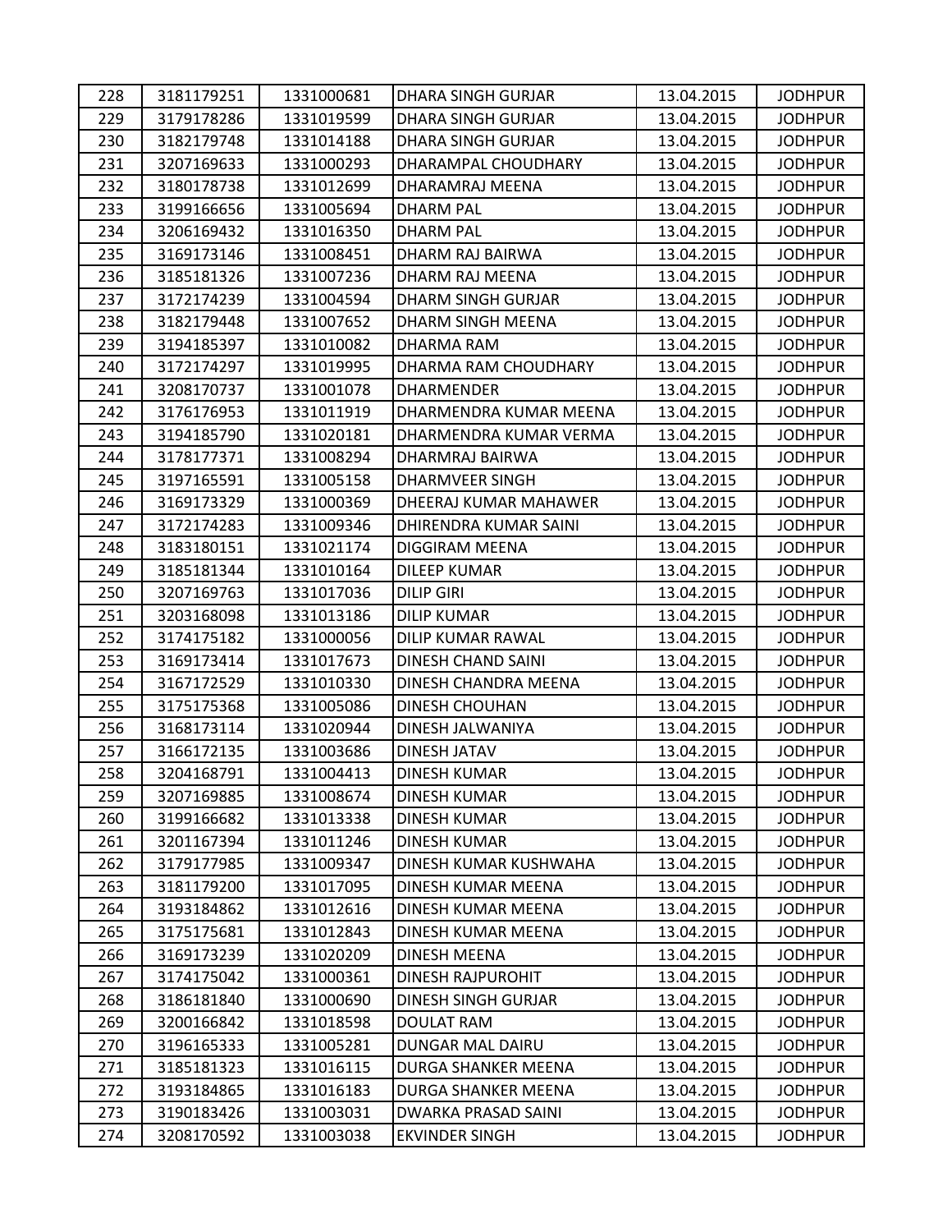| 228 | 3181179251 | 1331000681 | DHARA SINGH GURJAR | 13.04.2015 | JODHPUR |
|---|---|---|---|---|---|
| 229 | 3179178286 | 1331019599 | DHARA SINGH GURJAR | 13.04.2015 | JODHPUR |
| 230 | 3182179748 | 1331014188 | DHARA SINGH GURJAR | 13.04.2015 | JODHPUR |
| 231 | 3207169633 | 1331000293 | DHARAMPAL CHOUDHARY | 13.04.2015 | JODHPUR |
| 232 | 3180178738 | 1331012699 | DHARAMRAJ MEENA | 13.04.2015 | JODHPUR |
| 233 | 3199166656 | 1331005694 | DHARM PAL | 13.04.2015 | JODHPUR |
| 234 | 3206169432 | 1331016350 | DHARM PAL | 13.04.2015 | JODHPUR |
| 235 | 3169173146 | 1331008451 | DHARM RAJ BAIRWA | 13.04.2015 | JODHPUR |
| 236 | 3185181326 | 1331007236 | DHARM RAJ MEENA | 13.04.2015 | JODHPUR |
| 237 | 3172174239 | 1331004594 | DHARM SINGH GURJAR | 13.04.2015 | JODHPUR |
| 238 | 3182179448 | 1331007652 | DHARM SINGH MEENA | 13.04.2015 | JODHPUR |
| 239 | 3194185397 | 1331010082 | DHARMA RAM | 13.04.2015 | JODHPUR |
| 240 | 3172174297 | 1331019995 | DHARMA RAM CHOUDHARY | 13.04.2015 | JODHPUR |
| 241 | 3208170737 | 1331001078 | DHARMENDER | 13.04.2015 | JODHPUR |
| 242 | 3176176953 | 1331011919 | DHARMENDRA KUMAR MEENA | 13.04.2015 | JODHPUR |
| 243 | 3194185790 | 1331020181 | DHARMENDRA KUMAR VERMA | 13.04.2015 | JODHPUR |
| 244 | 3178177371 | 1331008294 | DHARMRAJ BAIRWA | 13.04.2015 | JODHPUR |
| 245 | 3197165591 | 1331005158 | DHARMVEER SINGH | 13.04.2015 | JODHPUR |
| 246 | 3169173329 | 1331000369 | DHEERAJ KUMAR MAHAWER | 13.04.2015 | JODHPUR |
| 247 | 3172174283 | 1331009346 | DHIRENDRA KUMAR SAINI | 13.04.2015 | JODHPUR |
| 248 | 3183180151 | 1331021174 | DIGGIRAM MEENA | 13.04.2015 | JODHPUR |
| 249 | 3185181344 | 1331010164 | DILEEP KUMAR | 13.04.2015 | JODHPUR |
| 250 | 3207169763 | 1331017036 | DILIP GIRI | 13.04.2015 | JODHPUR |
| 251 | 3203168098 | 1331013186 | DILIP KUMAR | 13.04.2015 | JODHPUR |
| 252 | 3174175182 | 1331000056 | DILIP KUMAR RAWAL | 13.04.2015 | JODHPUR |
| 253 | 3169173414 | 1331017673 | DINESH CHAND SAINI | 13.04.2015 | JODHPUR |
| 254 | 3167172529 | 1331010330 | DINESH CHANDRA MEENA | 13.04.2015 | JODHPUR |
| 255 | 3175175368 | 1331005086 | DINESH CHOUHAN | 13.04.2015 | JODHPUR |
| 256 | 3168173114 | 1331020944 | DINESH JALWANIYA | 13.04.2015 | JODHPUR |
| 257 | 3166172135 | 1331003686 | DINESH JATAV | 13.04.2015 | JODHPUR |
| 258 | 3204168791 | 1331004413 | DINESH KUMAR | 13.04.2015 | JODHPUR |
| 259 | 3207169885 | 1331008674 | DINESH KUMAR | 13.04.2015 | JODHPUR |
| 260 | 3199166682 | 1331013338 | DINESH KUMAR | 13.04.2015 | JODHPUR |
| 261 | 3201167394 | 1331011246 | DINESH KUMAR | 13.04.2015 | JODHPUR |
| 262 | 3179177985 | 1331009347 | DINESH KUMAR KUSHWAHA | 13.04.2015 | JODHPUR |
| 263 | 3181179200 | 1331017095 | DINESH KUMAR MEENA | 13.04.2015 | JODHPUR |
| 264 | 3193184862 | 1331012616 | DINESH KUMAR MEENA | 13.04.2015 | JODHPUR |
| 265 | 3175175681 | 1331012843 | DINESH KUMAR MEENA | 13.04.2015 | JODHPUR |
| 266 | 3169173239 | 1331020209 | DINESH MEENA | 13.04.2015 | JODHPUR |
| 267 | 3174175042 | 1331000361 | DINESH RAJPUROHIT | 13.04.2015 | JODHPUR |
| 268 | 3186181840 | 1331000690 | DINESH SINGH GURJAR | 13.04.2015 | JODHPUR |
| 269 | 3200166842 | 1331018598 | DOULAT RAM | 13.04.2015 | JODHPUR |
| 270 | 3196165333 | 1331005281 | DUNGAR MAL DAIRU | 13.04.2015 | JODHPUR |
| 271 | 3185181323 | 1331016115 | DURGA SHANKER MEENA | 13.04.2015 | JODHPUR |
| 272 | 3193184865 | 1331016183 | DURGA SHANKER MEENA | 13.04.2015 | JODHPUR |
| 273 | 3190183426 | 1331003031 | DWARKA PRASAD SAINI | 13.04.2015 | JODHPUR |
| 274 | 3208170592 | 1331003038 | EKVINDER SINGH | 13.04.2015 | JODHPUR |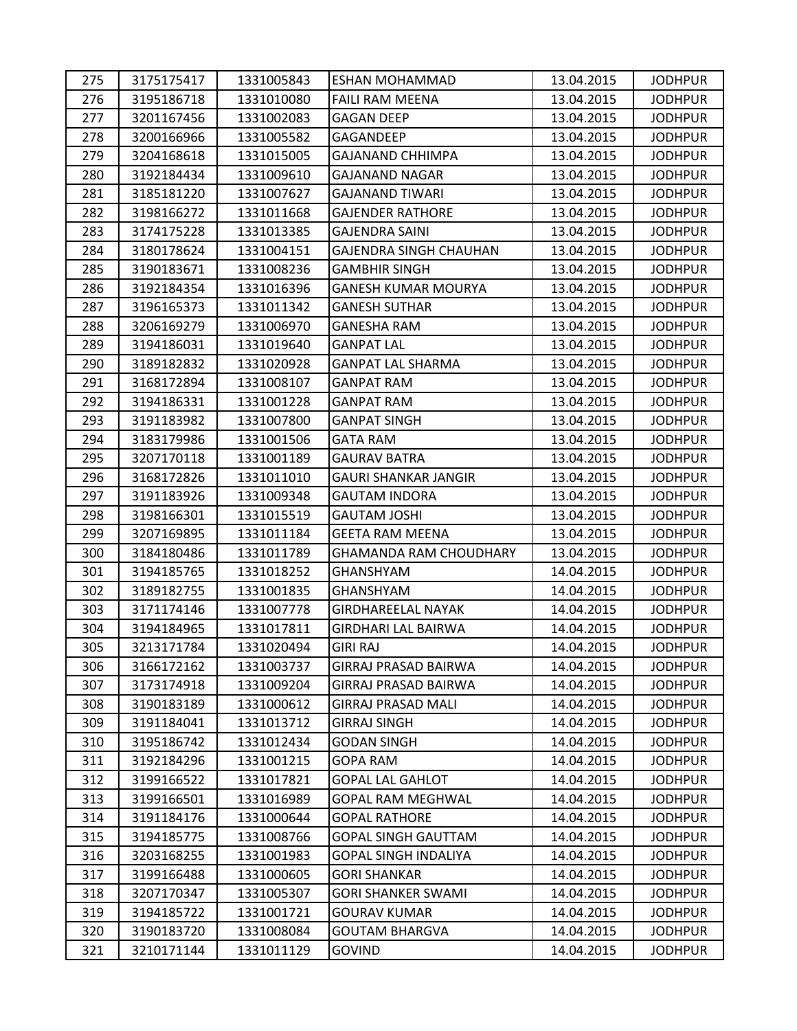| 275 | 3175175417 | 1331005843 | ESHAN MOHAMMAD | 13.04.2015 | JODHPUR |
|---|---|---|---|---|---|
| 276 | 3195186718 | 1331010080 | FAILI RAM MEENA | 13.04.2015 | JODHPUR |
| 277 | 3201167456 | 1331002083 | GAGAN DEEP | 13.04.2015 | JODHPUR |
| 278 | 3200166966 | 1331005582 | GAGANDEEP | 13.04.2015 | JODHPUR |
| 279 | 3204168618 | 1331015005 | GAJANAND CHHIMPA | 13.04.2015 | JODHPUR |
| 280 | 3192184434 | 1331009610 | GAJANAND NAGAR | 13.04.2015 | JODHPUR |
| 281 | 3185181220 | 1331007627 | GAJANAND TIWARI | 13.04.2015 | JODHPUR |
| 282 | 3198166272 | 1331011668 | GAJENDER RATHORE | 13.04.2015 | JODHPUR |
| 283 | 3174175228 | 1331013385 | GAJENDRA SAINI | 13.04.2015 | JODHPUR |
| 284 | 3180178624 | 1331004151 | GAJENDRA SINGH CHAUHAN | 13.04.2015 | JODHPUR |
| 285 | 3190183671 | 1331008236 | GAMBHIR SINGH | 13.04.2015 | JODHPUR |
| 286 | 3192184354 | 1331016396 | GANESH KUMAR MOURYA | 13.04.2015 | JODHPUR |
| 287 | 3196165373 | 1331011342 | GANESH SUTHAR | 13.04.2015 | JODHPUR |
| 288 | 3206169279 | 1331006970 | GANESHA RAM | 13.04.2015 | JODHPUR |
| 289 | 3194186031 | 1331019640 | GANPAT LAL | 13.04.2015 | JODHPUR |
| 290 | 3189182832 | 1331020928 | GANPAT LAL SHARMA | 13.04.2015 | JODHPUR |
| 291 | 3168172894 | 1331008107 | GANPAT RAM | 13.04.2015 | JODHPUR |
| 292 | 3194186331 | 1331001228 | GANPAT RAM | 13.04.2015 | JODHPUR |
| 293 | 3191183982 | 1331007800 | GANPAT SINGH | 13.04.2015 | JODHPUR |
| 294 | 3183179986 | 1331001506 | GATA RAM | 13.04.2015 | JODHPUR |
| 295 | 3207170118 | 1331001189 | GAURAV BATRA | 13.04.2015 | JODHPUR |
| 296 | 3168172826 | 1331011010 | GAURI SHANKAR JANGIR | 13.04.2015 | JODHPUR |
| 297 | 3191183926 | 1331009348 | GAUTAM INDORA | 13.04.2015 | JODHPUR |
| 298 | 3198166301 | 1331015519 | GAUTAM JOSHI | 13.04.2015 | JODHPUR |
| 299 | 3207169895 | 1331011184 | GEETA RAM MEENA | 13.04.2015 | JODHPUR |
| 300 | 3184180486 | 1331011789 | GHAMANDA RAM CHOUDHARY | 13.04.2015 | JODHPUR |
| 301 | 3194185765 | 1331018252 | GHANSHYAM | 14.04.2015 | JODHPUR |
| 302 | 3189182755 | 1331001835 | GHANSHYAM | 14.04.2015 | JODHPUR |
| 303 | 3171174146 | 1331007778 | GIRDHAREELAL NAYAK | 14.04.2015 | JODHPUR |
| 304 | 3194184965 | 1331017811 | GIRDHARI LAL BAIRWA | 14.04.2015 | JODHPUR |
| 305 | 3213171784 | 1331020494 | GIRI RAJ | 14.04.2015 | JODHPUR |
| 306 | 3166172162 | 1331003737 | GIRRAJ PRASAD BAIRWA | 14.04.2015 | JODHPUR |
| 307 | 3173174918 | 1331009204 | GIRRAJ PRASAD BAIRWA | 14.04.2015 | JODHPUR |
| 308 | 3190183189 | 1331000612 | GIRRAJ PRASAD MALI | 14.04.2015 | JODHPUR |
| 309 | 3191184041 | 1331013712 | GIRRAJ SINGH | 14.04.2015 | JODHPUR |
| 310 | 3195186742 | 1331012434 | GODAN SINGH | 14.04.2015 | JODHPUR |
| 311 | 3192184296 | 1331001215 | GOPA RAM | 14.04.2015 | JODHPUR |
| 312 | 3199166522 | 1331017821 | GOPAL LAL GAHLOT | 14.04.2015 | JODHPUR |
| 313 | 3199166501 | 1331016989 | GOPAL RAM MEGHWAL | 14.04.2015 | JODHPUR |
| 314 | 3191184176 | 1331000644 | GOPAL RATHORE | 14.04.2015 | JODHPUR |
| 315 | 3194185775 | 1331008766 | GOPAL SINGH GAUTTAM | 14.04.2015 | JODHPUR |
| 316 | 3203168255 | 1331001983 | GOPAL SINGH INDALIYA | 14.04.2015 | JODHPUR |
| 317 | 3199166488 | 1331000605 | GORI SHANKAR | 14.04.2015 | JODHPUR |
| 318 | 3207170347 | 1331005307 | GORI SHANKER SWAMI | 14.04.2015 | JODHPUR |
| 319 | 3194185722 | 1331001721 | GOURAV KUMAR | 14.04.2015 | JODHPUR |
| 320 | 3190183720 | 1331008084 | GOUTAM BHARGVA | 14.04.2015 | JODHPUR |
| 321 | 3210171144 | 1331011129 | GOVIND | 14.04.2015 | JODHPUR |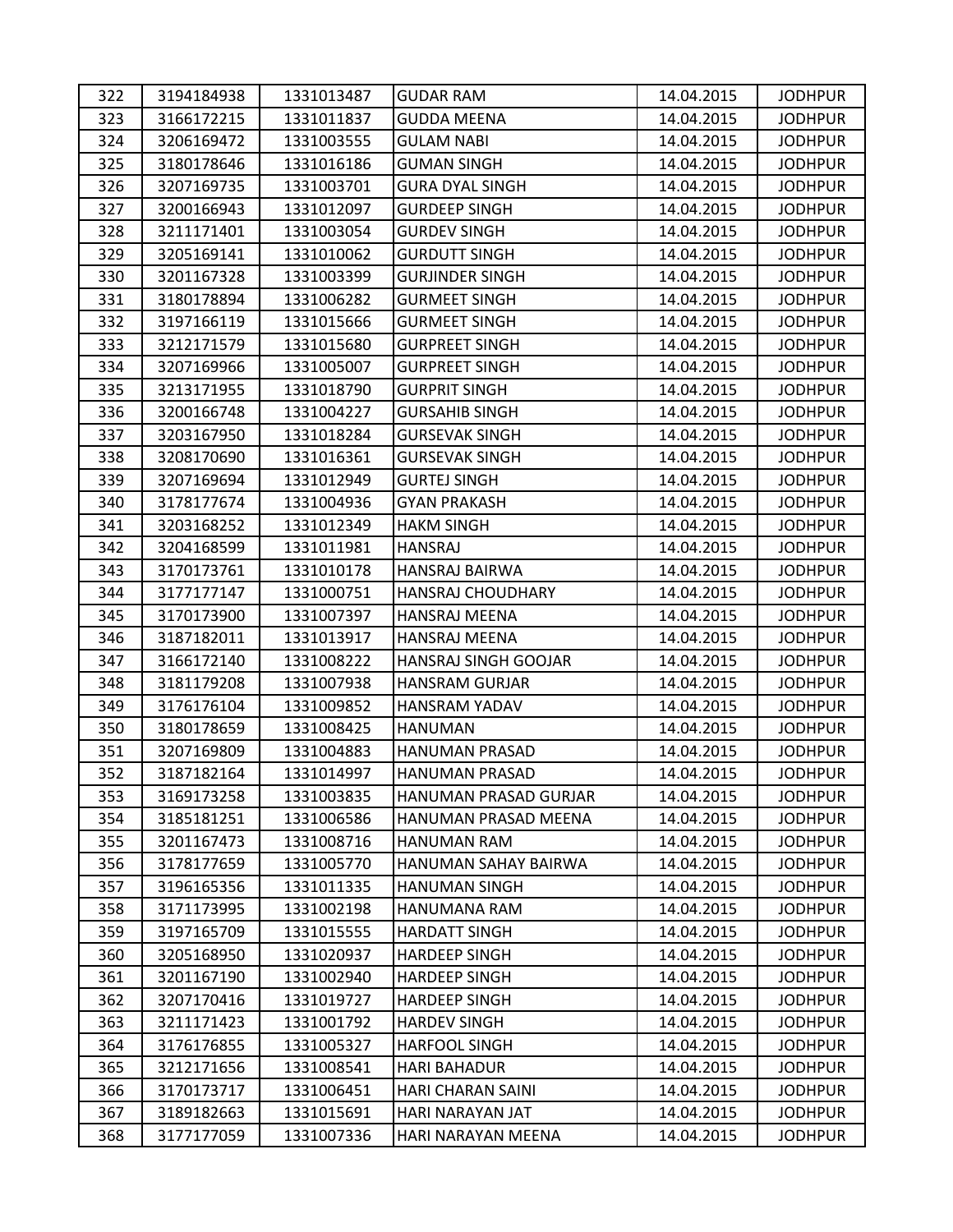| 322 | 3194184938 | 1331013487 | GUDAR RAM | 14.04.2015 | JODHPUR |
|---|---|---|---|---|---|
| 323 | 3166172215 | 1331011837 | GUDDA MEENA | 14.04.2015 | JODHPUR |
| 324 | 3206169472 | 1331003555 | GULAM NABI | 14.04.2015 | JODHPUR |
| 325 | 3180178646 | 1331016186 | GUMAN SINGH | 14.04.2015 | JODHPUR |
| 326 | 3207169735 | 1331003701 | GURA DYAL SINGH | 14.04.2015 | JODHPUR |
| 327 | 3200166943 | 1331012097 | GURDEEP SINGH | 14.04.2015 | JODHPUR |
| 328 | 3211171401 | 1331003054 | GURDEV SINGH | 14.04.2015 | JODHPUR |
| 329 | 3205169141 | 1331010062 | GURDUTT SINGH | 14.04.2015 | JODHPUR |
| 330 | 3201167328 | 1331003399 | GURJINDER SINGH | 14.04.2015 | JODHPUR |
| 331 | 3180178894 | 1331006282 | GURMEET SINGH | 14.04.2015 | JODHPUR |
| 332 | 3197166119 | 1331015666 | GURMEET SINGH | 14.04.2015 | JODHPUR |
| 333 | 3212171579 | 1331015680 | GURPREET SINGH | 14.04.2015 | JODHPUR |
| 334 | 3207169966 | 1331005007 | GURPREET SINGH | 14.04.2015 | JODHPUR |
| 335 | 3213171955 | 1331018790 | GURPRIT SINGH | 14.04.2015 | JODHPUR |
| 336 | 3200166748 | 1331004227 | GURSAHIB SINGH | 14.04.2015 | JODHPUR |
| 337 | 3203167950 | 1331018284 | GURSEVAK SINGH | 14.04.2015 | JODHPUR |
| 338 | 3208170690 | 1331016361 | GURSEVAK SINGH | 14.04.2015 | JODHPUR |
| 339 | 3207169694 | 1331012949 | GURTEJ SINGH | 14.04.2015 | JODHPUR |
| 340 | 3178177674 | 1331004936 | GYAN PRAKASH | 14.04.2015 | JODHPUR |
| 341 | 3203168252 | 1331012349 | HAKM SINGH | 14.04.2015 | JODHPUR |
| 342 | 3204168599 | 1331011981 | HANSRAJ | 14.04.2015 | JODHPUR |
| 343 | 3170173761 | 1331010178 | HANSRAJ BAIRWA | 14.04.2015 | JODHPUR |
| 344 | 3177177147 | 1331000751 | HANSRAJ CHOUDHARY | 14.04.2015 | JODHPUR |
| 345 | 3170173900 | 1331007397 | HANSRAJ MEENA | 14.04.2015 | JODHPUR |
| 346 | 3187182011 | 1331013917 | HANSRAJ MEENA | 14.04.2015 | JODHPUR |
| 347 | 3166172140 | 1331008222 | HANSRAJ SINGH GOOJAR | 14.04.2015 | JODHPUR |
| 348 | 3181179208 | 1331007938 | HANSRAM GURJAR | 14.04.2015 | JODHPUR |
| 349 | 3176176104 | 1331009852 | HANSRAM YADAV | 14.04.2015 | JODHPUR |
| 350 | 3180178659 | 1331008425 | HANUMAN | 14.04.2015 | JODHPUR |
| 351 | 3207169809 | 1331004883 | HANUMAN PRASAD | 14.04.2015 | JODHPUR |
| 352 | 3187182164 | 1331014997 | HANUMAN PRASAD | 14.04.2015 | JODHPUR |
| 353 | 3169173258 | 1331003835 | HANUMAN PRASAD GURJAR | 14.04.2015 | JODHPUR |
| 354 | 3185181251 | 1331006586 | HANUMAN PRASAD MEENA | 14.04.2015 | JODHPUR |
| 355 | 3201167473 | 1331008716 | HANUMAN RAM | 14.04.2015 | JODHPUR |
| 356 | 3178177659 | 1331005770 | HANUMAN SAHAY BAIRWA | 14.04.2015 | JODHPUR |
| 357 | 3196165356 | 1331011335 | HANUMAN SINGH | 14.04.2015 | JODHPUR |
| 358 | 3171173995 | 1331002198 | HANUMANA RAM | 14.04.2015 | JODHPUR |
| 359 | 3197165709 | 1331015555 | HARDATT SINGH | 14.04.2015 | JODHPUR |
| 360 | 3205168950 | 1331020937 | HARDEEP SINGH | 14.04.2015 | JODHPUR |
| 361 | 3201167190 | 1331002940 | HARDEEP SINGH | 14.04.2015 | JODHPUR |
| 362 | 3207170416 | 1331019727 | HARDEEP SINGH | 14.04.2015 | JODHPUR |
| 363 | 3211171423 | 1331001792 | HARDEV SINGH | 14.04.2015 | JODHPUR |
| 364 | 3176176855 | 1331005327 | HARFOOL SINGH | 14.04.2015 | JODHPUR |
| 365 | 3212171656 | 1331008541 | HARI BAHADUR | 14.04.2015 | JODHPUR |
| 366 | 3170173717 | 1331006451 | HARI CHARAN SAINI | 14.04.2015 | JODHPUR |
| 367 | 3189182663 | 1331015691 | HARI NARAYAN JAT | 14.04.2015 | JODHPUR |
| 368 | 3177177059 | 1331007336 | HARI NARAYAN MEENA | 14.04.2015 | JODHPUR |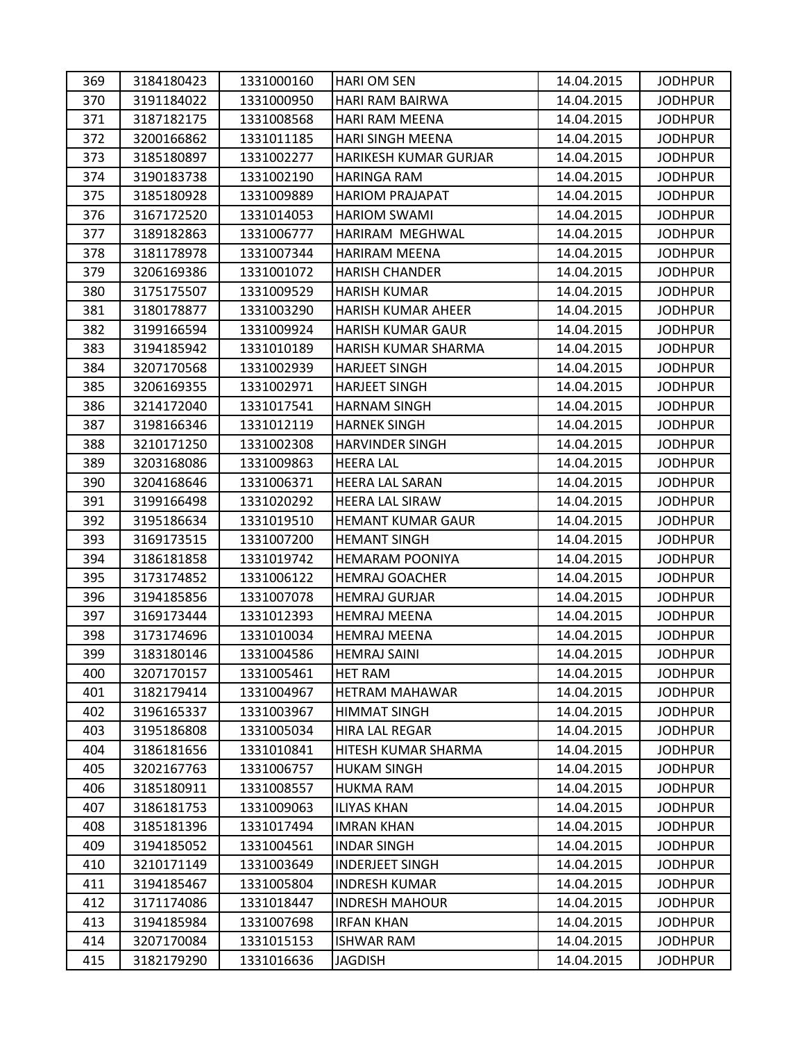| 369 | 3184180423 | 1331000160 | HARI OM SEN | 14.04.2015 | JODHPUR |
|---|---|---|---|---|---|
| 370 | 3191184022 | 1331000950 | HARI RAM BAIRWA | 14.04.2015 | JODHPUR |
| 371 | 3187182175 | 1331008568 | HARI RAM MEENA | 14.04.2015 | JODHPUR |
| 372 | 3200166862 | 1331011185 | HARI SINGH MEENA | 14.04.2015 | JODHPUR |
| 373 | 3185180897 | 1331002277 | HARIKESH KUMAR GURJAR | 14.04.2015 | JODHPUR |
| 374 | 3190183738 | 1331002190 | HARINGA RAM | 14.04.2015 | JODHPUR |
| 375 | 3185180928 | 1331009889 | HARIOM PRAJAPAT | 14.04.2015 | JODHPUR |
| 376 | 3167172520 | 1331014053 | HARIOM SWAMI | 14.04.2015 | JODHPUR |
| 377 | 3189182863 | 1331006777 | HARIRAM MEGHWAL | 14.04.2015 | JODHPUR |
| 378 | 3181178978 | 1331007344 | HARIRAM MEENA | 14.04.2015 | JODHPUR |
| 379 | 3206169386 | 1331001072 | HARISH CHANDER | 14.04.2015 | JODHPUR |
| 380 | 3175175507 | 1331009529 | HARISH KUMAR | 14.04.2015 | JODHPUR |
| 381 | 3180178877 | 1331003290 | HARISH KUMAR AHEER | 14.04.2015 | JODHPUR |
| 382 | 3199166594 | 1331009924 | HARISH KUMAR GAUR | 14.04.2015 | JODHPUR |
| 383 | 3194185942 | 1331010189 | HARISH KUMAR SHARMA | 14.04.2015 | JODHPUR |
| 384 | 3207170568 | 1331002939 | HARJEET SINGH | 14.04.2015 | JODHPUR |
| 385 | 3206169355 | 1331002971 | HARJEET SINGH | 14.04.2015 | JODHPUR |
| 386 | 3214172040 | 1331017541 | HARNAM SINGH | 14.04.2015 | JODHPUR |
| 387 | 3198166346 | 1331012119 | HARNEK SINGH | 14.04.2015 | JODHPUR |
| 388 | 3210171250 | 1331002308 | HARVINDER SINGH | 14.04.2015 | JODHPUR |
| 389 | 3203168086 | 1331009863 | HEERA LAL | 14.04.2015 | JODHPUR |
| 390 | 3204168646 | 1331006371 | HEERA LAL SARAN | 14.04.2015 | JODHPUR |
| 391 | 3199166498 | 1331020292 | HEERA LAL SIRAW | 14.04.2015 | JODHPUR |
| 392 | 3195186634 | 1331019510 | HEMANT KUMAR GAUR | 14.04.2015 | JODHPUR |
| 393 | 3169173515 | 1331007200 | HEMANT SINGH | 14.04.2015 | JODHPUR |
| 394 | 3186181858 | 1331019742 | HEMARAM POONIYA | 14.04.2015 | JODHPUR |
| 395 | 3173174852 | 1331006122 | HEMRAJ GOACHER | 14.04.2015 | JODHPUR |
| 396 | 3194185856 | 1331007078 | HEMRAJ GURJAR | 14.04.2015 | JODHPUR |
| 397 | 3169173444 | 1331012393 | HEMRAJ MEENA | 14.04.2015 | JODHPUR |
| 398 | 3173174696 | 1331010034 | HEMRAJ MEENA | 14.04.2015 | JODHPUR |
| 399 | 3183180146 | 1331004586 | HEMRAJ SAINI | 14.04.2015 | JODHPUR |
| 400 | 3207170157 | 1331005461 | HET RAM | 14.04.2015 | JODHPUR |
| 401 | 3182179414 | 1331004967 | HETRAM MAHAWAR | 14.04.2015 | JODHPUR |
| 402 | 3196165337 | 1331003967 | HIMMAT SINGH | 14.04.2015 | JODHPUR |
| 403 | 3195186808 | 1331005034 | HIRA LAL REGAR | 14.04.2015 | JODHPUR |
| 404 | 3186181656 | 1331010841 | HITESH KUMAR SHARMA | 14.04.2015 | JODHPUR |
| 405 | 3202167763 | 1331006757 | HUKAM SINGH | 14.04.2015 | JODHPUR |
| 406 | 3185180911 | 1331008557 | HUKMA RAM | 14.04.2015 | JODHPUR |
| 407 | 3186181753 | 1331009063 | ILIYAS KHAN | 14.04.2015 | JODHPUR |
| 408 | 3185181396 | 1331017494 | IMRAN KHAN | 14.04.2015 | JODHPUR |
| 409 | 3194185052 | 1331004561 | INDAR SINGH | 14.04.2015 | JODHPUR |
| 410 | 3210171149 | 1331003649 | INDERJEET SINGH | 14.04.2015 | JODHPUR |
| 411 | 3194185467 | 1331005804 | INDRESH KUMAR | 14.04.2015 | JODHPUR |
| 412 | 3171174086 | 1331018447 | INDRESH MAHOUR | 14.04.2015 | JODHPUR |
| 413 | 3194185984 | 1331007698 | IRFAN KHAN | 14.04.2015 | JODHPUR |
| 414 | 3207170084 | 1331015153 | ISHWAR RAM | 14.04.2015 | JODHPUR |
| 415 | 3182179290 | 1331016636 | JAGDISH | 14.04.2015 | JODHPUR |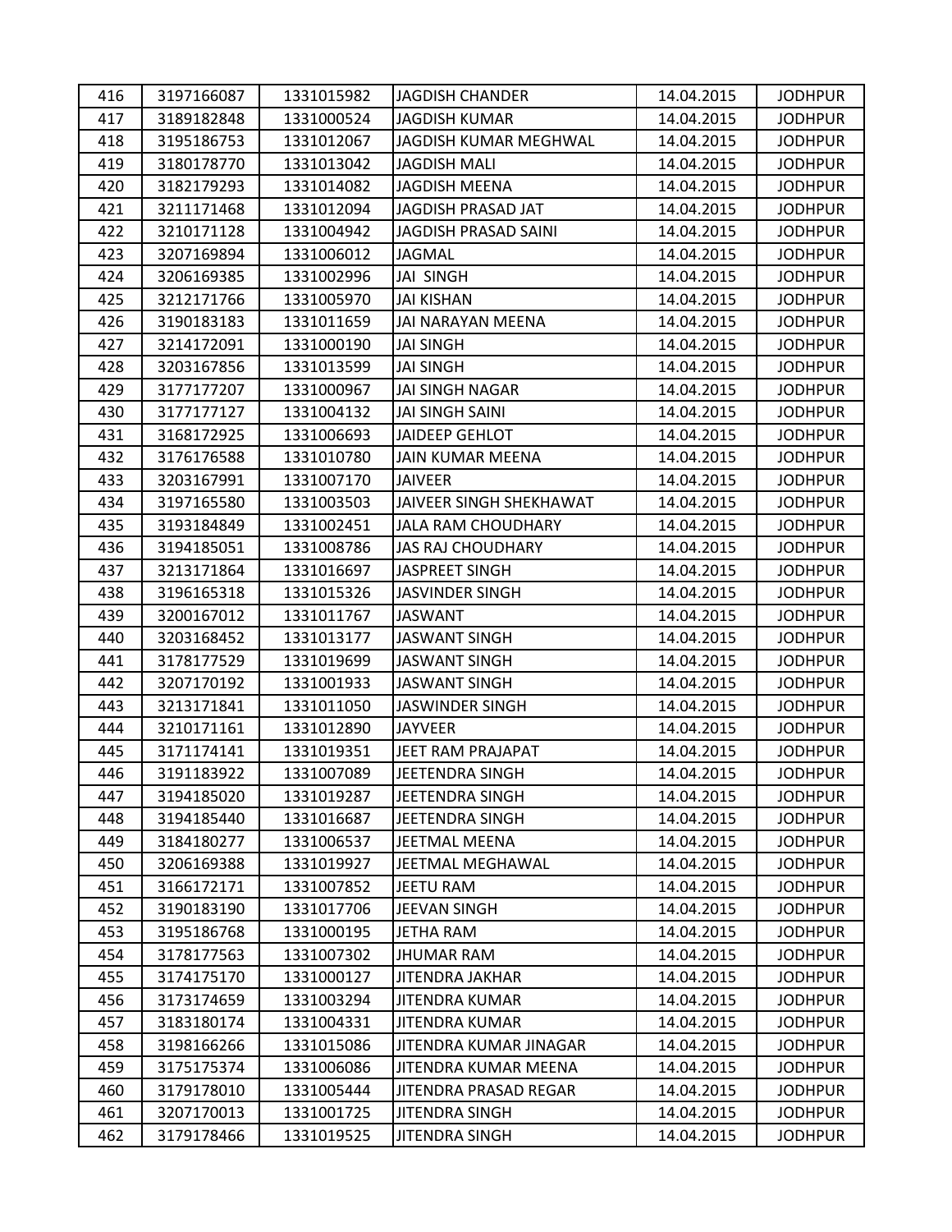| 416 | 3197166087 | 1331015982 | JAGDISH CHANDER | 14.04.2015 | JODHPUR |
|---|---|---|---|---|---|
| 417 | 3189182848 | 1331000524 | JAGDISH KUMAR | 14.04.2015 | JODHPUR |
| 418 | 3195186753 | 1331012067 | JAGDISH KUMAR MEGHWAL | 14.04.2015 | JODHPUR |
| 419 | 3180178770 | 1331013042 | JAGDISH MALI | 14.04.2015 | JODHPUR |
| 420 | 3182179293 | 1331014082 | JAGDISH MEENA | 14.04.2015 | JODHPUR |
| 421 | 3211171468 | 1331012094 | JAGDISH PRASAD JAT | 14.04.2015 | JODHPUR |
| 422 | 3210171128 | 1331004942 | JAGDISH PRASAD SAINI | 14.04.2015 | JODHPUR |
| 423 | 3207169894 | 1331006012 | JAGMAL | 14.04.2015 | JODHPUR |
| 424 | 3206169385 | 1331002996 | JAI SINGH | 14.04.2015 | JODHPUR |
| 425 | 3212171766 | 1331005970 | JAI KISHAN | 14.04.2015 | JODHPUR |
| 426 | 3190183183 | 1331011659 | JAI NARAYAN MEENA | 14.04.2015 | JODHPUR |
| 427 | 3214172091 | 1331000190 | JAI SINGH | 14.04.2015 | JODHPUR |
| 428 | 3203167856 | 1331013599 | JAI SINGH | 14.04.2015 | JODHPUR |
| 429 | 3177177207 | 1331000967 | JAI SINGH NAGAR | 14.04.2015 | JODHPUR |
| 430 | 3177177127 | 1331004132 | JAI SINGH SAINI | 14.04.2015 | JODHPUR |
| 431 | 3168172925 | 1331006693 | JAIDEEP GEHLOT | 14.04.2015 | JODHPUR |
| 432 | 3176176588 | 1331010780 | JAIN KUMAR MEENA | 14.04.2015 | JODHPUR |
| 433 | 3203167991 | 1331007170 | JAIVEER | 14.04.2015 | JODHPUR |
| 434 | 3197165580 | 1331003503 | JAIVEER SINGH SHEKHAWAT | 14.04.2015 | JODHPUR |
| 435 | 3193184849 | 1331002451 | JALA RAM CHOUDHARY | 14.04.2015 | JODHPUR |
| 436 | 3194185051 | 1331008786 | JAS RAJ CHOUDHARY | 14.04.2015 | JODHPUR |
| 437 | 3213171864 | 1331016697 | JASPREET SINGH | 14.04.2015 | JODHPUR |
| 438 | 3196165318 | 1331015326 | JASVINDER SINGH | 14.04.2015 | JODHPUR |
| 439 | 3200167012 | 1331011767 | JASWANT | 14.04.2015 | JODHPUR |
| 440 | 3203168452 | 1331013177 | JASWANT SINGH | 14.04.2015 | JODHPUR |
| 441 | 3178177529 | 1331019699 | JASWANT SINGH | 14.04.2015 | JODHPUR |
| 442 | 3207170192 | 1331001933 | JASWANT SINGH | 14.04.2015 | JODHPUR |
| 443 | 3213171841 | 1331011050 | JASWINDER SINGH | 14.04.2015 | JODHPUR |
| 444 | 3210171161 | 1331012890 | JAYVEER | 14.04.2015 | JODHPUR |
| 445 | 3171174141 | 1331019351 | JEET RAM PRAJAPAT | 14.04.2015 | JODHPUR |
| 446 | 3191183922 | 1331007089 | JEETENDRA SINGH | 14.04.2015 | JODHPUR |
| 447 | 3194185020 | 1331019287 | JEETENDRA SINGH | 14.04.2015 | JODHPUR |
| 448 | 3194185440 | 1331016687 | JEETENDRA SINGH | 14.04.2015 | JODHPUR |
| 449 | 3184180277 | 1331006537 | JEETMAL MEENA | 14.04.2015 | JODHPUR |
| 450 | 3206169388 | 1331019927 | JEETMAL MEGHAWAL | 14.04.2015 | JODHPUR |
| 451 | 3166172171 | 1331007852 | JEETU RAM | 14.04.2015 | JODHPUR |
| 452 | 3190183190 | 1331017706 | JEEVAN SINGH | 14.04.2015 | JODHPUR |
| 453 | 3195186768 | 1331000195 | JETHA RAM | 14.04.2015 | JODHPUR |
| 454 | 3178177563 | 1331007302 | JHUMAR RAM | 14.04.2015 | JODHPUR |
| 455 | 3174175170 | 1331000127 | JITENDRA JAKHAR | 14.04.2015 | JODHPUR |
| 456 | 3173174659 | 1331003294 | JITENDRA KUMAR | 14.04.2015 | JODHPUR |
| 457 | 3183180174 | 1331004331 | JITENDRA KUMAR | 14.04.2015 | JODHPUR |
| 458 | 3198166266 | 1331015086 | JITENDRA KUMAR JINAGAR | 14.04.2015 | JODHPUR |
| 459 | 3175175374 | 1331006086 | JITENDRA KUMAR MEENA | 14.04.2015 | JODHPUR |
| 460 | 3179178010 | 1331005444 | JITENDRA PRASAD REGAR | 14.04.2015 | JODHPUR |
| 461 | 3207170013 | 1331001725 | JITENDRA SINGH | 14.04.2015 | JODHPUR |
| 462 | 3179178466 | 1331019525 | JITENDRA SINGH | 14.04.2015 | JODHPUR |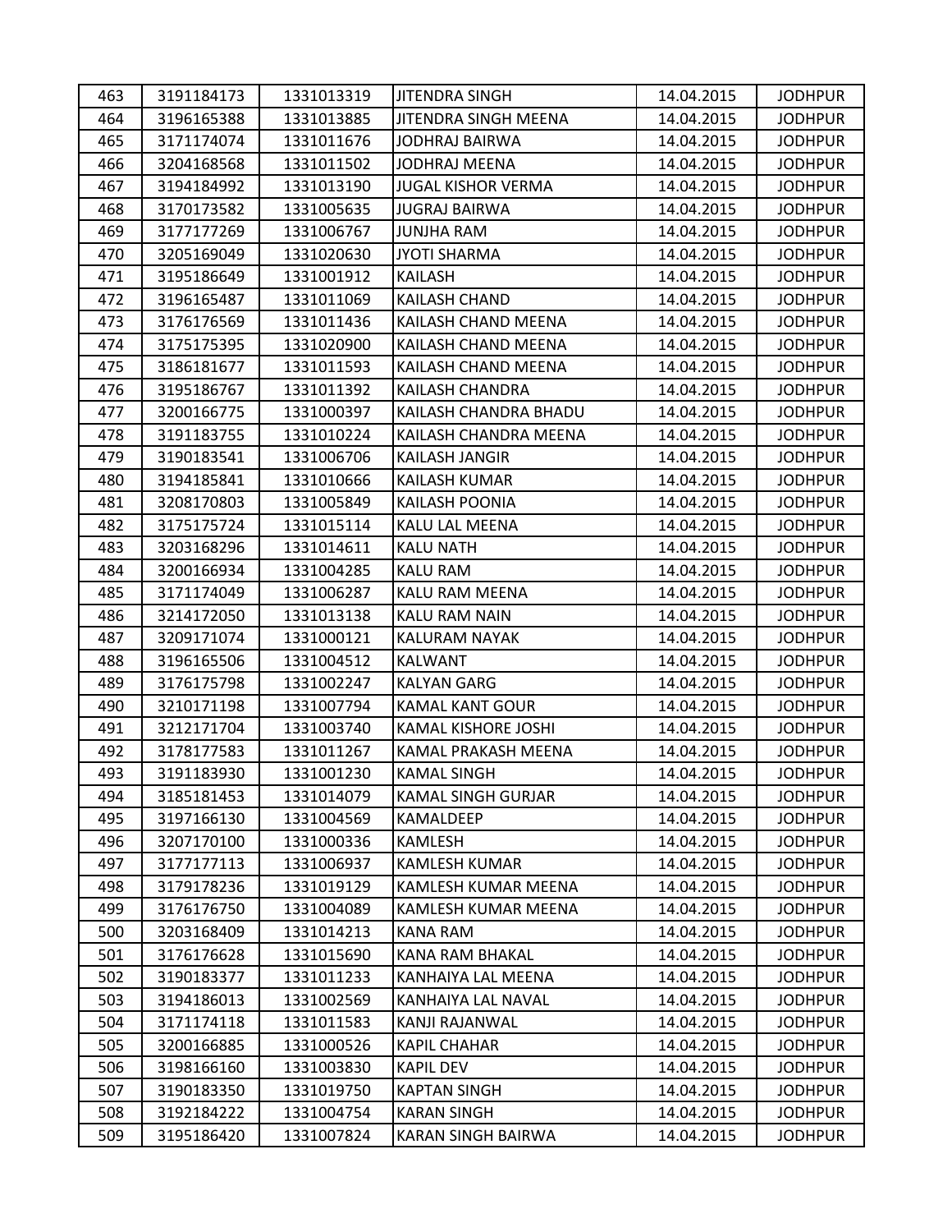| | | | | | |
|---|---|---|---|---|---|
| 463 | 3191184173 | 1331013319 | JITENDRA SINGH | 14.04.2015 | JODHPUR |
| 464 | 3196165388 | 1331013885 | JITENDRA SINGH MEENA | 14.04.2015 | JODHPUR |
| 465 | 3171174074 | 1331011676 | JODHRAJ BAIRWA | 14.04.2015 | JODHPUR |
| 466 | 3204168568 | 1331011502 | JODHRAJ MEENA | 14.04.2015 | JODHPUR |
| 467 | 3194184992 | 1331013190 | JUGAL KISHOR VERMA | 14.04.2015 | JODHPUR |
| 468 | 3170173582 | 1331005635 | JUGRAJ BAIRWA | 14.04.2015 | JODHPUR |
| 469 | 3177177269 | 1331006767 | JUNJHA RAM | 14.04.2015 | JODHPUR |
| 470 | 3205169049 | 1331020630 | JYOTI SHARMA | 14.04.2015 | JODHPUR |
| 471 | 3195186649 | 1331001912 | KAILASH | 14.04.2015 | JODHPUR |
| 472 | 3196165487 | 1331011069 | KAILASH CHAND | 14.04.2015 | JODHPUR |
| 473 | 3176176569 | 1331011436 | KAILASH CHAND MEENA | 14.04.2015 | JODHPUR |
| 474 | 3175175395 | 1331020900 | KAILASH CHAND MEENA | 14.04.2015 | JODHPUR |
| 475 | 3186181677 | 1331011593 | KAILASH CHAND MEENA | 14.04.2015 | JODHPUR |
| 476 | 3195186767 | 1331011392 | KAILASH CHANDRA | 14.04.2015 | JODHPUR |
| 477 | 3200166775 | 1331000397 | KAILASH CHANDRA BHADU | 14.04.2015 | JODHPUR |
| 478 | 3191183755 | 1331010224 | KAILASH CHANDRA MEENA | 14.04.2015 | JODHPUR |
| 479 | 3190183541 | 1331006706 | KAILASH JANGIR | 14.04.2015 | JODHPUR |
| 480 | 3194185841 | 1331010666 | KAILASH KUMAR | 14.04.2015 | JODHPUR |
| 481 | 3208170803 | 1331005849 | KAILASH POONIA | 14.04.2015 | JODHPUR |
| 482 | 3175175724 | 1331015114 | KALU LAL MEENA | 14.04.2015 | JODHPUR |
| 483 | 3203168296 | 1331014611 | KALU NATH | 14.04.2015 | JODHPUR |
| 484 | 3200166934 | 1331004285 | KALU RAM | 14.04.2015 | JODHPUR |
| 485 | 3171174049 | 1331006287 | KALU RAM MEENA | 14.04.2015 | JODHPUR |
| 486 | 3214172050 | 1331013138 | KALU RAM NAIN | 14.04.2015 | JODHPUR |
| 487 | 3209171074 | 1331000121 | KALURAM NAYAK | 14.04.2015 | JODHPUR |
| 488 | 3196165506 | 1331004512 | KALWANT | 14.04.2015 | JODHPUR |
| 489 | 3176175798 | 1331002247 | KALYAN GARG | 14.04.2015 | JODHPUR |
| 490 | 3210171198 | 1331007794 | KAMAL KANT GOUR | 14.04.2015 | JODHPUR |
| 491 | 3212171704 | 1331003740 | KAMAL KISHORE JOSHI | 14.04.2015 | JODHPUR |
| 492 | 3178177583 | 1331011267 | KAMAL PRAKASH MEENA | 14.04.2015 | JODHPUR |
| 493 | 3191183930 | 1331001230 | KAMAL SINGH | 14.04.2015 | JODHPUR |
| 494 | 3185181453 | 1331014079 | KAMAL SINGH GURJAR | 14.04.2015 | JODHPUR |
| 495 | 3197166130 | 1331004569 | KAMALDEEP | 14.04.2015 | JODHPUR |
| 496 | 3207170100 | 1331000336 | KAMLESH | 14.04.2015 | JODHPUR |
| 497 | 3177177113 | 1331006937 | KAMLESH KUMAR | 14.04.2015 | JODHPUR |
| 498 | 3179178236 | 1331019129 | KAMLESH KUMAR MEENA | 14.04.2015 | JODHPUR |
| 499 | 3176176750 | 1331004089 | KAMLESH KUMAR MEENA | 14.04.2015 | JODHPUR |
| 500 | 3203168409 | 1331014213 | KANA RAM | 14.04.2015 | JODHPUR |
| 501 | 3176176628 | 1331015690 | KANA RAM BHAKAL | 14.04.2015 | JODHPUR |
| 502 | 3190183377 | 1331011233 | KANHAIYA LAL MEENA | 14.04.2015 | JODHPUR |
| 503 | 3194186013 | 1331002569 | KANHAIYA LAL NAVAL | 14.04.2015 | JODHPUR |
| 504 | 3171174118 | 1331011583 | KANJI RAJANWAL | 14.04.2015 | JODHPUR |
| 505 | 3200166885 | 1331000526 | KAPIL CHAHAR | 14.04.2015 | JODHPUR |
| 506 | 3198166160 | 1331003830 | KAPIL DEV | 14.04.2015 | JODHPUR |
| 507 | 3190183350 | 1331019750 | KAPTAN SINGH | 14.04.2015 | JODHPUR |
| 508 | 3192184222 | 1331004754 | KARAN SINGH | 14.04.2015 | JODHPUR |
| 509 | 3195186420 | 1331007824 | KARAN SINGH BAIRWA | 14.04.2015 | JODHPUR |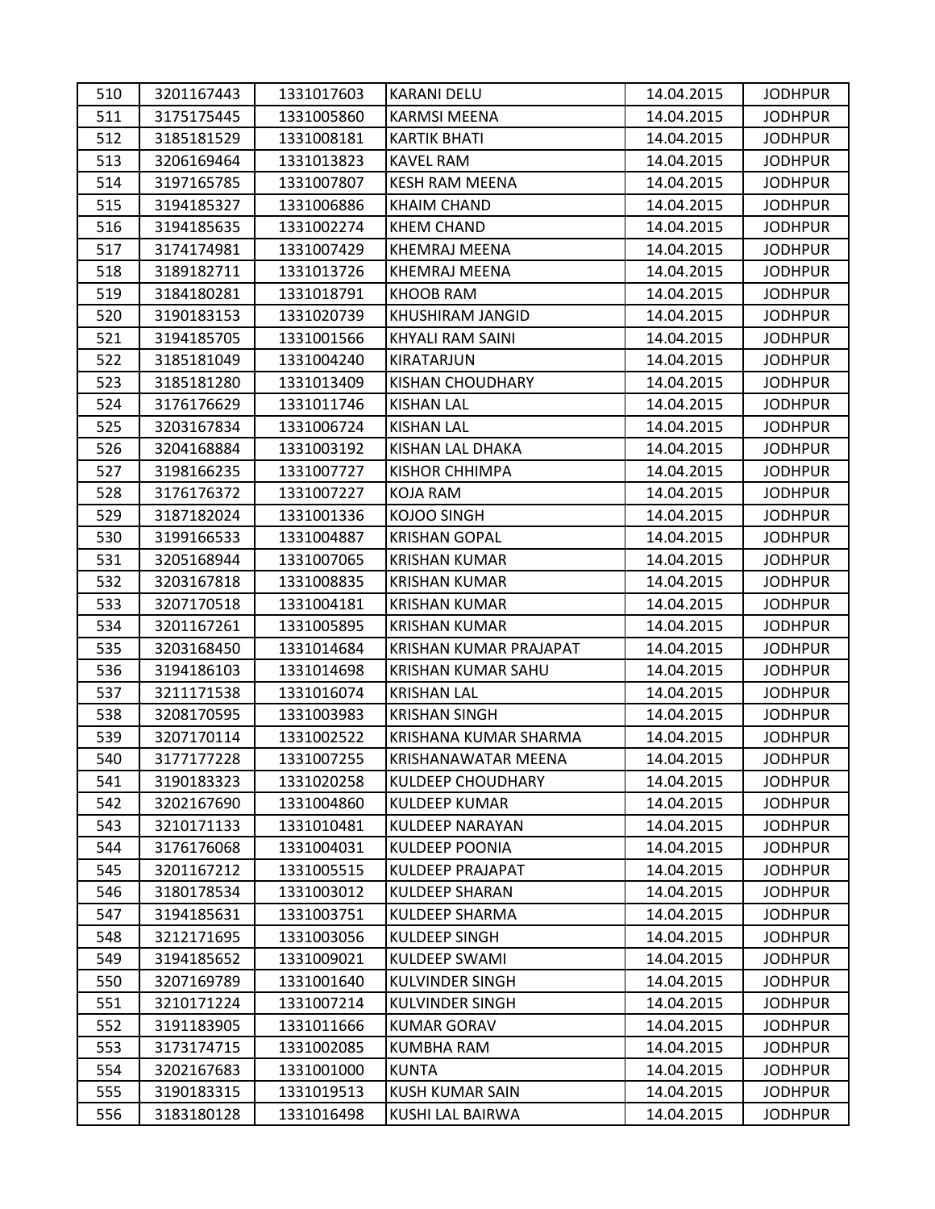| 510 | 3201167443 | 1331017603 | KARANI DELU | 14.04.2015 | JODHPUR |
|---|---|---|---|---|---|
| 511 | 3175175445 | 1331005860 | KARMSI MEENA | 14.04.2015 | JODHPUR |
| 512 | 3185181529 | 1331008181 | KARTIK BHATI | 14.04.2015 | JODHPUR |
| 513 | 3206169464 | 1331013823 | KAVEL RAM | 14.04.2015 | JODHPUR |
| 514 | 3197165785 | 1331007807 | KESH RAM MEENA | 14.04.2015 | JODHPUR |
| 515 | 3194185327 | 1331006886 | KHAIM CHAND | 14.04.2015 | JODHPUR |
| 516 | 3194185635 | 1331002274 | KHEM CHAND | 14.04.2015 | JODHPUR |
| 517 | 3174174981 | 1331007429 | KHEMRAJ MEENA | 14.04.2015 | JODHPUR |
| 518 | 3189182711 | 1331013726 | KHEMRAJ MEENA | 14.04.2015 | JODHPUR |
| 519 | 3184180281 | 1331018791 | KHOOB RAM | 14.04.2015 | JODHPUR |
| 520 | 3190183153 | 1331020739 | KHUSHIRAM JANGID | 14.04.2015 | JODHPUR |
| 521 | 3194185705 | 1331001566 | KHYALI RAM SAINI | 14.04.2015 | JODHPUR |
| 522 | 3185181049 | 1331004240 | KIRATARJUN | 14.04.2015 | JODHPUR |
| 523 | 3185181280 | 1331013409 | KISHAN CHOUDHARY | 14.04.2015 | JODHPUR |
| 524 | 3176176629 | 1331011746 | KISHAN LAL | 14.04.2015 | JODHPUR |
| 525 | 3203167834 | 1331006724 | KISHAN LAL | 14.04.2015 | JODHPUR |
| 526 | 3204168884 | 1331003192 | KISHAN LAL DHAKA | 14.04.2015 | JODHPUR |
| 527 | 3198166235 | 1331007727 | KISHOR CHHIMPA | 14.04.2015 | JODHPUR |
| 528 | 3176176372 | 1331007227 | KOJA RAM | 14.04.2015 | JODHPUR |
| 529 | 3187182024 | 1331001336 | KOJOO SINGH | 14.04.2015 | JODHPUR |
| 530 | 3199166533 | 1331004887 | KRISHAN GOPAL | 14.04.2015 | JODHPUR |
| 531 | 3205168944 | 1331007065 | KRISHAN KUMAR | 14.04.2015 | JODHPUR |
| 532 | 3203167818 | 1331008835 | KRISHAN KUMAR | 14.04.2015 | JODHPUR |
| 533 | 3207170518 | 1331004181 | KRISHAN KUMAR | 14.04.2015 | JODHPUR |
| 534 | 3201167261 | 1331005895 | KRISHAN KUMAR | 14.04.2015 | JODHPUR |
| 535 | 3203168450 | 1331014684 | KRISHAN KUMAR PRAJAPAT | 14.04.2015 | JODHPUR |
| 536 | 3194186103 | 1331014698 | KRISHAN KUMAR SAHU | 14.04.2015 | JODHPUR |
| 537 | 3211171538 | 1331016074 | KRISHAN LAL | 14.04.2015 | JODHPUR |
| 538 | 3208170595 | 1331003983 | KRISHAN SINGH | 14.04.2015 | JODHPUR |
| 539 | 3207170114 | 1331002522 | KRISHANA KUMAR SHARMA | 14.04.2015 | JODHPUR |
| 540 | 3177177228 | 1331007255 | KRISHANAWATAR MEENA | 14.04.2015 | JODHPUR |
| 541 | 3190183323 | 1331020258 | KULDEEP CHOUDHARY | 14.04.2015 | JODHPUR |
| 542 | 3202167690 | 1331004860 | KULDEEP KUMAR | 14.04.2015 | JODHPUR |
| 543 | 3210171133 | 1331010481 | KULDEEP NARAYAN | 14.04.2015 | JODHPUR |
| 544 | 3176176068 | 1331004031 | KULDEEP POONIA | 14.04.2015 | JODHPUR |
| 545 | 3201167212 | 1331005515 | KULDEEP PRAJAPAT | 14.04.2015 | JODHPUR |
| 546 | 3180178534 | 1331003012 | KULDEEP SHARAN | 14.04.2015 | JODHPUR |
| 547 | 3194185631 | 1331003751 | KULDEEP SHARMA | 14.04.2015 | JODHPUR |
| 548 | 3212171695 | 1331003056 | KULDEEP SINGH | 14.04.2015 | JODHPUR |
| 549 | 3194185652 | 1331009021 | KULDEEP SWAMI | 14.04.2015 | JODHPUR |
| 550 | 3207169789 | 1331001640 | KULVINDER SINGH | 14.04.2015 | JODHPUR |
| 551 | 3210171224 | 1331007214 | KULVINDER SINGH | 14.04.2015 | JODHPUR |
| 552 | 3191183905 | 1331011666 | KUMAR GORAV | 14.04.2015 | JODHPUR |
| 553 | 3173174715 | 1331002085 | KUMBHA RAM | 14.04.2015 | JODHPUR |
| 554 | 3202167683 | 1331001000 | KUNTA | 14.04.2015 | JODHPUR |
| 555 | 3190183315 | 1331019513 | KUSH KUMAR SAIN | 14.04.2015 | JODHPUR |
| 556 | 3183180128 | 1331016498 | KUSHI LAL BAIRWA | 14.04.2015 | JODHPUR |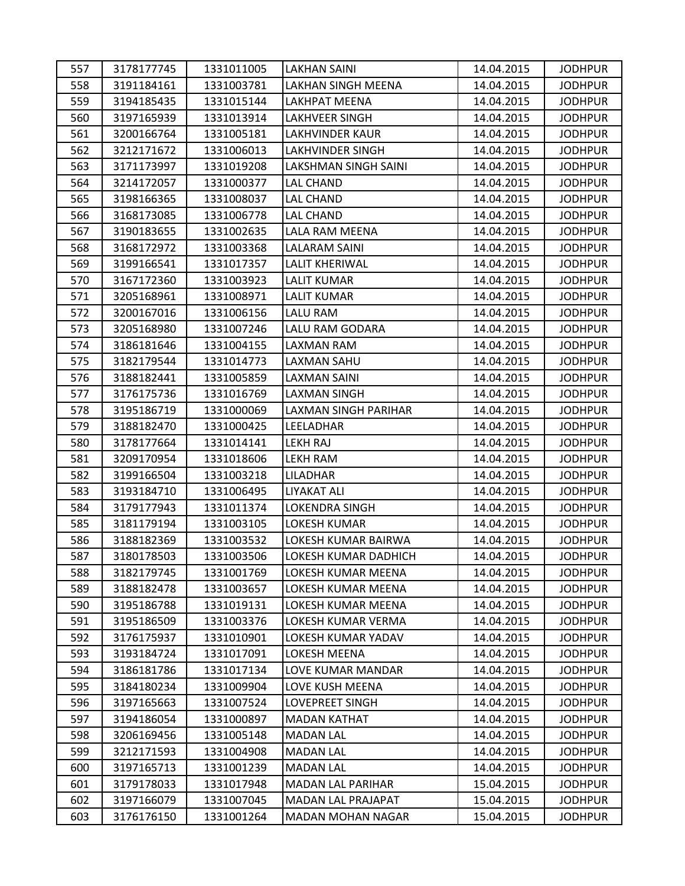| 557 | 3178177745 | 1331011005 | LAKHAN SAINI | 14.04.2015 | JODHPUR |
|---|---|---|---|---|---|
| 558 | 3191184161 | 1331003781 | LAKHAN SINGH MEENA | 14.04.2015 | JODHPUR |
| 559 | 3194185435 | 1331015144 | LAKHPAT MEENA | 14.04.2015 | JODHPUR |
| 560 | 3197165939 | 1331013914 | LAKHVEER SINGH | 14.04.2015 | JODHPUR |
| 561 | 3200166764 | 1331005181 | LAKHVINDER KAUR | 14.04.2015 | JODHPUR |
| 562 | 3212171672 | 1331006013 | LAKHVINDER SINGH | 14.04.2015 | JODHPUR |
| 563 | 3171173997 | 1331019208 | LAKSHMAN SINGH SAINI | 14.04.2015 | JODHPUR |
| 564 | 3214172057 | 1331000377 | LAL CHAND | 14.04.2015 | JODHPUR |
| 565 | 3198166365 | 1331008037 | LAL CHAND | 14.04.2015 | JODHPUR |
| 566 | 3168173085 | 1331006778 | LAL CHAND | 14.04.2015 | JODHPUR |
| 567 | 3190183655 | 1331002635 | LALA RAM MEENA | 14.04.2015 | JODHPUR |
| 568 | 3168172972 | 1331003368 | LALARAM SAINI | 14.04.2015 | JODHPUR |
| 569 | 3199166541 | 1331017357 | LALIT KHERIWAL | 14.04.2015 | JODHPUR |
| 570 | 3167172360 | 1331003923 | LALIT KUMAR | 14.04.2015 | JODHPUR |
| 571 | 3205168961 | 1331008971 | LALIT KUMAR | 14.04.2015 | JODHPUR |
| 572 | 3200167016 | 1331006156 | LALU RAM | 14.04.2015 | JODHPUR |
| 573 | 3205168980 | 1331007246 | LALU RAM GODARA | 14.04.2015 | JODHPUR |
| 574 | 3186181646 | 1331004155 | LAXMAN RAM | 14.04.2015 | JODHPUR |
| 575 | 3182179544 | 1331014773 | LAXMAN SAHU | 14.04.2015 | JODHPUR |
| 576 | 3188182441 | 1331005859 | LAXMAN SAINI | 14.04.2015 | JODHPUR |
| 577 | 3176175736 | 1331016769 | LAXMAN SINGH | 14.04.2015 | JODHPUR |
| 578 | 3195186719 | 1331000069 | LAXMAN SINGH PARIHAR | 14.04.2015 | JODHPUR |
| 579 | 3188182470 | 1331000425 | LEELADHAR | 14.04.2015 | JODHPUR |
| 580 | 3178177664 | 1331014141 | LEKH RAJ | 14.04.2015 | JODHPUR |
| 581 | 3209170954 | 1331018606 | LEKH RAM | 14.04.2015 | JODHPUR |
| 582 | 3199166504 | 1331003218 | LILADHAR | 14.04.2015 | JODHPUR |
| 583 | 3193184710 | 1331006495 | LIYAKAT ALI | 14.04.2015 | JODHPUR |
| 584 | 3179177943 | 1331011374 | LOKENDRA SINGH | 14.04.2015 | JODHPUR |
| 585 | 3181179194 | 1331003105 | LOKESH KUMAR | 14.04.2015 | JODHPUR |
| 586 | 3188182369 | 1331003532 | LOKESH KUMAR BAIRWA | 14.04.2015 | JODHPUR |
| 587 | 3180178503 | 1331003506 | LOKESH KUMAR DADHICH | 14.04.2015 | JODHPUR |
| 588 | 3182179745 | 1331001769 | LOKESH KUMAR MEENA | 14.04.2015 | JODHPUR |
| 589 | 3188182478 | 1331003657 | LOKESH KUMAR MEENA | 14.04.2015 | JODHPUR |
| 590 | 3195186788 | 1331019131 | LOKESH KUMAR MEENA | 14.04.2015 | JODHPUR |
| 591 | 3195186509 | 1331003376 | LOKESH KUMAR VERMA | 14.04.2015 | JODHPUR |
| 592 | 3176175937 | 1331010901 | LOKESH KUMAR YADAV | 14.04.2015 | JODHPUR |
| 593 | 3193184724 | 1331017091 | LOKESH MEENA | 14.04.2015 | JODHPUR |
| 594 | 3186181786 | 1331017134 | LOVE KUMAR MANDAR | 14.04.2015 | JODHPUR |
| 595 | 3184180234 | 1331009904 | LOVE KUSH MEENA | 14.04.2015 | JODHPUR |
| 596 | 3197165663 | 1331007524 | LOVEPREET SINGH | 14.04.2015 | JODHPUR |
| 597 | 3194186054 | 1331000897 | MADAN KATHAT | 14.04.2015 | JODHPUR |
| 598 | 3206169456 | 1331005148 | MADAN LAL | 14.04.2015 | JODHPUR |
| 599 | 3212171593 | 1331004908 | MADAN LAL | 14.04.2015 | JODHPUR |
| 600 | 3197165713 | 1331001239 | MADAN LAL | 14.04.2015 | JODHPUR |
| 601 | 3179178033 | 1331017948 | MADAN LAL PARIHAR | 15.04.2015 | JODHPUR |
| 602 | 3197166079 | 1331007045 | MADAN LAL PRAJAPAT | 15.04.2015 | JODHPUR |
| 603 | 3176176150 | 1331001264 | MADAN MOHAN NAGAR | 15.04.2015 | JODHPUR |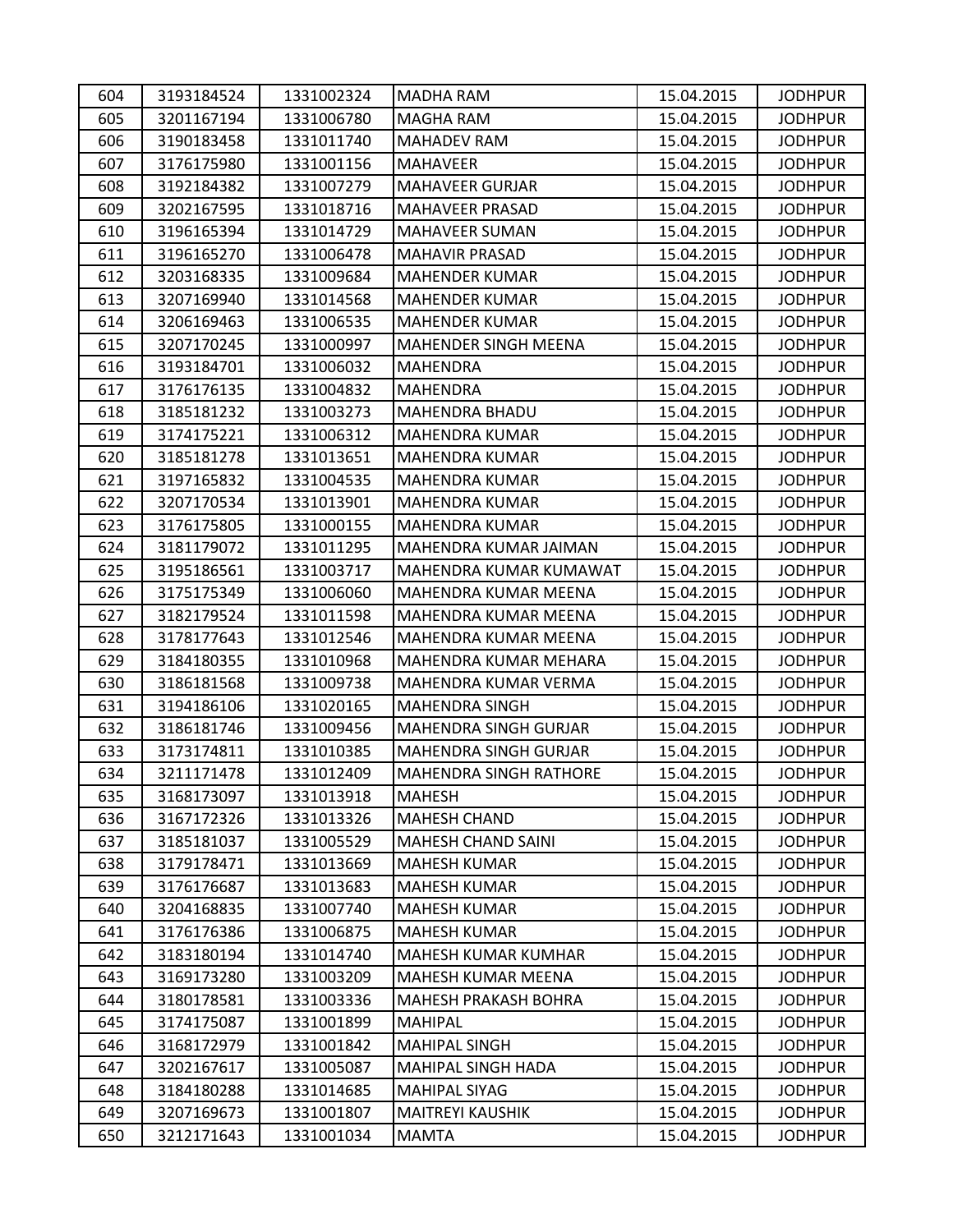| | | | | | |
|---|---|---|---|---|---|
| 604 | 3193184524 | 1331002324 | MADHA RAM | 15.04.2015 | JODHPUR |
| 605 | 3201167194 | 1331006780 | MAGHA RAM | 15.04.2015 | JODHPUR |
| 606 | 3190183458 | 1331011740 | MAHADEV RAM | 15.04.2015 | JODHPUR |
| 607 | 3176175980 | 1331001156 | MAHAVEER | 15.04.2015 | JODHPUR |
| 608 | 3192184382 | 1331007279 | MAHAVEER GURJAR | 15.04.2015 | JODHPUR |
| 609 | 3202167595 | 1331018716 | MAHAVEER PRASAD | 15.04.2015 | JODHPUR |
| 610 | 3196165394 | 1331014729 | MAHAVEER SUMAN | 15.04.2015 | JODHPUR |
| 611 | 3196165270 | 1331006478 | MAHAVIR PRASAD | 15.04.2015 | JODHPUR |
| 612 | 3203168335 | 1331009684 | MAHENDER KUMAR | 15.04.2015 | JODHPUR |
| 613 | 3207169940 | 1331014568 | MAHENDER KUMAR | 15.04.2015 | JODHPUR |
| 614 | 3206169463 | 1331006535 | MAHENDER KUMAR | 15.04.2015 | JODHPUR |
| 615 | 3207170245 | 1331000997 | MAHENDER SINGH MEENA | 15.04.2015 | JODHPUR |
| 616 | 3193184701 | 1331006032 | MAHENDRA | 15.04.2015 | JODHPUR |
| 617 | 3176176135 | 1331004832 | MAHENDRA | 15.04.2015 | JODHPUR |
| 618 | 3185181232 | 1331003273 | MAHENDRA BHADU | 15.04.2015 | JODHPUR |
| 619 | 3174175221 | 1331006312 | MAHENDRA KUMAR | 15.04.2015 | JODHPUR |
| 620 | 3185181278 | 1331013651 | MAHENDRA KUMAR | 15.04.2015 | JODHPUR |
| 621 | 3197165832 | 1331004535 | MAHENDRA KUMAR | 15.04.2015 | JODHPUR |
| 622 | 3207170534 | 1331013901 | MAHENDRA KUMAR | 15.04.2015 | JODHPUR |
| 623 | 3176175805 | 1331000155 | MAHENDRA KUMAR | 15.04.2015 | JODHPUR |
| 624 | 3181179072 | 1331011295 | MAHENDRA KUMAR JAIMAN | 15.04.2015 | JODHPUR |
| 625 | 3195186561 | 1331003717 | MAHENDRA KUMAR KUMAWAT | 15.04.2015 | JODHPUR |
| 626 | 3175175349 | 1331006060 | MAHENDRA KUMAR MEENA | 15.04.2015 | JODHPUR |
| 627 | 3182179524 | 1331011598 | MAHENDRA KUMAR MEENA | 15.04.2015 | JODHPUR |
| 628 | 3178177643 | 1331012546 | MAHENDRA KUMAR MEENA | 15.04.2015 | JODHPUR |
| 629 | 3184180355 | 1331010968 | MAHENDRA KUMAR MEHARA | 15.04.2015 | JODHPUR |
| 630 | 3186181568 | 1331009738 | MAHENDRA KUMAR VERMA | 15.04.2015 | JODHPUR |
| 631 | 3194186106 | 1331020165 | MAHENDRA SINGH | 15.04.2015 | JODHPUR |
| 632 | 3186181746 | 1331009456 | MAHENDRA SINGH GURJAR | 15.04.2015 | JODHPUR |
| 633 | 3173174811 | 1331010385 | MAHENDRA SINGH GURJAR | 15.04.2015 | JODHPUR |
| 634 | 3211171478 | 1331012409 | MAHENDRA SINGH RATHORE | 15.04.2015 | JODHPUR |
| 635 | 3168173097 | 1331013918 | MAHESH | 15.04.2015 | JODHPUR |
| 636 | 3167172326 | 1331013326 | MAHESH CHAND | 15.04.2015 | JODHPUR |
| 637 | 3185181037 | 1331005529 | MAHESH CHAND SAINI | 15.04.2015 | JODHPUR |
| 638 | 3179178471 | 1331013669 | MAHESH KUMAR | 15.04.2015 | JODHPUR |
| 639 | 3176176687 | 1331013683 | MAHESH KUMAR | 15.04.2015 | JODHPUR |
| 640 | 3204168835 | 1331007740 | MAHESH KUMAR | 15.04.2015 | JODHPUR |
| 641 | 3176176386 | 1331006875 | MAHESH KUMAR | 15.04.2015 | JODHPUR |
| 642 | 3183180194 | 1331014740 | MAHESH KUMAR KUMHAR | 15.04.2015 | JODHPUR |
| 643 | 3169173280 | 1331003209 | MAHESH KUMAR MEENA | 15.04.2015 | JODHPUR |
| 644 | 3180178581 | 1331003336 | MAHESH PRAKASH BOHRA | 15.04.2015 | JODHPUR |
| 645 | 3174175087 | 1331001899 | MAHIPAL | 15.04.2015 | JODHPUR |
| 646 | 3168172979 | 1331001842 | MAHIPAL SINGH | 15.04.2015 | JODHPUR |
| 647 | 3202167617 | 1331005087 | MAHIPAL SINGH HADA | 15.04.2015 | JODHPUR |
| 648 | 3184180288 | 1331014685 | MAHIPAL SIYAG | 15.04.2015 | JODHPUR |
| 649 | 3207169673 | 1331001807 | MAITREYI KAUSHIK | 15.04.2015 | JODHPUR |
| 650 | 3212171643 | 1331001034 | MAMTA | 15.04.2015 | JODHPUR |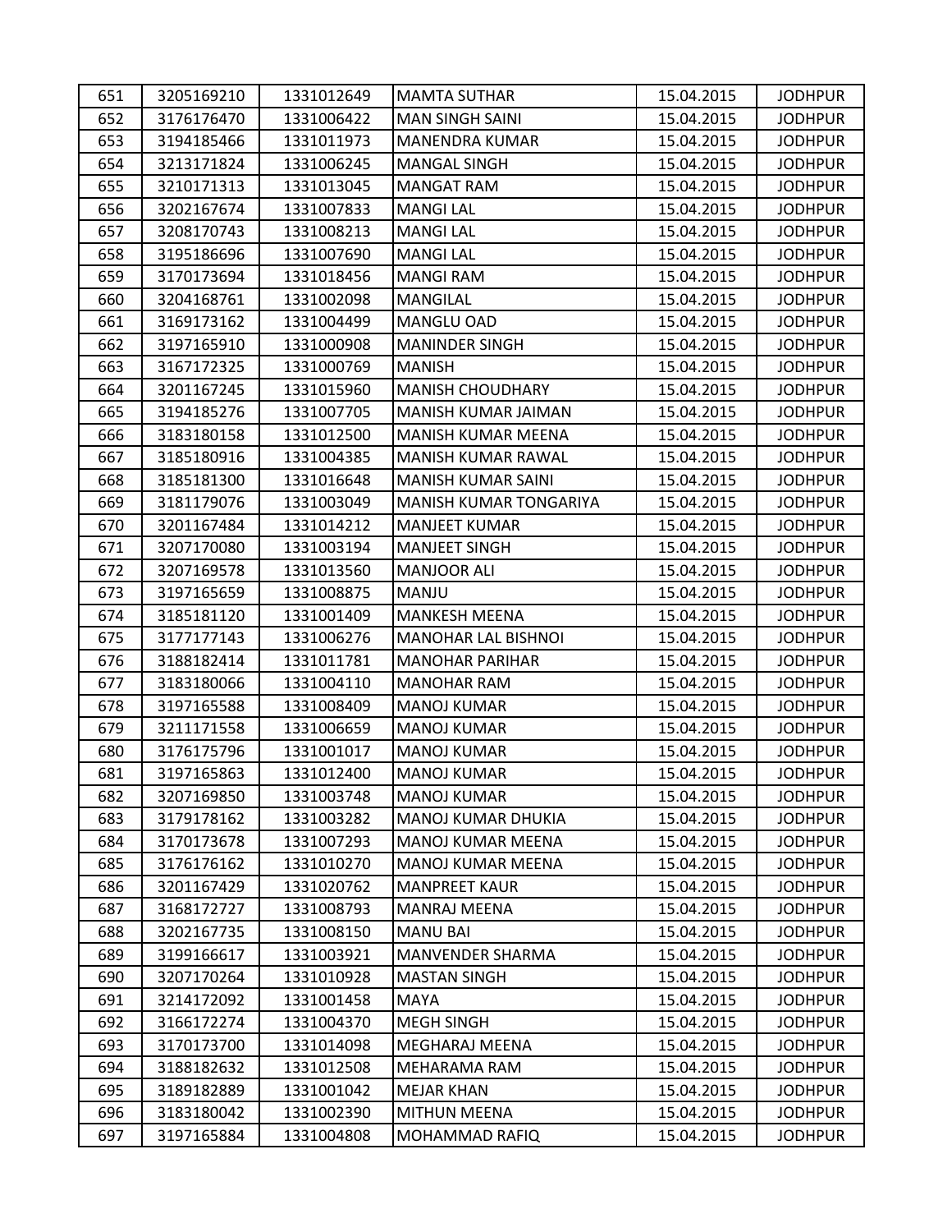| 651 | 3205169210 | 1331012649 | MAMTA SUTHAR | 15.04.2015 | JODHPUR |
|---|---|---|---|---|---|
| 652 | 3176176470 | 1331006422 | MAN SINGH SAINI | 15.04.2015 | JODHPUR |
| 653 | 3194185466 | 1331011973 | MANENDRA KUMAR | 15.04.2015 | JODHPUR |
| 654 | 3213171824 | 1331006245 | MANGAL SINGH | 15.04.2015 | JODHPUR |
| 655 | 3210171313 | 1331013045 | MANGAT RAM | 15.04.2015 | JODHPUR |
| 656 | 3202167674 | 1331007833 | MANGI LAL | 15.04.2015 | JODHPUR |
| 657 | 3208170743 | 1331008213 | MANGI LAL | 15.04.2015 | JODHPUR |
| 658 | 3195186696 | 1331007690 | MANGI LAL | 15.04.2015 | JODHPUR |
| 659 | 3170173694 | 1331018456 | MANGI RAM | 15.04.2015 | JODHPUR |
| 660 | 3204168761 | 1331002098 | MANGILAL | 15.04.2015 | JODHPUR |
| 661 | 3169173162 | 1331004499 | MANGLU OAD | 15.04.2015 | JODHPUR |
| 662 | 3197165910 | 1331000908 | MANINDER SINGH | 15.04.2015 | JODHPUR |
| 663 | 3167172325 | 1331000769 | MANISH | 15.04.2015 | JODHPUR |
| 664 | 3201167245 | 1331015960 | MANISH CHOUDHARY | 15.04.2015 | JODHPUR |
| 665 | 3194185276 | 1331007705 | MANISH KUMAR JAIMAN | 15.04.2015 | JODHPUR |
| 666 | 3183180158 | 1331012500 | MANISH KUMAR MEENA | 15.04.2015 | JODHPUR |
| 667 | 3185180916 | 1331004385 | MANISH KUMAR RAWAL | 15.04.2015 | JODHPUR |
| 668 | 3185181300 | 1331016648 | MANISH KUMAR SAINI | 15.04.2015 | JODHPUR |
| 669 | 3181179076 | 1331003049 | MANISH KUMAR TONGARIYA | 15.04.2015 | JODHPUR |
| 670 | 3201167484 | 1331014212 | MANJEET KUMAR | 15.04.2015 | JODHPUR |
| 671 | 3207170080 | 1331003194 | MANJEET SINGH | 15.04.2015 | JODHPUR |
| 672 | 3207169578 | 1331013560 | MANJOOR ALI | 15.04.2015 | JODHPUR |
| 673 | 3197165659 | 1331008875 | MANJU | 15.04.2015 | JODHPUR |
| 674 | 3185181120 | 1331001409 | MANKESH MEENA | 15.04.2015 | JODHPUR |
| 675 | 3177177143 | 1331006276 | MANOHAR LAL BISHNOI | 15.04.2015 | JODHPUR |
| 676 | 3188182414 | 1331011781 | MANOHAR PARIHAR | 15.04.2015 | JODHPUR |
| 677 | 3183180066 | 1331004110 | MANOHAR RAM | 15.04.2015 | JODHPUR |
| 678 | 3197165588 | 1331008409 | MANOJ KUMAR | 15.04.2015 | JODHPUR |
| 679 | 3211171558 | 1331006659 | MANOJ KUMAR | 15.04.2015 | JODHPUR |
| 680 | 3176175796 | 1331001017 | MANOJ KUMAR | 15.04.2015 | JODHPUR |
| 681 | 3197165863 | 1331012400 | MANOJ KUMAR | 15.04.2015 | JODHPUR |
| 682 | 3207169850 | 1331003748 | MANOJ KUMAR | 15.04.2015 | JODHPUR |
| 683 | 3179178162 | 1331003282 | MANOJ KUMAR DHUKIA | 15.04.2015 | JODHPUR |
| 684 | 3170173678 | 1331007293 | MANOJ KUMAR MEENA | 15.04.2015 | JODHPUR |
| 685 | 3176176162 | 1331010270 | MANOJ KUMAR MEENA | 15.04.2015 | JODHPUR |
| 686 | 3201167429 | 1331020762 | MANPREET KAUR | 15.04.2015 | JODHPUR |
| 687 | 3168172727 | 1331008793 | MANRAJ MEENA | 15.04.2015 | JODHPUR |
| 688 | 3202167735 | 1331008150 | MANU BAI | 15.04.2015 | JODHPUR |
| 689 | 3199166617 | 1331003921 | MANVENDER SHARMA | 15.04.2015 | JODHPUR |
| 690 | 3207170264 | 1331010928 | MASTAN SINGH | 15.04.2015 | JODHPUR |
| 691 | 3214172092 | 1331001458 | MAYA | 15.04.2015 | JODHPUR |
| 692 | 3166172274 | 1331004370 | MEGH SINGH | 15.04.2015 | JODHPUR |
| 693 | 3170173700 | 1331014098 | MEGHARAJ MEENA | 15.04.2015 | JODHPUR |
| 694 | 3188182632 | 1331012508 | MEHARAMA RAM | 15.04.2015 | JODHPUR |
| 695 | 3189182889 | 1331001042 | MEJAR KHAN | 15.04.2015 | JODHPUR |
| 696 | 3183180042 | 1331002390 | MITHUN MEENA | 15.04.2015 | JODHPUR |
| 697 | 3197165884 | 1331004808 | MOHAMMAD RAFIQ | 15.04.2015 | JODHPUR |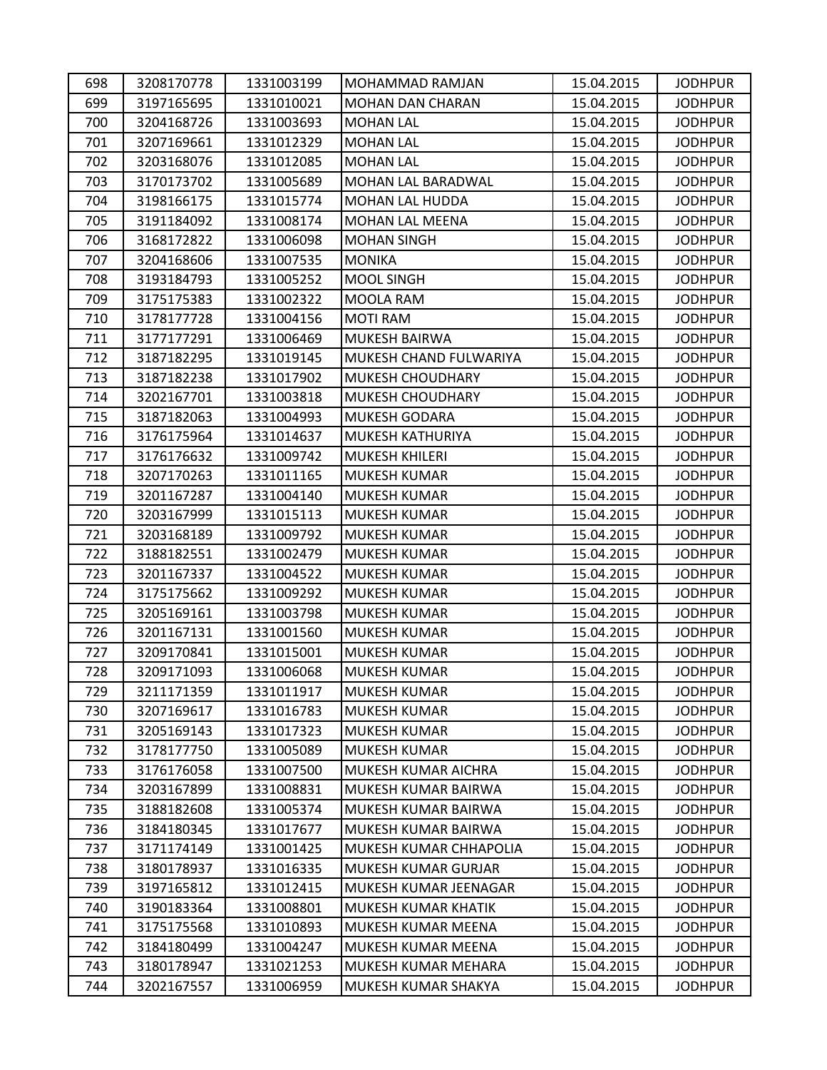| 698 | 3208170778 | 1331003199 | MOHAMMAD RAMJAN | 15.04.2015 | JODHPUR |
|---|---|---|---|---|---|
| 699 | 3197165695 | 1331010021 | MOHAN DAN CHARAN | 15.04.2015 | JODHPUR |
| 700 | 3204168726 | 1331003693 | MOHAN LAL | 15.04.2015 | JODHPUR |
| 701 | 3207169661 | 1331012329 | MOHAN LAL | 15.04.2015 | JODHPUR |
| 702 | 3203168076 | 1331012085 | MOHAN LAL | 15.04.2015 | JODHPUR |
| 703 | 3170173702 | 1331005689 | MOHAN LAL BARADWAL | 15.04.2015 | JODHPUR |
| 704 | 3198166175 | 1331015774 | MOHAN LAL HUDDA | 15.04.2015 | JODHPUR |
| 705 | 3191184092 | 1331008174 | MOHAN LAL MEENA | 15.04.2015 | JODHPUR |
| 706 | 3168172822 | 1331006098 | MOHAN SINGH | 15.04.2015 | JODHPUR |
| 707 | 3204168606 | 1331007535 | MONIKA | 15.04.2015 | JODHPUR |
| 708 | 3193184793 | 1331005252 | MOOL SINGH | 15.04.2015 | JODHPUR |
| 709 | 3175175383 | 1331002322 | MOOLA RAM | 15.04.2015 | JODHPUR |
| 710 | 3178177728 | 1331004156 | MOTI RAM | 15.04.2015 | JODHPUR |
| 711 | 3177177291 | 1331006469 | MUKESH BAIRWA | 15.04.2015 | JODHPUR |
| 712 | 3187182295 | 1331019145 | MUKESH CHAND FULWARIYA | 15.04.2015 | JODHPUR |
| 713 | 3187182238 | 1331017902 | MUKESH CHOUDHARY | 15.04.2015 | JODHPUR |
| 714 | 3202167701 | 1331003818 | MUKESH CHOUDHARY | 15.04.2015 | JODHPUR |
| 715 | 3187182063 | 1331004993 | MUKESH GODARA | 15.04.2015 | JODHPUR |
| 716 | 3176175964 | 1331014637 | MUKESH KATHURIYA | 15.04.2015 | JODHPUR |
| 717 | 3176176632 | 1331009742 | MUKESH KHILERI | 15.04.2015 | JODHPUR |
| 718 | 3207170263 | 1331011165 | MUKESH KUMAR | 15.04.2015 | JODHPUR |
| 719 | 3201167287 | 1331004140 | MUKESH KUMAR | 15.04.2015 | JODHPUR |
| 720 | 3203167999 | 1331015113 | MUKESH KUMAR | 15.04.2015 | JODHPUR |
| 721 | 3203168189 | 1331009792 | MUKESH KUMAR | 15.04.2015 | JODHPUR |
| 722 | 3188182551 | 1331002479 | MUKESH KUMAR | 15.04.2015 | JODHPUR |
| 723 | 3201167337 | 1331004522 | MUKESH KUMAR | 15.04.2015 | JODHPUR |
| 724 | 3175175662 | 1331009292 | MUKESH KUMAR | 15.04.2015 | JODHPUR |
| 725 | 3205169161 | 1331003798 | MUKESH KUMAR | 15.04.2015 | JODHPUR |
| 726 | 3201167131 | 1331001560 | MUKESH KUMAR | 15.04.2015 | JODHPUR |
| 727 | 3209170841 | 1331015001 | MUKESH KUMAR | 15.04.2015 | JODHPUR |
| 728 | 3209171093 | 1331006068 | MUKESH KUMAR | 15.04.2015 | JODHPUR |
| 729 | 3211171359 | 1331011917 | MUKESH KUMAR | 15.04.2015 | JODHPUR |
| 730 | 3207169617 | 1331016783 | MUKESH KUMAR | 15.04.2015 | JODHPUR |
| 731 | 3205169143 | 1331017323 | MUKESH KUMAR | 15.04.2015 | JODHPUR |
| 732 | 3178177750 | 1331005089 | MUKESH KUMAR | 15.04.2015 | JODHPUR |
| 733 | 3176176058 | 1331007500 | MUKESH KUMAR AICHRA | 15.04.2015 | JODHPUR |
| 734 | 3203167899 | 1331008831 | MUKESH KUMAR BAIRWA | 15.04.2015 | JODHPUR |
| 735 | 3188182608 | 1331005374 | MUKESH KUMAR BAIRWA | 15.04.2015 | JODHPUR |
| 736 | 3184180345 | 1331017677 | MUKESH KUMAR BAIRWA | 15.04.2015 | JODHPUR |
| 737 | 3171174149 | 1331001425 | MUKESH KUMAR CHHAPOLIA | 15.04.2015 | JODHPUR |
| 738 | 3180178937 | 1331016335 | MUKESH KUMAR GURJAR | 15.04.2015 | JODHPUR |
| 739 | 3197165812 | 1331012415 | MUKESH KUMAR JEENAGAR | 15.04.2015 | JODHPUR |
| 740 | 3190183364 | 1331008801 | MUKESH KUMAR KHATIK | 15.04.2015 | JODHPUR |
| 741 | 3175175568 | 1331010893 | MUKESH KUMAR MEENA | 15.04.2015 | JODHPUR |
| 742 | 3184180499 | 1331004247 | MUKESH KUMAR MEENA | 15.04.2015 | JODHPUR |
| 743 | 3180178947 | 1331021253 | MUKESH KUMAR MEHARA | 15.04.2015 | JODHPUR |
| 744 | 3202167557 | 1331006959 | MUKESH KUMAR SHAKYA | 15.04.2015 | JODHPUR |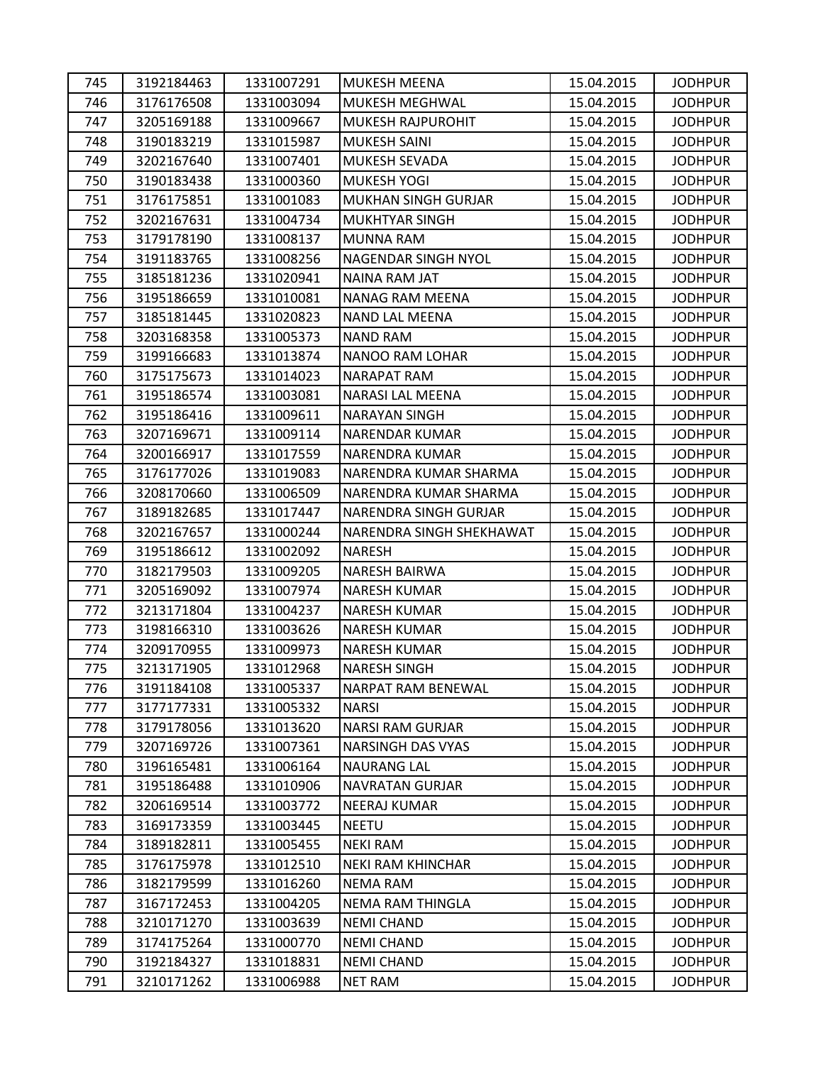| 745 | 3192184463 | 1331007291 | MUKESH MEENA | 15.04.2015 | JODHPUR |
|---|---|---|---|---|---|
| 746 | 3176176508 | 1331003094 | MUKESH MEGHWAL | 15.04.2015 | JODHPUR |
| 747 | 3205169188 | 1331009667 | MUKESH RAJPUROHIT | 15.04.2015 | JODHPUR |
| 748 | 3190183219 | 1331015987 | MUKESH SAINI | 15.04.2015 | JODHPUR |
| 749 | 3202167640 | 1331007401 | MUKESH SEVADA | 15.04.2015 | JODHPUR |
| 750 | 3190183438 | 1331000360 | MUKESH YOGI | 15.04.2015 | JODHPUR |
| 751 | 3176175851 | 1331001083 | MUKHAN SINGH GURJAR | 15.04.2015 | JODHPUR |
| 752 | 3202167631 | 1331004734 | MUKHTYAR SINGH | 15.04.2015 | JODHPUR |
| 753 | 3179178190 | 1331008137 | MUNNA RAM | 15.04.2015 | JODHPUR |
| 754 | 3191183765 | 1331008256 | NAGENDAR SINGH NYOL | 15.04.2015 | JODHPUR |
| 755 | 3185181236 | 1331020941 | NAINA RAM JAT | 15.04.2015 | JODHPUR |
| 756 | 3195186659 | 1331010081 | NANAG RAM MEENA | 15.04.2015 | JODHPUR |
| 757 | 3185181445 | 1331020823 | NAND LAL MEENA | 15.04.2015 | JODHPUR |
| 758 | 3203168358 | 1331005373 | NAND RAM | 15.04.2015 | JODHPUR |
| 759 | 3199166683 | 1331013874 | NANOO RAM LOHAR | 15.04.2015 | JODHPUR |
| 760 | 3175175673 | 1331014023 | NARAPAT RAM | 15.04.2015 | JODHPUR |
| 761 | 3195186574 | 1331003081 | NARASI LAL MEENA | 15.04.2015 | JODHPUR |
| 762 | 3195186416 | 1331009611 | NARAYAN SINGH | 15.04.2015 | JODHPUR |
| 763 | 3207169671 | 1331009114 | NARENDAR KUMAR | 15.04.2015 | JODHPUR |
| 764 | 3200166917 | 1331017559 | NARENDRA KUMAR | 15.04.2015 | JODHPUR |
| 765 | 3176177026 | 1331019083 | NARENDRA KUMAR SHARMA | 15.04.2015 | JODHPUR |
| 766 | 3208170660 | 1331006509 | NARENDRA KUMAR SHARMA | 15.04.2015 | JODHPUR |
| 767 | 3189182685 | 1331017447 | NARENDRA SINGH GURJAR | 15.04.2015 | JODHPUR |
| 768 | 3202167657 | 1331000244 | NARENDRA SINGH SHEKHAWAT | 15.04.2015 | JODHPUR |
| 769 | 3195186612 | 1331002092 | NARESH | 15.04.2015 | JODHPUR |
| 770 | 3182179503 | 1331009205 | NARESH BAIRWA | 15.04.2015 | JODHPUR |
| 771 | 3205169092 | 1331007974 | NARESH KUMAR | 15.04.2015 | JODHPUR |
| 772 | 3213171804 | 1331004237 | NARESH KUMAR | 15.04.2015 | JODHPUR |
| 773 | 3198166310 | 1331003626 | NARESH KUMAR | 15.04.2015 | JODHPUR |
| 774 | 3209170955 | 1331009973 | NARESH KUMAR | 15.04.2015 | JODHPUR |
| 775 | 3213171905 | 1331012968 | NARESH SINGH | 15.04.2015 | JODHPUR |
| 776 | 3191184108 | 1331005337 | NARPAT RAM BENEWAL | 15.04.2015 | JODHPUR |
| 777 | 3177177331 | 1331005332 | NARSI | 15.04.2015 | JODHPUR |
| 778 | 3179178056 | 1331013620 | NARSI RAM GURJAR | 15.04.2015 | JODHPUR |
| 779 | 3207169726 | 1331007361 | NARSINGH DAS VYAS | 15.04.2015 | JODHPUR |
| 780 | 3196165481 | 1331006164 | NAURANG LAL | 15.04.2015 | JODHPUR |
| 781 | 3195186488 | 1331010906 | NAVRATAN GURJAR | 15.04.2015 | JODHPUR |
| 782 | 3206169514 | 1331003772 | NEERAJ KUMAR | 15.04.2015 | JODHPUR |
| 783 | 3169173359 | 1331003445 | NEETU | 15.04.2015 | JODHPUR |
| 784 | 3189182811 | 1331005455 | NEKI RAM | 15.04.2015 | JODHPUR |
| 785 | 3176175978 | 1331012510 | NEKI RAM KHINCHAR | 15.04.2015 | JODHPUR |
| 786 | 3182179599 | 1331016260 | NEMA RAM | 15.04.2015 | JODHPUR |
| 787 | 3167172453 | 1331004205 | NEMA RAM THINGLA | 15.04.2015 | JODHPUR |
| 788 | 3210171270 | 1331003639 | NEMI CHAND | 15.04.2015 | JODHPUR |
| 789 | 3174175264 | 1331000770 | NEMI CHAND | 15.04.2015 | JODHPUR |
| 790 | 3192184327 | 1331018831 | NEMI CHAND | 15.04.2015 | JODHPUR |
| 791 | 3210171262 | 1331006988 | NET RAM | 15.04.2015 | JODHPUR |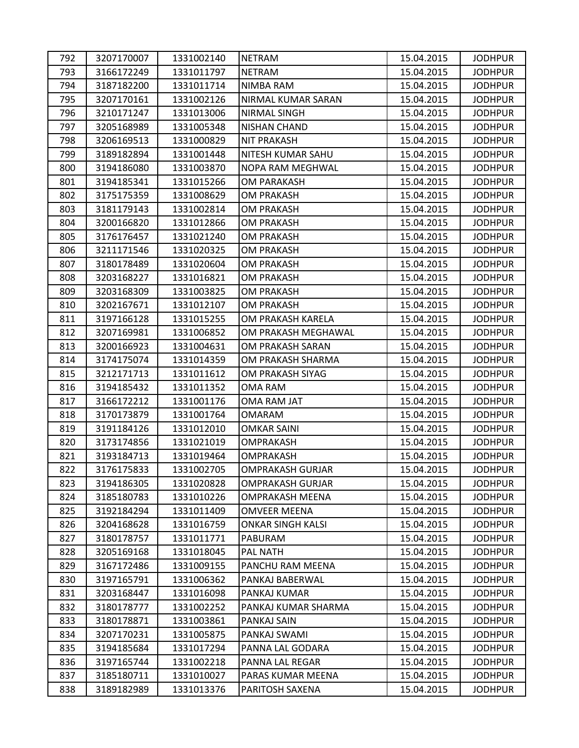| 792 | 3207170007 | 1331002140 | NETRAM | 15.04.2015 | JODHPUR |
|---|---|---|---|---|---|
| 793 | 3166172249 | 1331011797 | NETRAM | 15.04.2015 | JODHPUR |
| 794 | 3187182200 | 1331011714 | NIMBA RAM | 15.04.2015 | JODHPUR |
| 795 | 3207170161 | 1331002126 | NIRMAL KUMAR SARAN | 15.04.2015 | JODHPUR |
| 796 | 3210171247 | 1331013006 | NIRMAL SINGH | 15.04.2015 | JODHPUR |
| 797 | 3205168989 | 1331005348 | NISHAN CHAND | 15.04.2015 | JODHPUR |
| 798 | 3206169513 | 1331000829 | NIT PRAKASH | 15.04.2015 | JODHPUR |
| 799 | 3189182894 | 1331001448 | NITESH KUMAR SAHU | 15.04.2015 | JODHPUR |
| 800 | 3194186080 | 1331003870 | NOPA RAM MEGHWAL | 15.04.2015 | JODHPUR |
| 801 | 3194185341 | 1331015266 | OM PARAKASH | 15.04.2015 | JODHPUR |
| 802 | 3175175359 | 1331008629 | OM PRAKASH | 15.04.2015 | JODHPUR |
| 803 | 3181179143 | 1331002814 | OM PRAKASH | 15.04.2015 | JODHPUR |
| 804 | 3200166820 | 1331012866 | OM PRAKASH | 15.04.2015 | JODHPUR |
| 805 | 3176176457 | 1331021240 | OM PRAKASH | 15.04.2015 | JODHPUR |
| 806 | 3211171546 | 1331020325 | OM PRAKASH | 15.04.2015 | JODHPUR |
| 807 | 3180178489 | 1331020604 | OM PRAKASH | 15.04.2015 | JODHPUR |
| 808 | 3203168227 | 1331016821 | OM PRAKASH | 15.04.2015 | JODHPUR |
| 809 | 3203168309 | 1331003825 | OM PRAKASH | 15.04.2015 | JODHPUR |
| 810 | 3202167671 | 1331012107 | OM PRAKASH | 15.04.2015 | JODHPUR |
| 811 | 3197166128 | 1331015255 | OM PRAKASH KARELA | 15.04.2015 | JODHPUR |
| 812 | 3207169981 | 1331006852 | OM PRAKASH MEGHAWAL | 15.04.2015 | JODHPUR |
| 813 | 3200166923 | 1331004631 | OM PRAKASH SARAN | 15.04.2015 | JODHPUR |
| 814 | 3174175074 | 1331014359 | OM PRAKASH SHARMA | 15.04.2015 | JODHPUR |
| 815 | 3212171713 | 1331011612 | OM PRAKASH SIYAG | 15.04.2015 | JODHPUR |
| 816 | 3194185432 | 1331011352 | OMA RAM | 15.04.2015 | JODHPUR |
| 817 | 3166172212 | 1331001176 | OMA RAM JAT | 15.04.2015 | JODHPUR |
| 818 | 3170173879 | 1331001764 | OMARAM | 15.04.2015 | JODHPUR |
| 819 | 3191184126 | 1331012010 | OMKAR SAINI | 15.04.2015 | JODHPUR |
| 820 | 3173174856 | 1331021019 | OMPRAKASH | 15.04.2015 | JODHPUR |
| 821 | 3193184713 | 1331019464 | OMPRAKASH | 15.04.2015 | JODHPUR |
| 822 | 3176175833 | 1331002705 | OMPRAKASH GURJAR | 15.04.2015 | JODHPUR |
| 823 | 3194186305 | 1331020828 | OMPRAKASH GURJAR | 15.04.2015 | JODHPUR |
| 824 | 3185180783 | 1331010226 | OMPRAKASH MEENA | 15.04.2015 | JODHPUR |
| 825 | 3192184294 | 1331011409 | OMVEER MEENA | 15.04.2015 | JODHPUR |
| 826 | 3204168628 | 1331016759 | ONKAR SINGH KALSI | 15.04.2015 | JODHPUR |
| 827 | 3180178757 | 1331011771 | PABURAM | 15.04.2015 | JODHPUR |
| 828 | 3205169168 | 1331018045 | PAL NATH | 15.04.2015 | JODHPUR |
| 829 | 3167172486 | 1331009155 | PANCHU RAM MEENA | 15.04.2015 | JODHPUR |
| 830 | 3197165791 | 1331006362 | PANKAJ BABERWAL | 15.04.2015 | JODHPUR |
| 831 | 3203168447 | 1331016098 | PANKAJ KUMAR | 15.04.2015 | JODHPUR |
| 832 | 3180178777 | 1331002252 | PANKAJ KUMAR SHARMA | 15.04.2015 | JODHPUR |
| 833 | 3180178871 | 1331003861 | PANKAJ SAIN | 15.04.2015 | JODHPUR |
| 834 | 3207170231 | 1331005875 | PANKAJ SWAMI | 15.04.2015 | JODHPUR |
| 835 | 3194185684 | 1331017294 | PANNA LAL GODARA | 15.04.2015 | JODHPUR |
| 836 | 3197165744 | 1331002218 | PANNA LAL REGAR | 15.04.2015 | JODHPUR |
| 837 | 3185180711 | 1331010027 | PARAS KUMAR MEENA | 15.04.2015 | JODHPUR |
| 838 | 3189182989 | 1331013376 | PARITOSH SAXENA | 15.04.2015 | JODHPUR |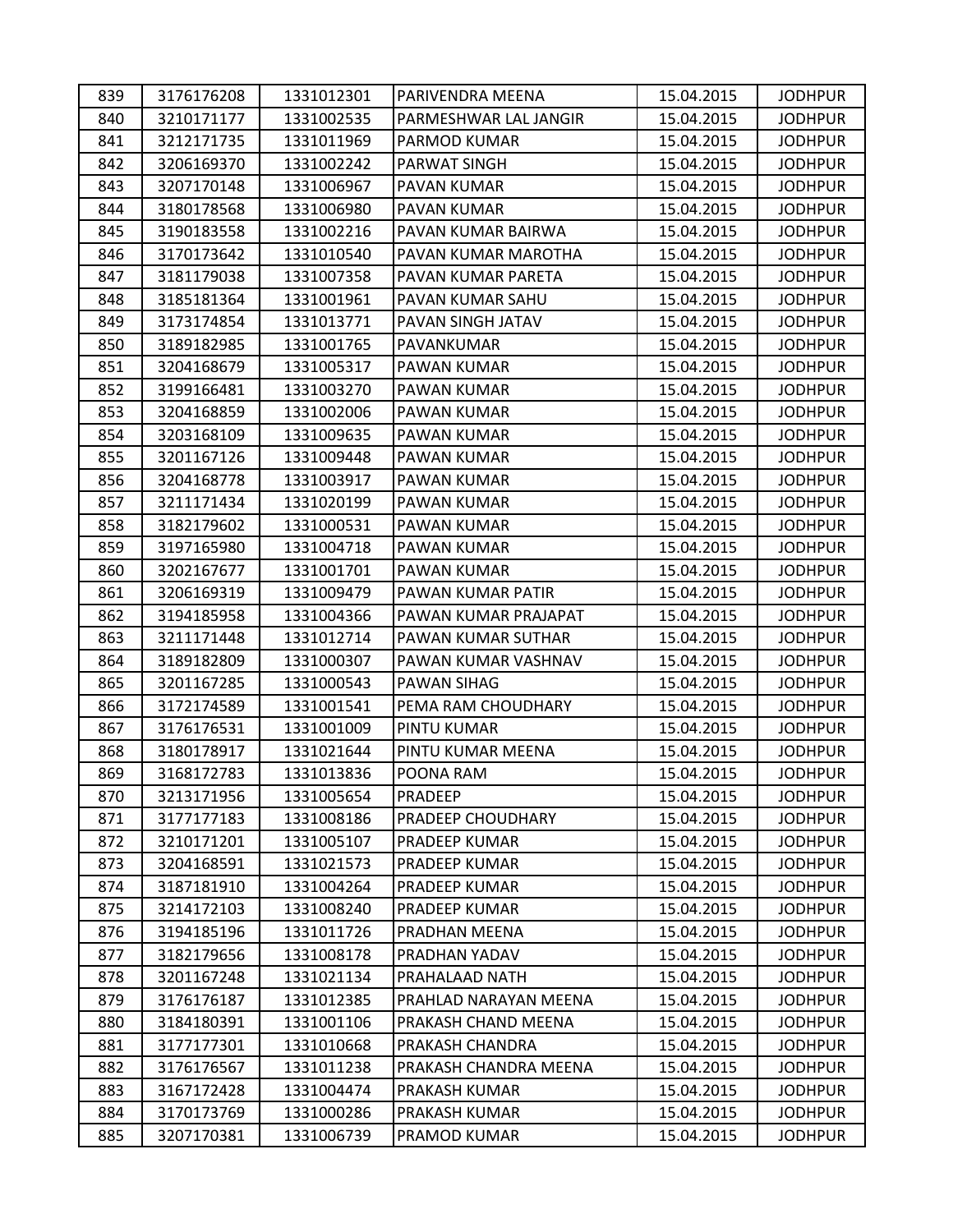| | | | | | |
|---|---|---|---|---|---|
| 839 | 3176176208 | 1331012301 | PARIVENDRA MEENA | 15.04.2015 | JODHPUR |
| 840 | 3210171177 | 1331002535 | PARMESHWAR LAL JANGIR | 15.04.2015 | JODHPUR |
| 841 | 3212171735 | 1331011969 | PARMOD KUMAR | 15.04.2015 | JODHPUR |
| 842 | 3206169370 | 1331002242 | PARWAT SINGH | 15.04.2015 | JODHPUR |
| 843 | 3207170148 | 1331006967 | PAVAN KUMAR | 15.04.2015 | JODHPUR |
| 844 | 3180178568 | 1331006980 | PAVAN KUMAR | 15.04.2015 | JODHPUR |
| 845 | 3190183558 | 1331002216 | PAVAN KUMAR BAIRWA | 15.04.2015 | JODHPUR |
| 846 | 3170173642 | 1331010540 | PAVAN KUMAR MAROTHA | 15.04.2015 | JODHPUR |
| 847 | 3181179038 | 1331007358 | PAVAN KUMAR PARETA | 15.04.2015 | JODHPUR |
| 848 | 3185181364 | 1331001961 | PAVAN KUMAR SAHU | 15.04.2015 | JODHPUR |
| 849 | 3173174854 | 1331013771 | PAVAN SINGH JATAV | 15.04.2015 | JODHPUR |
| 850 | 3189182985 | 1331001765 | PAVANKUMAR | 15.04.2015 | JODHPUR |
| 851 | 3204168679 | 1331005317 | PAWAN KUMAR | 15.04.2015 | JODHPUR |
| 852 | 3199166481 | 1331003270 | PAWAN KUMAR | 15.04.2015 | JODHPUR |
| 853 | 3204168859 | 1331002006 | PAWAN KUMAR | 15.04.2015 | JODHPUR |
| 854 | 3203168109 | 1331009635 | PAWAN KUMAR | 15.04.2015 | JODHPUR |
| 855 | 3201167126 | 1331009448 | PAWAN KUMAR | 15.04.2015 | JODHPUR |
| 856 | 3204168778 | 1331003917 | PAWAN KUMAR | 15.04.2015 | JODHPUR |
| 857 | 3211171434 | 1331020199 | PAWAN KUMAR | 15.04.2015 | JODHPUR |
| 858 | 3182179602 | 1331000531 | PAWAN KUMAR | 15.04.2015 | JODHPUR |
| 859 | 3197165980 | 1331004718 | PAWAN KUMAR | 15.04.2015 | JODHPUR |
| 860 | 3202167677 | 1331001701 | PAWAN KUMAR | 15.04.2015 | JODHPUR |
| 861 | 3206169319 | 1331009479 | PAWAN KUMAR PATIR | 15.04.2015 | JODHPUR |
| 862 | 3194185958 | 1331004366 | PAWAN KUMAR PRAJAPAT | 15.04.2015 | JODHPUR |
| 863 | 3211171448 | 1331012714 | PAWAN KUMAR SUTHAR | 15.04.2015 | JODHPUR |
| 864 | 3189182809 | 1331000307 | PAWAN KUMAR VASHNAV | 15.04.2015 | JODHPUR |
| 865 | 3201167285 | 1331000543 | PAWAN SIHAG | 15.04.2015 | JODHPUR |
| 866 | 3172174589 | 1331001541 | PEMA RAM CHOUDHARY | 15.04.2015 | JODHPUR |
| 867 | 3176176531 | 1331001009 | PINTU KUMAR | 15.04.2015 | JODHPUR |
| 868 | 3180178917 | 1331021644 | PINTU KUMAR MEENA | 15.04.2015 | JODHPUR |
| 869 | 3168172783 | 1331013836 | POONA RAM | 15.04.2015 | JODHPUR |
| 870 | 3213171956 | 1331005654 | PRADEEP | 15.04.2015 | JODHPUR |
| 871 | 3177177183 | 1331008186 | PRADEEP CHOUDHARY | 15.04.2015 | JODHPUR |
| 872 | 3210171201 | 1331005107 | PRADEEP KUMAR | 15.04.2015 | JODHPUR |
| 873 | 3204168591 | 1331021573 | PRADEEP KUMAR | 15.04.2015 | JODHPUR |
| 874 | 3187181910 | 1331004264 | PRADEEP KUMAR | 15.04.2015 | JODHPUR |
| 875 | 3214172103 | 1331008240 | PRADEEP KUMAR | 15.04.2015 | JODHPUR |
| 876 | 3194185196 | 1331011726 | PRADHAN MEENA | 15.04.2015 | JODHPUR |
| 877 | 3182179656 | 1331008178 | PRADHAN YADAV | 15.04.2015 | JODHPUR |
| 878 | 3201167248 | 1331021134 | PRAHALAAD NATH | 15.04.2015 | JODHPUR |
| 879 | 3176176187 | 1331012385 | PRAHLAD NARAYAN MEENA | 15.04.2015 | JODHPUR |
| 880 | 3184180391 | 1331001106 | PRAKASH CHAND MEENA | 15.04.2015 | JODHPUR |
| 881 | 3177177301 | 1331010668 | PRAKASH CHANDRA | 15.04.2015 | JODHPUR |
| 882 | 3176176567 | 1331011238 | PRAKASH CHANDRA MEENA | 15.04.2015 | JODHPUR |
| 883 | 3167172428 | 1331004474 | PRAKASH KUMAR | 15.04.2015 | JODHPUR |
| 884 | 3170173769 | 1331000286 | PRAKASH KUMAR | 15.04.2015 | JODHPUR |
| 885 | 3207170381 | 1331006739 | PRAMOD KUMAR | 15.04.2015 | JODHPUR |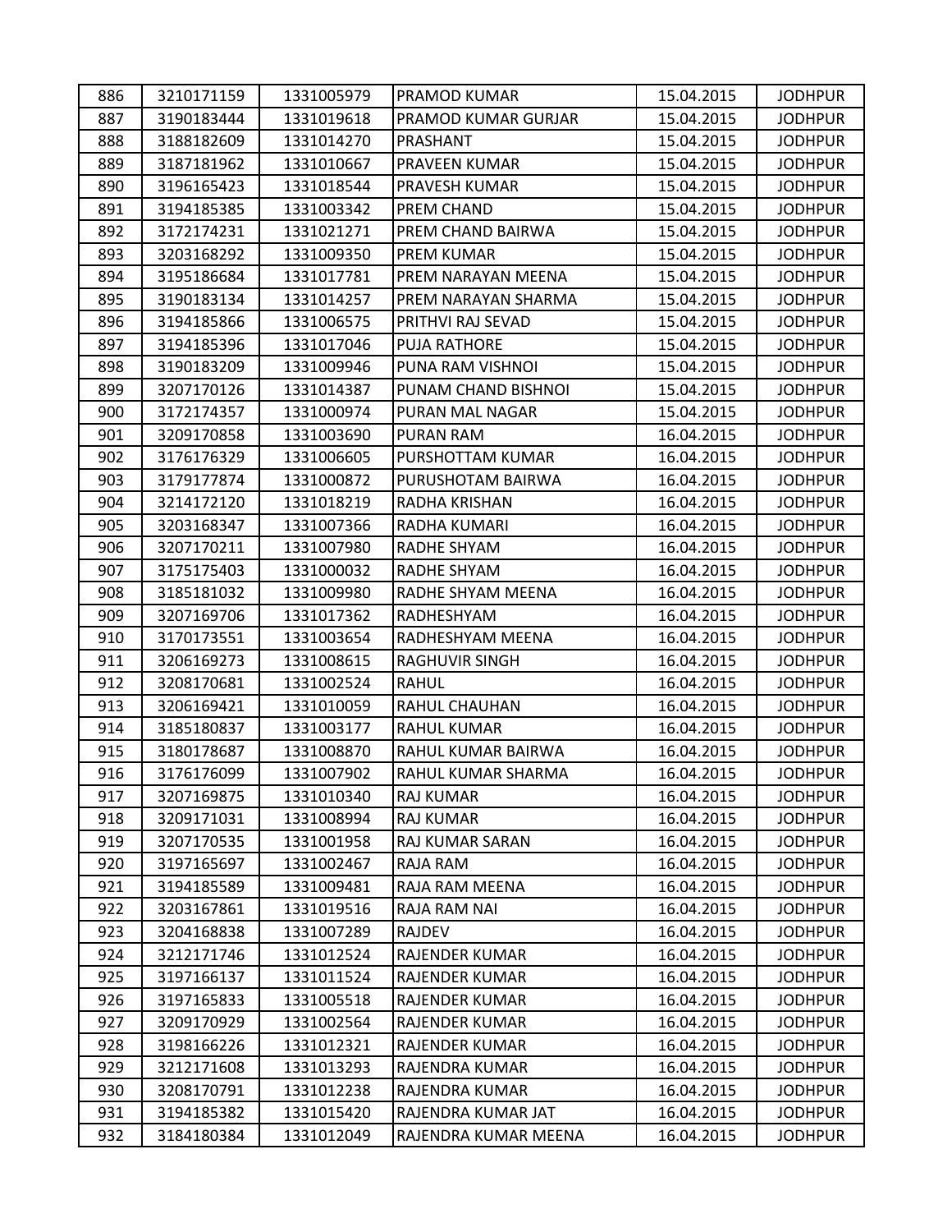| 886 | 3210171159 | 1331005979 | PRAMOD KUMAR | 15.04.2015 | JODHPUR |
|---|---|---|---|---|---|
| 887 | 3190183444 | 1331019618 | PRAMOD KUMAR GURJAR | 15.04.2015 | JODHPUR |
| 888 | 3188182609 | 1331014270 | PRASHANT | 15.04.2015 | JODHPUR |
| 889 | 3187181962 | 1331010667 | PRAVEEN KUMAR | 15.04.2015 | JODHPUR |
| 890 | 3196165423 | 1331018544 | PRAVESH KUMAR | 15.04.2015 | JODHPUR |
| 891 | 3194185385 | 1331003342 | PREM CHAND | 15.04.2015 | JODHPUR |
| 892 | 3172174231 | 1331021271 | PREM CHAND BAIRWA | 15.04.2015 | JODHPUR |
| 893 | 3203168292 | 1331009350 | PREM KUMAR | 15.04.2015 | JODHPUR |
| 894 | 3195186684 | 1331017781 | PREM NARAYAN MEENA | 15.04.2015 | JODHPUR |
| 895 | 3190183134 | 1331014257 | PREM NARAYAN SHARMA | 15.04.2015 | JODHPUR |
| 896 | 3194185866 | 1331006575 | PRITHVI RAJ SEVAD | 15.04.2015 | JODHPUR |
| 897 | 3194185396 | 1331017046 | PUJA RATHORE | 15.04.2015 | JODHPUR |
| 898 | 3190183209 | 1331009946 | PUNA RAM VISHNOI | 15.04.2015 | JODHPUR |
| 899 | 3207170126 | 1331014387 | PUNAM CHAND BISHNOI | 15.04.2015 | JODHPUR |
| 900 | 3172174357 | 1331000974 | PURAN MAL NAGAR | 15.04.2015 | JODHPUR |
| 901 | 3209170858 | 1331003690 | PURAN RAM | 16.04.2015 | JODHPUR |
| 902 | 3176176329 | 1331006605 | PURSHOTTAM KUMAR | 16.04.2015 | JODHPUR |
| 903 | 3179177874 | 1331000872 | PURUSHOTAM BAIRWA | 16.04.2015 | JODHPUR |
| 904 | 3214172120 | 1331018219 | RADHA KRISHAN | 16.04.2015 | JODHPUR |
| 905 | 3203168347 | 1331007366 | RADHA KUMARI | 16.04.2015 | JODHPUR |
| 906 | 3207170211 | 1331007980 | RADHE SHYAM | 16.04.2015 | JODHPUR |
| 907 | 3175175403 | 1331000032 | RADHE SHYAM | 16.04.2015 | JODHPUR |
| 908 | 3185181032 | 1331009980 | RADHE SHYAM MEENA | 16.04.2015 | JODHPUR |
| 909 | 3207169706 | 1331017362 | RADHESHYAM | 16.04.2015 | JODHPUR |
| 910 | 3170173551 | 1331003654 | RADHESHYAM MEENA | 16.04.2015 | JODHPUR |
| 911 | 3206169273 | 1331008615 | RAGHUVIR SINGH | 16.04.2015 | JODHPUR |
| 912 | 3208170681 | 1331002524 | RAHUL | 16.04.2015 | JODHPUR |
| 913 | 3206169421 | 1331010059 | RAHUL CHAUHAN | 16.04.2015 | JODHPUR |
| 914 | 3185180837 | 1331003177 | RAHUL KUMAR | 16.04.2015 | JODHPUR |
| 915 | 3180178687 | 1331008870 | RAHUL KUMAR BAIRWA | 16.04.2015 | JODHPUR |
| 916 | 3176176099 | 1331007902 | RAHUL KUMAR SHARMA | 16.04.2015 | JODHPUR |
| 917 | 3207169875 | 1331010340 | RAJ KUMAR | 16.04.2015 | JODHPUR |
| 918 | 3209171031 | 1331008994 | RAJ KUMAR | 16.04.2015 | JODHPUR |
| 919 | 3207170535 | 1331001958 | RAJ KUMAR SARAN | 16.04.2015 | JODHPUR |
| 920 | 3197165697 | 1331002467 | RAJA RAM | 16.04.2015 | JODHPUR |
| 921 | 3194185589 | 1331009481 | RAJA RAM MEENA | 16.04.2015 | JODHPUR |
| 922 | 3203167861 | 1331019516 | RAJA RAM NAI | 16.04.2015 | JODHPUR |
| 923 | 3204168838 | 1331007289 | RAJDEV | 16.04.2015 | JODHPUR |
| 924 | 3212171746 | 1331012524 | RAJENDER KUMAR | 16.04.2015 | JODHPUR |
| 925 | 3197166137 | 1331011524 | RAJENDER KUMAR | 16.04.2015 | JODHPUR |
| 926 | 3197165833 | 1331005518 | RAJENDER KUMAR | 16.04.2015 | JODHPUR |
| 927 | 3209170929 | 1331002564 | RAJENDER KUMAR | 16.04.2015 | JODHPUR |
| 928 | 3198166226 | 1331012321 | RAJENDER KUMAR | 16.04.2015 | JODHPUR |
| 929 | 3212171608 | 1331013293 | RAJENDRA KUMAR | 16.04.2015 | JODHPUR |
| 930 | 3208170791 | 1331012238 | RAJENDRA KUMAR | 16.04.2015 | JODHPUR |
| 931 | 3194185382 | 1331015420 | RAJENDRA KUMAR JAT | 16.04.2015 | JODHPUR |
| 932 | 3184180384 | 1331012049 | RAJENDRA KUMAR MEENA | 16.04.2015 | JODHPUR |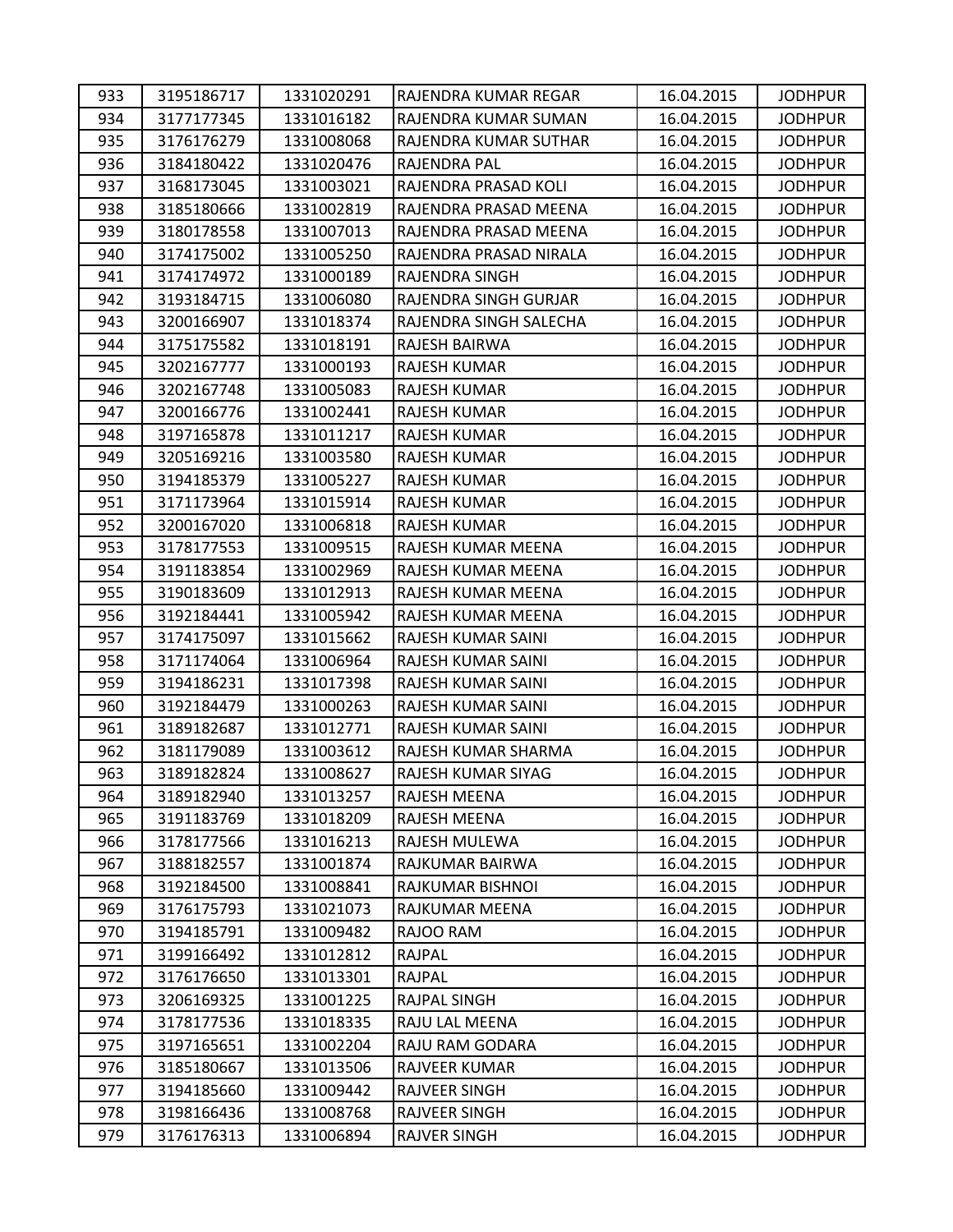| 933 | 3195186717 | 1331020291 | RAJENDRA KUMAR REGAR | 16.04.2015 | JODHPUR |
|---|---|---|---|---|---|
| 934 | 3177177345 | 1331016182 | RAJENDRA KUMAR SUMAN | 16.04.2015 | JODHPUR |
| 935 | 3176176279 | 1331008068 | RAJENDRA KUMAR SUTHAR | 16.04.2015 | JODHPUR |
| 936 | 3184180422 | 1331020476 | RAJENDRA PAL | 16.04.2015 | JODHPUR |
| 937 | 3168173045 | 1331003021 | RAJENDRA PRASAD KOLI | 16.04.2015 | JODHPUR |
| 938 | 3185180666 | 1331002819 | RAJENDRA PRASAD MEENA | 16.04.2015 | JODHPUR |
| 939 | 3180178558 | 1331007013 | RAJENDRA PRASAD MEENA | 16.04.2015 | JODHPUR |
| 940 | 3174175002 | 1331005250 | RAJENDRA PRASAD NIRALA | 16.04.2015 | JODHPUR |
| 941 | 3174174972 | 1331000189 | RAJENDRA SINGH | 16.04.2015 | JODHPUR |
| 942 | 3193184715 | 1331006080 | RAJENDRA SINGH GURJAR | 16.04.2015 | JODHPUR |
| 943 | 3200166907 | 1331018374 | RAJENDRA SINGH SALECHA | 16.04.2015 | JODHPUR |
| 944 | 3175175582 | 1331018191 | RAJESH BAIRWA | 16.04.2015 | JODHPUR |
| 945 | 3202167777 | 1331000193 | RAJESH KUMAR | 16.04.2015 | JODHPUR |
| 946 | 3202167748 | 1331005083 | RAJESH KUMAR | 16.04.2015 | JODHPUR |
| 947 | 3200166776 | 1331002441 | RAJESH KUMAR | 16.04.2015 | JODHPUR |
| 948 | 3197165878 | 1331011217 | RAJESH KUMAR | 16.04.2015 | JODHPUR |
| 949 | 3205169216 | 1331003580 | RAJESH KUMAR | 16.04.2015 | JODHPUR |
| 950 | 3194185379 | 1331005227 | RAJESH KUMAR | 16.04.2015 | JODHPUR |
| 951 | 3171173964 | 1331015914 | RAJESH KUMAR | 16.04.2015 | JODHPUR |
| 952 | 3200167020 | 1331006818 | RAJESH KUMAR | 16.04.2015 | JODHPUR |
| 953 | 3178177553 | 1331009515 | RAJESH KUMAR MEENA | 16.04.2015 | JODHPUR |
| 954 | 3191183854 | 1331002969 | RAJESH KUMAR MEENA | 16.04.2015 | JODHPUR |
| 955 | 3190183609 | 1331012913 | RAJESH KUMAR MEENA | 16.04.2015 | JODHPUR |
| 956 | 3192184441 | 1331005942 | RAJESH KUMAR MEENA | 16.04.2015 | JODHPUR |
| 957 | 3174175097 | 1331015662 | RAJESH KUMAR SAINI | 16.04.2015 | JODHPUR |
| 958 | 3171174064 | 1331006964 | RAJESH KUMAR SAINI | 16.04.2015 | JODHPUR |
| 959 | 3194186231 | 1331017398 | RAJESH KUMAR SAINI | 16.04.2015 | JODHPUR |
| 960 | 3192184479 | 1331000263 | RAJESH KUMAR SAINI | 16.04.2015 | JODHPUR |
| 961 | 3189182687 | 1331012771 | RAJESH KUMAR SAINI | 16.04.2015 | JODHPUR |
| 962 | 3181179089 | 1331003612 | RAJESH KUMAR SHARMA | 16.04.2015 | JODHPUR |
| 963 | 3189182824 | 1331008627 | RAJESH KUMAR SIYAG | 16.04.2015 | JODHPUR |
| 964 | 3189182940 | 1331013257 | RAJESH MEENA | 16.04.2015 | JODHPUR |
| 965 | 3191183769 | 1331018209 | RAJESH MEENA | 16.04.2015 | JODHPUR |
| 966 | 3178177566 | 1331016213 | RAJESH MULEWA | 16.04.2015 | JODHPUR |
| 967 | 3188182557 | 1331001874 | RAJKUMAR BAIRWA | 16.04.2015 | JODHPUR |
| 968 | 3192184500 | 1331008841 | RAJKUMAR BISHNOI | 16.04.2015 | JODHPUR |
| 969 | 3176175793 | 1331021073 | RAJKUMAR MEENA | 16.04.2015 | JODHPUR |
| 970 | 3194185791 | 1331009482 | RAJOO RAM | 16.04.2015 | JODHPUR |
| 971 | 3199166492 | 1331012812 | RAJPAL | 16.04.2015 | JODHPUR |
| 972 | 3176176650 | 1331013301 | RAJPAL | 16.04.2015 | JODHPUR |
| 973 | 3206169325 | 1331001225 | RAJPAL SINGH | 16.04.2015 | JODHPUR |
| 974 | 3178177536 | 1331018335 | RAJU LAL MEENA | 16.04.2015 | JODHPUR |
| 975 | 3197165651 | 1331002204 | RAJU RAM GODARA | 16.04.2015 | JODHPUR |
| 976 | 3185180667 | 1331013506 | RAJVEER KUMAR | 16.04.2015 | JODHPUR |
| 977 | 3194185660 | 1331009442 | RAJVEER SINGH | 16.04.2015 | JODHPUR |
| 978 | 3198166436 | 1331008768 | RAJVEER SINGH | 16.04.2015 | JODHPUR |
| 979 | 3176176313 | 1331006894 | RAJVER SINGH | 16.04.2015 | JODHPUR |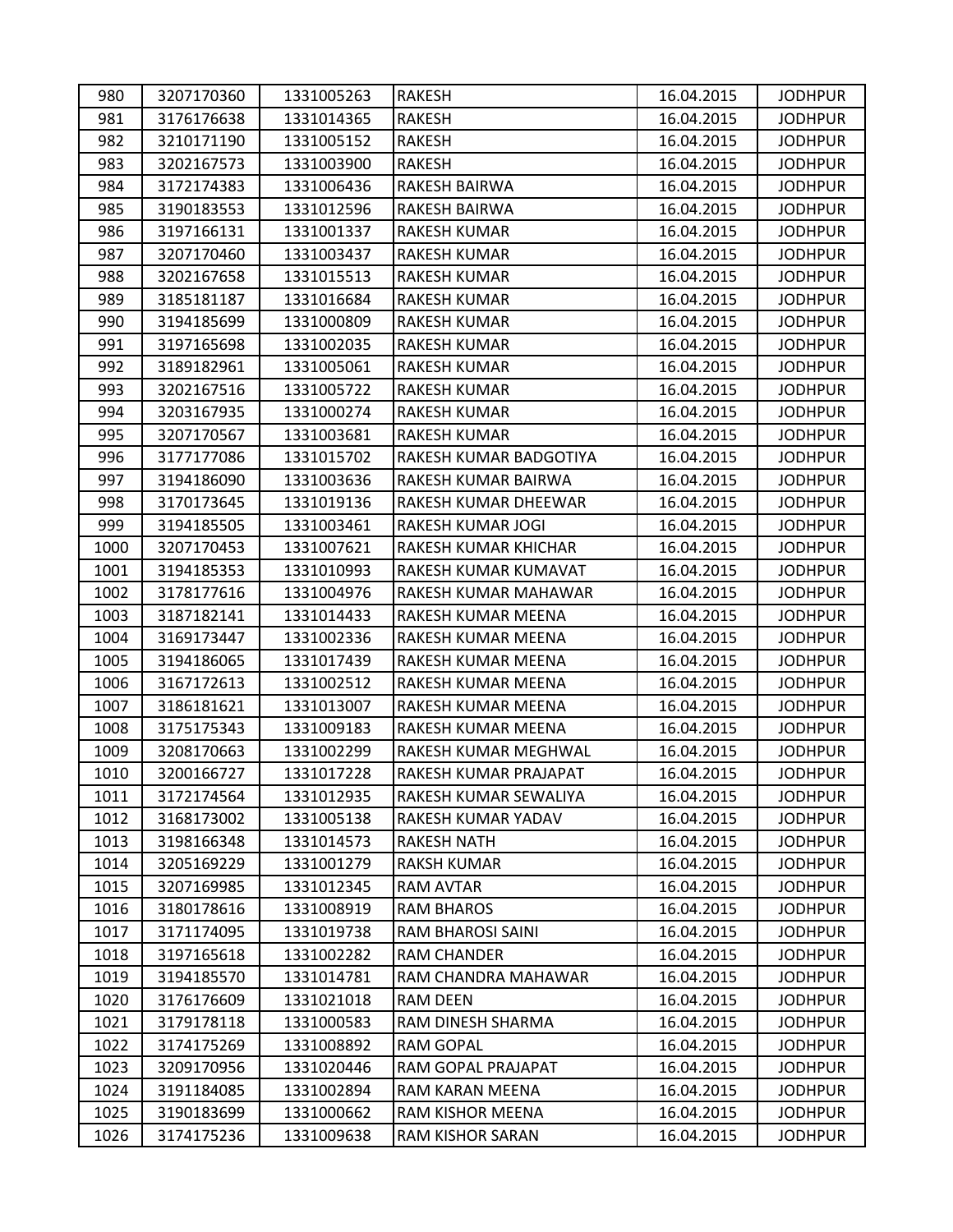| 980 | 3207170360 | 1331005263 | RAKESH | 16.04.2015 | JODHPUR |
|---|---|---|---|---|---|
| 981 | 3176176638 | 1331014365 | RAKESH | 16.04.2015 | JODHPUR |
| 982 | 3210171190 | 1331005152 | RAKESH | 16.04.2015 | JODHPUR |
| 983 | 3202167573 | 1331003900 | RAKESH | 16.04.2015 | JODHPUR |
| 984 | 3172174383 | 1331006436 | RAKESH BAIRWA | 16.04.2015 | JODHPUR |
| 985 | 3190183553 | 1331012596 | RAKESH BAIRWA | 16.04.2015 | JODHPUR |
| 986 | 3197166131 | 1331001337 | RAKESH KUMAR | 16.04.2015 | JODHPUR |
| 987 | 3207170460 | 1331003437 | RAKESH KUMAR | 16.04.2015 | JODHPUR |
| 988 | 3202167658 | 1331015513 | RAKESH KUMAR | 16.04.2015 | JODHPUR |
| 989 | 3185181187 | 1331016684 | RAKESH KUMAR | 16.04.2015 | JODHPUR |
| 990 | 3194185699 | 1331000809 | RAKESH KUMAR | 16.04.2015 | JODHPUR |
| 991 | 3197165698 | 1331002035 | RAKESH KUMAR | 16.04.2015 | JODHPUR |
| 992 | 3189182961 | 1331005061 | RAKESH KUMAR | 16.04.2015 | JODHPUR |
| 993 | 3202167516 | 1331005722 | RAKESH KUMAR | 16.04.2015 | JODHPUR |
| 994 | 3203167935 | 1331000274 | RAKESH KUMAR | 16.04.2015 | JODHPUR |
| 995 | 3207170567 | 1331003681 | RAKESH KUMAR | 16.04.2015 | JODHPUR |
| 996 | 3177177086 | 1331015702 | RAKESH KUMAR BADGOTIYA | 16.04.2015 | JODHPUR |
| 997 | 3194186090 | 1331003636 | RAKESH KUMAR BAIRWA | 16.04.2015 | JODHPUR |
| 998 | 3170173645 | 1331019136 | RAKESH KUMAR DHEEWAR | 16.04.2015 | JODHPUR |
| 999 | 3194185505 | 1331003461 | RAKESH KUMAR JOGI | 16.04.2015 | JODHPUR |
| 1000 | 3207170453 | 1331007621 | RAKESH KUMAR KHICHAR | 16.04.2015 | JODHPUR |
| 1001 | 3194185353 | 1331010993 | RAKESH KUMAR KUMAVAT | 16.04.2015 | JODHPUR |
| 1002 | 3178177616 | 1331004976 | RAKESH KUMAR MAHAWAR | 16.04.2015 | JODHPUR |
| 1003 | 3187182141 | 1331014433 | RAKESH KUMAR MEENA | 16.04.2015 | JODHPUR |
| 1004 | 3169173447 | 1331002336 | RAKESH KUMAR MEENA | 16.04.2015 | JODHPUR |
| 1005 | 3194186065 | 1331017439 | RAKESH KUMAR MEENA | 16.04.2015 | JODHPUR |
| 1006 | 3167172613 | 1331002512 | RAKESH KUMAR MEENA | 16.04.2015 | JODHPUR |
| 1007 | 3186181621 | 1331013007 | RAKESH KUMAR MEENA | 16.04.2015 | JODHPUR |
| 1008 | 3175175343 | 1331009183 | RAKESH KUMAR MEENA | 16.04.2015 | JODHPUR |
| 1009 | 3208170663 | 1331002299 | RAKESH KUMAR MEGHWAL | 16.04.2015 | JODHPUR |
| 1010 | 3200166727 | 1331017228 | RAKESH KUMAR PRAJAPAT | 16.04.2015 | JODHPUR |
| 1011 | 3172174564 | 1331012935 | RAKESH KUMAR SEWALIYA | 16.04.2015 | JODHPUR |
| 1012 | 3168173002 | 1331005138 | RAKESH KUMAR YADAV | 16.04.2015 | JODHPUR |
| 1013 | 3198166348 | 1331014573 | RAKESH NATH | 16.04.2015 | JODHPUR |
| 1014 | 3205169229 | 1331001279 | RAKSH KUMAR | 16.04.2015 | JODHPUR |
| 1015 | 3207169985 | 1331012345 | RAM AVTAR | 16.04.2015 | JODHPUR |
| 1016 | 3180178616 | 1331008919 | RAM BHAROS | 16.04.2015 | JODHPUR |
| 1017 | 3171174095 | 1331019738 | RAM BHAROSI SAINI | 16.04.2015 | JODHPUR |
| 1018 | 3197165618 | 1331002282 | RAM CHANDER | 16.04.2015 | JODHPUR |
| 1019 | 3194185570 | 1331014781 | RAM CHANDRA MAHAWAR | 16.04.2015 | JODHPUR |
| 1020 | 3176176609 | 1331021018 | RAM DEEN | 16.04.2015 | JODHPUR |
| 1021 | 3179178118 | 1331000583 | RAM DINESH SHARMA | 16.04.2015 | JODHPUR |
| 1022 | 3174175269 | 1331008892 | RAM GOPAL | 16.04.2015 | JODHPUR |
| 1023 | 3209170956 | 1331020446 | RAM GOPAL PRAJAPAT | 16.04.2015 | JODHPUR |
| 1024 | 3191184085 | 1331002894 | RAM KARAN MEENA | 16.04.2015 | JODHPUR |
| 1025 | 3190183699 | 1331000662 | RAM KISHOR MEENA | 16.04.2015 | JODHPUR |
| 1026 | 3174175236 | 1331009638 | RAM KISHOR SARAN | 16.04.2015 | JODHPUR |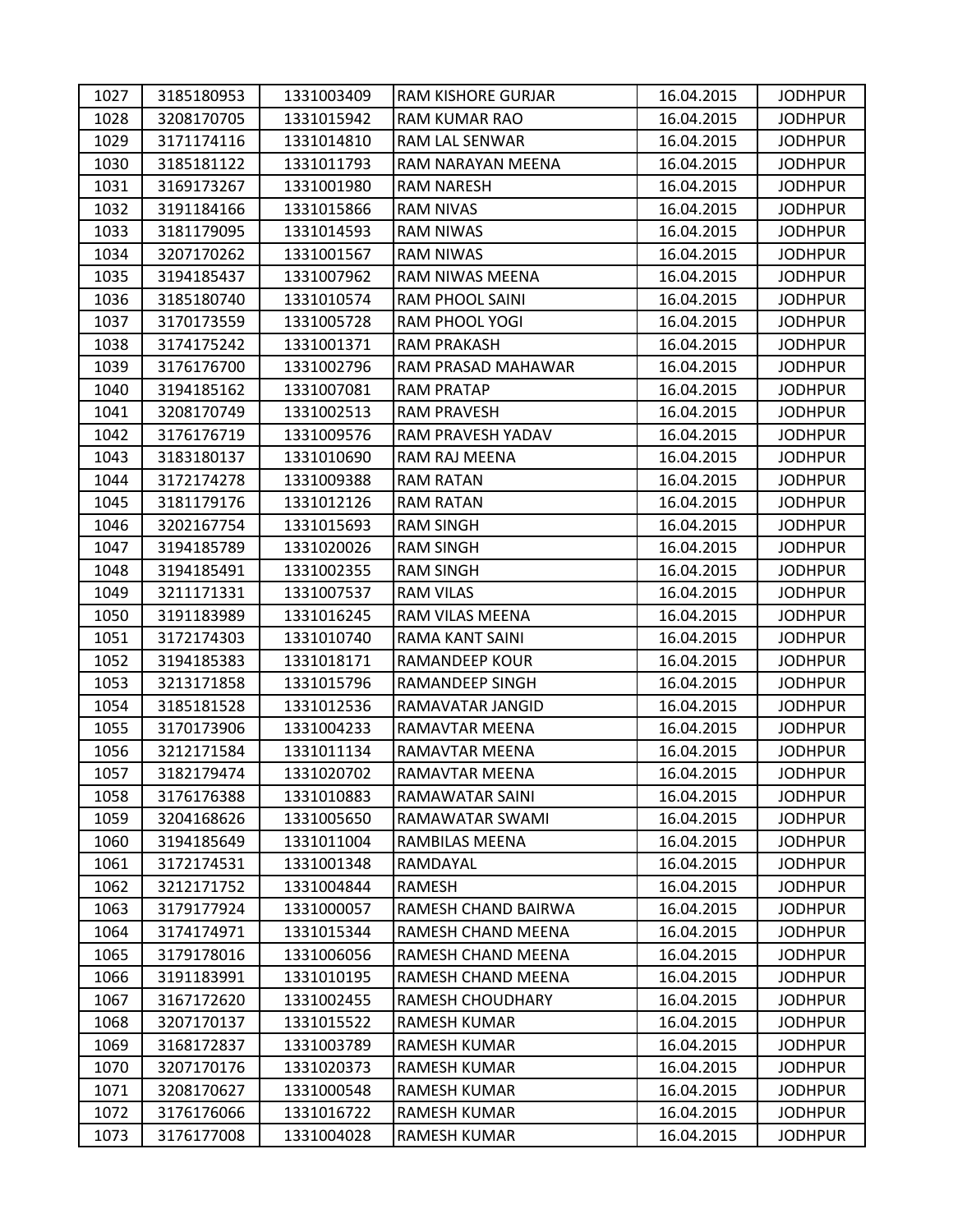| 1027 | 3185180953 | 1331003409 | RAM KISHORE GURJAR | 16.04.2015 | JODHPUR |
|---|---|---|---|---|---|
| 1028 | 3208170705 | 1331015942 | RAM KUMAR RAO | 16.04.2015 | JODHPUR |
| 1029 | 3171174116 | 1331014810 | RAM LAL SENWAR | 16.04.2015 | JODHPUR |
| 1030 | 3185181122 | 1331011793 | RAM NARAYAN MEENA | 16.04.2015 | JODHPUR |
| 1031 | 3169173267 | 1331001980 | RAM NARESH | 16.04.2015 | JODHPUR |
| 1032 | 3191184166 | 1331015866 | RAM NIVAS | 16.04.2015 | JODHPUR |
| 1033 | 3181179095 | 1331014593 | RAM NIWAS | 16.04.2015 | JODHPUR |
| 1034 | 3207170262 | 1331001567 | RAM NIWAS | 16.04.2015 | JODHPUR |
| 1035 | 3194185437 | 1331007962 | RAM NIWAS MEENA | 16.04.2015 | JODHPUR |
| 1036 | 3185180740 | 1331010574 | RAM PHOOL SAINI | 16.04.2015 | JODHPUR |
| 1037 | 3170173559 | 1331005728 | RAM PHOOL YOGI | 16.04.2015 | JODHPUR |
| 1038 | 3174175242 | 1331001371 | RAM PRAKASH | 16.04.2015 | JODHPUR |
| 1039 | 3176176700 | 1331002796 | RAM PRASAD MAHAWAR | 16.04.2015 | JODHPUR |
| 1040 | 3194185162 | 1331007081 | RAM PRATAP | 16.04.2015 | JODHPUR |
| 1041 | 3208170749 | 1331002513 | RAM PRAVESH | 16.04.2015 | JODHPUR |
| 1042 | 3176176719 | 1331009576 | RAM PRAVESH YADAV | 16.04.2015 | JODHPUR |
| 1043 | 3183180137 | 1331010690 | RAM RAJ MEENA | 16.04.2015 | JODHPUR |
| 1044 | 3172174278 | 1331009388 | RAM RATAN | 16.04.2015 | JODHPUR |
| 1045 | 3181179176 | 1331012126 | RAM RATAN | 16.04.2015 | JODHPUR |
| 1046 | 3202167754 | 1331015693 | RAM SINGH | 16.04.2015 | JODHPUR |
| 1047 | 3194185789 | 1331020026 | RAM SINGH | 16.04.2015 | JODHPUR |
| 1048 | 3194185491 | 1331002355 | RAM SINGH | 16.04.2015 | JODHPUR |
| 1049 | 3211171331 | 1331007537 | RAM VILAS | 16.04.2015 | JODHPUR |
| 1050 | 3191183989 | 1331016245 | RAM VILAS MEENA | 16.04.2015 | JODHPUR |
| 1051 | 3172174303 | 1331010740 | RAMA KANT SAINI | 16.04.2015 | JODHPUR |
| 1052 | 3194185383 | 1331018171 | RAMANDEEP KOUR | 16.04.2015 | JODHPUR |
| 1053 | 3213171858 | 1331015796 | RAMANDEEP SINGH | 16.04.2015 | JODHPUR |
| 1054 | 3185181528 | 1331012536 | RAMAVATAR JANGID | 16.04.2015 | JODHPUR |
| 1055 | 3170173906 | 1331004233 | RAMAVTAR MEENA | 16.04.2015 | JODHPUR |
| 1056 | 3212171584 | 1331011134 | RAMAVTAR MEENA | 16.04.2015 | JODHPUR |
| 1057 | 3182179474 | 1331020702 | RAMAVTAR MEENA | 16.04.2015 | JODHPUR |
| 1058 | 3176176388 | 1331010883 | RAMAWATAR SAINI | 16.04.2015 | JODHPUR |
| 1059 | 3204168626 | 1331005650 | RAMAWATAR SWAMI | 16.04.2015 | JODHPUR |
| 1060 | 3194185649 | 1331011004 | RAMBILAS MEENA | 16.04.2015 | JODHPUR |
| 1061 | 3172174531 | 1331001348 | RAMDAYAL | 16.04.2015 | JODHPUR |
| 1062 | 3212171752 | 1331004844 | RAMESH | 16.04.2015 | JODHPUR |
| 1063 | 3179177924 | 1331000057 | RAMESH CHAND BAIRWA | 16.04.2015 | JODHPUR |
| 1064 | 3174174971 | 1331015344 | RAMESH CHAND MEENA | 16.04.2015 | JODHPUR |
| 1065 | 3179178016 | 1331006056 | RAMESH CHAND MEENA | 16.04.2015 | JODHPUR |
| 1066 | 3191183991 | 1331010195 | RAMESH CHAND MEENA | 16.04.2015 | JODHPUR |
| 1067 | 3167172620 | 1331002455 | RAMESH CHOUDHARY | 16.04.2015 | JODHPUR |
| 1068 | 3207170137 | 1331015522 | RAMESH KUMAR | 16.04.2015 | JODHPUR |
| 1069 | 3168172837 | 1331003789 | RAMESH KUMAR | 16.04.2015 | JODHPUR |
| 1070 | 3207170176 | 1331020373 | RAMESH KUMAR | 16.04.2015 | JODHPUR |
| 1071 | 3208170627 | 1331000548 | RAMESH KUMAR | 16.04.2015 | JODHPUR |
| 1072 | 3176176066 | 1331016722 | RAMESH KUMAR | 16.04.2015 | JODHPUR |
| 1073 | 3176177008 | 1331004028 | RAMESH KUMAR | 16.04.2015 | JODHPUR |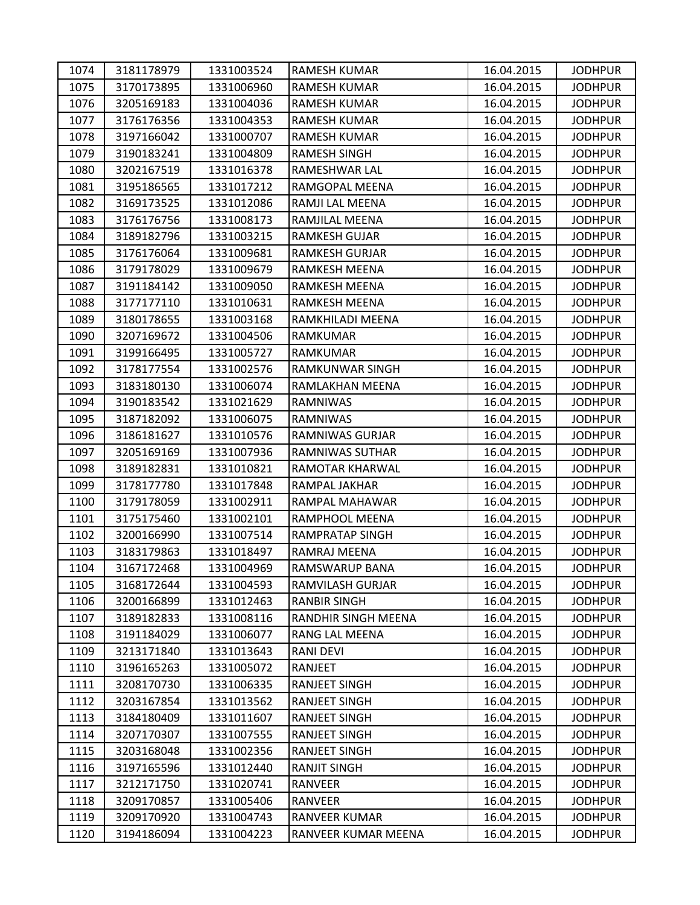| 1074 | 3181178979 | 1331003524 | RAMESH KUMAR | 16.04.2015 | JODHPUR |
|---|---|---|---|---|---|
| 1075 | 3170173895 | 1331006960 | RAMESH KUMAR | 16.04.2015 | JODHPUR |
| 1076 | 3205169183 | 1331004036 | RAMESH KUMAR | 16.04.2015 | JODHPUR |
| 1077 | 3176176356 | 1331004353 | RAMESH KUMAR | 16.04.2015 | JODHPUR |
| 1078 | 3197166042 | 1331000707 | RAMESH KUMAR | 16.04.2015 | JODHPUR |
| 1079 | 3190183241 | 1331004809 | RAMESH SINGH | 16.04.2015 | JODHPUR |
| 1080 | 3202167519 | 1331016378 | RAMESHWAR LAL | 16.04.2015 | JODHPUR |
| 1081 | 3195186565 | 1331017212 | RAMGOPAL MEENA | 16.04.2015 | JODHPUR |
| 1082 | 3169173525 | 1331012086 | RAMJI LAL MEENA | 16.04.2015 | JODHPUR |
| 1083 | 3176176756 | 1331008173 | RAMJILAL MEENA | 16.04.2015 | JODHPUR |
| 1084 | 3189182796 | 1331003215 | RAMKESH GUJAR | 16.04.2015 | JODHPUR |
| 1085 | 3176176064 | 1331009681 | RAMKESH GURJAR | 16.04.2015 | JODHPUR |
| 1086 | 3179178029 | 1331009679 | RAMKESH MEENA | 16.04.2015 | JODHPUR |
| 1087 | 3191184142 | 1331009050 | RAMKESH MEENA | 16.04.2015 | JODHPUR |
| 1088 | 3177177110 | 1331010631 | RAMKESH MEENA | 16.04.2015 | JODHPUR |
| 1089 | 3180178655 | 1331003168 | RAMKHILADI MEENA | 16.04.2015 | JODHPUR |
| 1090 | 3207169672 | 1331004506 | RAMKUMAR | 16.04.2015 | JODHPUR |
| 1091 | 3199166495 | 1331005727 | RAMKUMAR | 16.04.2015 | JODHPUR |
| 1092 | 3178177554 | 1331002576 | RAMKUNWAR SINGH | 16.04.2015 | JODHPUR |
| 1093 | 3183180130 | 1331006074 | RAMLAKHAN MEENA | 16.04.2015 | JODHPUR |
| 1094 | 3190183542 | 1331021629 | RAMNIWAS | 16.04.2015 | JODHPUR |
| 1095 | 3187182092 | 1331006075 | RAMNIWAS | 16.04.2015 | JODHPUR |
| 1096 | 3186181627 | 1331010576 | RAMNIWAS GURJAR | 16.04.2015 | JODHPUR |
| 1097 | 3205169169 | 1331007936 | RAMNIWAS SUTHAR | 16.04.2015 | JODHPUR |
| 1098 | 3189182831 | 1331010821 | RAMOTAR KHARWAL | 16.04.2015 | JODHPUR |
| 1099 | 3178177780 | 1331017848 | RAMPAL JAKHAR | 16.04.2015 | JODHPUR |
| 1100 | 3179178059 | 1331002911 | RAMPAL MAHAWAR | 16.04.2015 | JODHPUR |
| 1101 | 3175175460 | 1331002101 | RAMPHOOL MEENA | 16.04.2015 | JODHPUR |
| 1102 | 3200166990 | 1331007514 | RAMPRATAP SINGH | 16.04.2015 | JODHPUR |
| 1103 | 3183179863 | 1331018497 | RAMRAJ MEENA | 16.04.2015 | JODHPUR |
| 1104 | 3167172468 | 1331004969 | RAMSWARUP BANA | 16.04.2015 | JODHPUR |
| 1105 | 3168172644 | 1331004593 | RAMVILASH GURJAR | 16.04.2015 | JODHPUR |
| 1106 | 3200166899 | 1331012463 | RANBIR SINGH | 16.04.2015 | JODHPUR |
| 1107 | 3189182833 | 1331008116 | RANDHIR SINGH MEENA | 16.04.2015 | JODHPUR |
| 1108 | 3191184029 | 1331006077 | RANG LAL MEENA | 16.04.2015 | JODHPUR |
| 1109 | 3213171840 | 1331013643 | RANI DEVI | 16.04.2015 | JODHPUR |
| 1110 | 3196165263 | 1331005072 | RANJEET | 16.04.2015 | JODHPUR |
| 1111 | 3208170730 | 1331006335 | RANJEET SINGH | 16.04.2015 | JODHPUR |
| 1112 | 3203167854 | 1331013562 | RANJEET SINGH | 16.04.2015 | JODHPUR |
| 1113 | 3184180409 | 1331011607 | RANJEET SINGH | 16.04.2015 | JODHPUR |
| 1114 | 3207170307 | 1331007555 | RANJEET SINGH | 16.04.2015 | JODHPUR |
| 1115 | 3203168048 | 1331002356 | RANJEET SINGH | 16.04.2015 | JODHPUR |
| 1116 | 3197165596 | 1331012440 | RANJIT SINGH | 16.04.2015 | JODHPUR |
| 1117 | 3212171750 | 1331020741 | RANVEER | 16.04.2015 | JODHPUR |
| 1118 | 3209170857 | 1331005406 | RANVEER | 16.04.2015 | JODHPUR |
| 1119 | 3209170920 | 1331004743 | RANVEER KUMAR | 16.04.2015 | JODHPUR |
| 1120 | 3194186094 | 1331004223 | RANVEER KUMAR MEENA | 16.04.2015 | JODHPUR |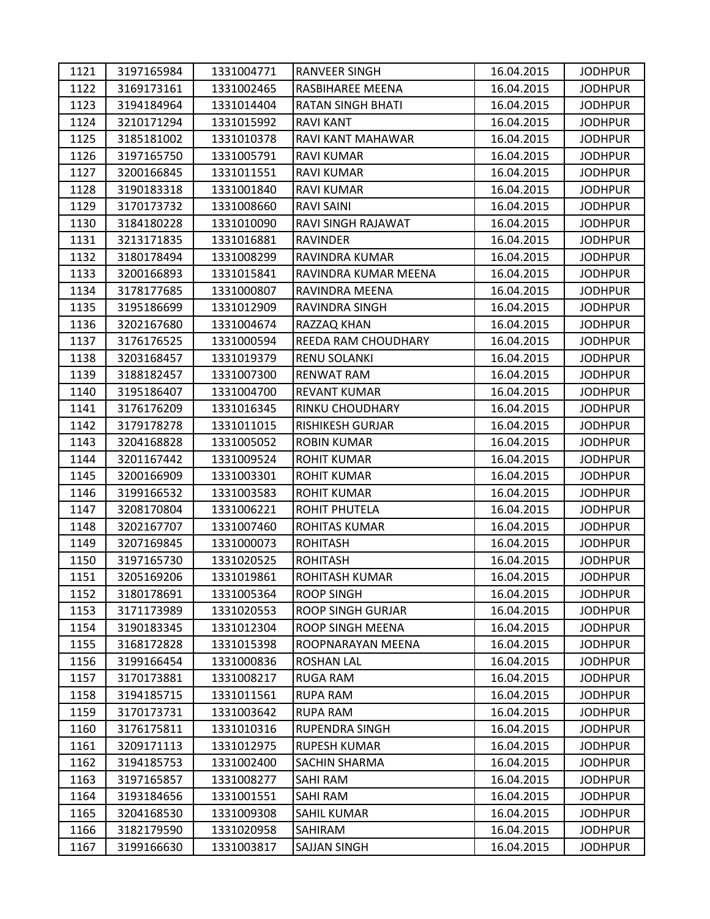| 1121 | 3197165984 | 1331004771 | RANVEER SINGH | 16.04.2015 | JODHPUR |
|---|---|---|---|---|---|
| 1122 | 3169173161 | 1331002465 | RASBIHAREE MEENA | 16.04.2015 | JODHPUR |
| 1123 | 3194184964 | 1331014404 | RATAN SINGH BHATI | 16.04.2015 | JODHPUR |
| 1124 | 3210171294 | 1331015992 | RAVI KANT | 16.04.2015 | JODHPUR |
| 1125 | 3185181002 | 1331010378 | RAVI KANT MAHAWAR | 16.04.2015 | JODHPUR |
| 1126 | 3197165750 | 1331005791 | RAVI KUMAR | 16.04.2015 | JODHPUR |
| 1127 | 3200166845 | 1331011551 | RAVI KUMAR | 16.04.2015 | JODHPUR |
| 1128 | 3190183318 | 1331001840 | RAVI KUMAR | 16.04.2015 | JODHPUR |
| 1129 | 3170173732 | 1331008660 | RAVI SAINI | 16.04.2015 | JODHPUR |
| 1130 | 3184180228 | 1331010090 | RAVI SINGH RAJAWAT | 16.04.2015 | JODHPUR |
| 1131 | 3213171835 | 1331016881 | RAVINDER | 16.04.2015 | JODHPUR |
| 1132 | 3180178494 | 1331008299 | RAVINDRA KUMAR | 16.04.2015 | JODHPUR |
| 1133 | 3200166893 | 1331015841 | RAVINDRA KUMAR MEENA | 16.04.2015 | JODHPUR |
| 1134 | 3178177685 | 1331000807 | RAVINDRA MEENA | 16.04.2015 | JODHPUR |
| 1135 | 3195186699 | 1331012909 | RAVINDRA SINGH | 16.04.2015 | JODHPUR |
| 1136 | 3202167680 | 1331004674 | RAZZAQ KHAN | 16.04.2015 | JODHPUR |
| 1137 | 3176176525 | 1331000594 | REEDA RAM CHOUDHARY | 16.04.2015 | JODHPUR |
| 1138 | 3203168457 | 1331019379 | RENU SOLANKI | 16.04.2015 | JODHPUR |
| 1139 | 3188182457 | 1331007300 | RENWAT RAM | 16.04.2015 | JODHPUR |
| 1140 | 3195186407 | 1331004700 | REVANT KUMAR | 16.04.2015 | JODHPUR |
| 1141 | 3176176209 | 1331016345 | RINKU CHOUDHARY | 16.04.2015 | JODHPUR |
| 1142 | 3179178278 | 1331011015 | RISHIKESH GURJAR | 16.04.2015 | JODHPUR |
| 1143 | 3204168828 | 1331005052 | ROBIN KUMAR | 16.04.2015 | JODHPUR |
| 1144 | 3201167442 | 1331009524 | ROHIT KUMAR | 16.04.2015 | JODHPUR |
| 1145 | 3200166909 | 1331003301 | ROHIT KUMAR | 16.04.2015 | JODHPUR |
| 1146 | 3199166532 | 1331003583 | ROHIT KUMAR | 16.04.2015 | JODHPUR |
| 1147 | 3208170804 | 1331006221 | ROHIT PHUTELA | 16.04.2015 | JODHPUR |
| 1148 | 3202167707 | 1331007460 | ROHITAS KUMAR | 16.04.2015 | JODHPUR |
| 1149 | 3207169845 | 1331000073 | ROHITASH | 16.04.2015 | JODHPUR |
| 1150 | 3197165730 | 1331020525 | ROHITASH | 16.04.2015 | JODHPUR |
| 1151 | 3205169206 | 1331019861 | ROHITASH KUMAR | 16.04.2015 | JODHPUR |
| 1152 | 3180178691 | 1331005364 | ROOP SINGH | 16.04.2015 | JODHPUR |
| 1153 | 3171173989 | 1331020553 | ROOP SINGH GURJAR | 16.04.2015 | JODHPUR |
| 1154 | 3190183345 | 1331012304 | ROOP SINGH MEENA | 16.04.2015 | JODHPUR |
| 1155 | 3168172828 | 1331015398 | ROOPNARAYAN MEENA | 16.04.2015 | JODHPUR |
| 1156 | 3199166454 | 1331000836 | ROSHAN LAL | 16.04.2015 | JODHPUR |
| 1157 | 3170173881 | 1331008217 | RUGA RAM | 16.04.2015 | JODHPUR |
| 1158 | 3194185715 | 1331011561 | RUPA RAM | 16.04.2015 | JODHPUR |
| 1159 | 3170173731 | 1331003642 | RUPA RAM | 16.04.2015 | JODHPUR |
| 1160 | 3176175811 | 1331010316 | RUPENDRA SINGH | 16.04.2015 | JODHPUR |
| 1161 | 3209171113 | 1331012975 | RUPESH KUMAR | 16.04.2015 | JODHPUR |
| 1162 | 3194185753 | 1331002400 | SACHIN SHARMA | 16.04.2015 | JODHPUR |
| 1163 | 3197165857 | 1331008277 | SAHI RAM | 16.04.2015 | JODHPUR |
| 1164 | 3193184656 | 1331001551 | SAHI RAM | 16.04.2015 | JODHPUR |
| 1165 | 3204168530 | 1331009308 | SAHIL KUMAR | 16.04.2015 | JODHPUR |
| 1166 | 3182179590 | 1331020958 | SAHIRAM | 16.04.2015 | JODHPUR |
| 1167 | 3199166630 | 1331003817 | SAJJAN SINGH | 16.04.2015 | JODHPUR |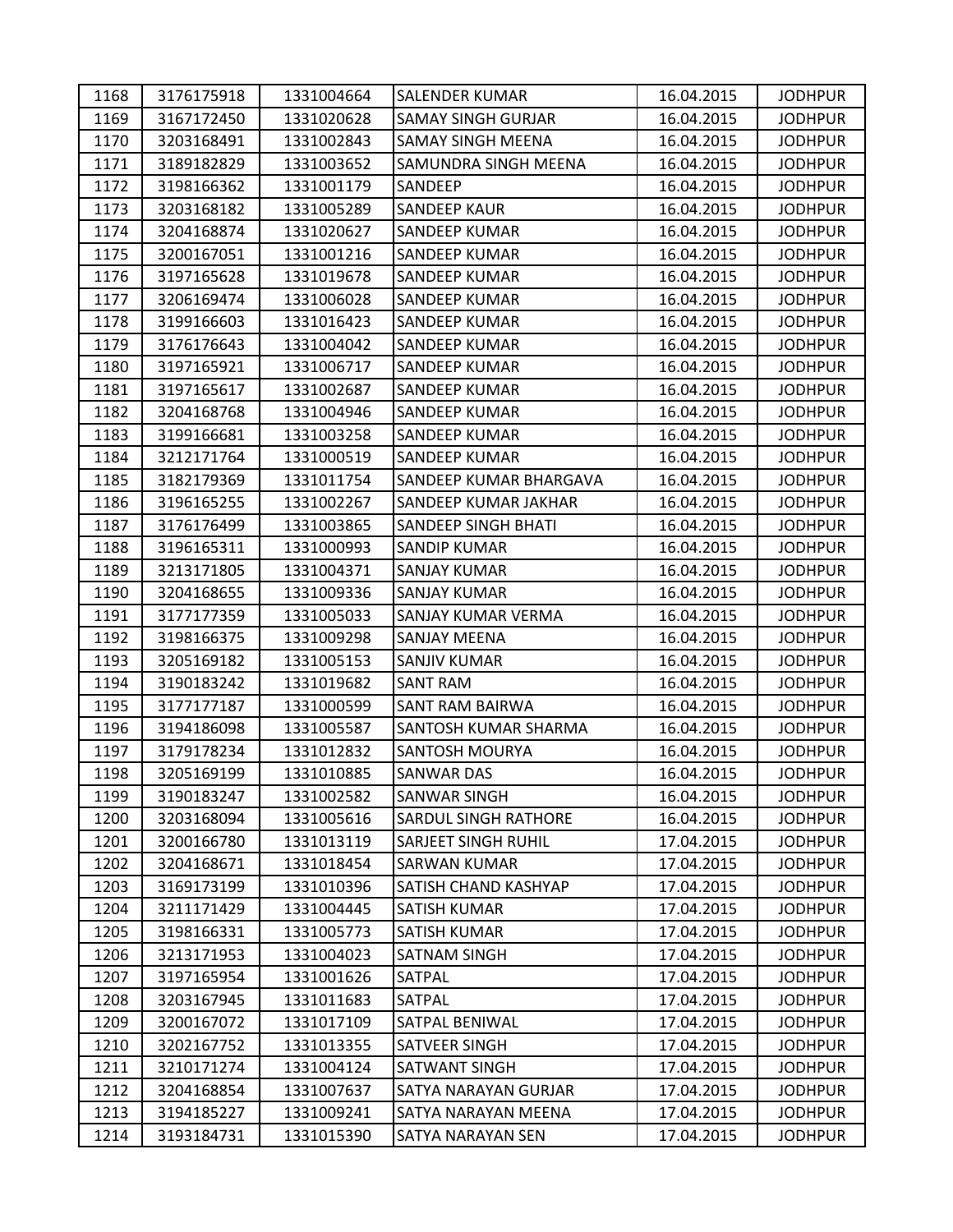| 1168 | 3176175918 | 1331004664 | SALENDER KUMAR | 16.04.2015 | JODHPUR |
|---|---|---|---|---|---|
| 1169 | 3167172450 | 1331020628 | SAMAY SINGH GURJAR | 16.04.2015 | JODHPUR |
| 1170 | 3203168491 | 1331002843 | SAMAY SINGH MEENA | 16.04.2015 | JODHPUR |
| 1171 | 3189182829 | 1331003652 | SAMUNDRA SINGH MEENA | 16.04.2015 | JODHPUR |
| 1172 | 3198166362 | 1331001179 | SANDEEP | 16.04.2015 | JODHPUR |
| 1173 | 3203168182 | 1331005289 | SANDEEP KAUR | 16.04.2015 | JODHPUR |
| 1174 | 3204168874 | 1331020627 | SANDEEP KUMAR | 16.04.2015 | JODHPUR |
| 1175 | 3200167051 | 1331001216 | SANDEEP KUMAR | 16.04.2015 | JODHPUR |
| 1176 | 3197165628 | 1331019678 | SANDEEP KUMAR | 16.04.2015 | JODHPUR |
| 1177 | 3206169474 | 1331006028 | SANDEEP KUMAR | 16.04.2015 | JODHPUR |
| 1178 | 3199166603 | 1331016423 | SANDEEP KUMAR | 16.04.2015 | JODHPUR |
| 1179 | 3176176643 | 1331004042 | SANDEEP KUMAR | 16.04.2015 | JODHPUR |
| 1180 | 3197165921 | 1331006717 | SANDEEP KUMAR | 16.04.2015 | JODHPUR |
| 1181 | 3197165617 | 1331002687 | SANDEEP KUMAR | 16.04.2015 | JODHPUR |
| 1182 | 3204168768 | 1331004946 | SANDEEP KUMAR | 16.04.2015 | JODHPUR |
| 1183 | 3199166681 | 1331003258 | SANDEEP KUMAR | 16.04.2015 | JODHPUR |
| 1184 | 3212171764 | 1331000519 | SANDEEP KUMAR | 16.04.2015 | JODHPUR |
| 1185 | 3182179369 | 1331011754 | SANDEEP KUMAR BHARGAVA | 16.04.2015 | JODHPUR |
| 1186 | 3196165255 | 1331002267 | SANDEEP KUMAR JAKHAR | 16.04.2015 | JODHPUR |
| 1187 | 3176176499 | 1331003865 | SANDEEP SINGH BHATI | 16.04.2015 | JODHPUR |
| 1188 | 3196165311 | 1331000993 | SANDIP KUMAR | 16.04.2015 | JODHPUR |
| 1189 | 3213171805 | 1331004371 | SANJAY KUMAR | 16.04.2015 | JODHPUR |
| 1190 | 3204168655 | 1331009336 | SANJAY KUMAR | 16.04.2015 | JODHPUR |
| 1191 | 3177177359 | 1331005033 | SANJAY KUMAR VERMA | 16.04.2015 | JODHPUR |
| 1192 | 3198166375 | 1331009298 | SANJAY MEENA | 16.04.2015 | JODHPUR |
| 1193 | 3205169182 | 1331005153 | SANJIV KUMAR | 16.04.2015 | JODHPUR |
| 1194 | 3190183242 | 1331019682 | SANT RAM | 16.04.2015 | JODHPUR |
| 1195 | 3177177187 | 1331000599 | SANT RAM BAIRWA | 16.04.2015 | JODHPUR |
| 1196 | 3194186098 | 1331005587 | SANTOSH KUMAR SHARMA | 16.04.2015 | JODHPUR |
| 1197 | 3179178234 | 1331012832 | SANTOSH MOURYA | 16.04.2015 | JODHPUR |
| 1198 | 3205169199 | 1331010885 | SANWAR DAS | 16.04.2015 | JODHPUR |
| 1199 | 3190183247 | 1331002582 | SANWAR SINGH | 16.04.2015 | JODHPUR |
| 1200 | 3203168094 | 1331005616 | SARDUL SINGH RATHORE | 16.04.2015 | JODHPUR |
| 1201 | 3200166780 | 1331013119 | SARJEET SINGH RUHIL | 17.04.2015 | JODHPUR |
| 1202 | 3204168671 | 1331018454 | SARWAN KUMAR | 17.04.2015 | JODHPUR |
| 1203 | 3169173199 | 1331010396 | SATISH CHAND KASHYAP | 17.04.2015 | JODHPUR |
| 1204 | 3211171429 | 1331004445 | SATISH KUMAR | 17.04.2015 | JODHPUR |
| 1205 | 3198166331 | 1331005773 | SATISH KUMAR | 17.04.2015 | JODHPUR |
| 1206 | 3213171953 | 1331004023 | SATNAM SINGH | 17.04.2015 | JODHPUR |
| 1207 | 3197165954 | 1331001626 | SATPAL | 17.04.2015 | JODHPUR |
| 1208 | 3203167945 | 1331011683 | SATPAL | 17.04.2015 | JODHPUR |
| 1209 | 3200167072 | 1331017109 | SATPAL BENIWAL | 17.04.2015 | JODHPUR |
| 1210 | 3202167752 | 1331013355 | SATVEER SINGH | 17.04.2015 | JODHPUR |
| 1211 | 3210171274 | 1331004124 | SATWANT SINGH | 17.04.2015 | JODHPUR |
| 1212 | 3204168854 | 1331007637 | SATYA NARAYAN GURJAR | 17.04.2015 | JODHPUR |
| 1213 | 3194185227 | 1331009241 | SATYA NARAYAN MEENA | 17.04.2015 | JODHPUR |
| 1214 | 3193184731 | 1331015390 | SATYA NARAYAN SEN | 17.04.2015 | JODHPUR |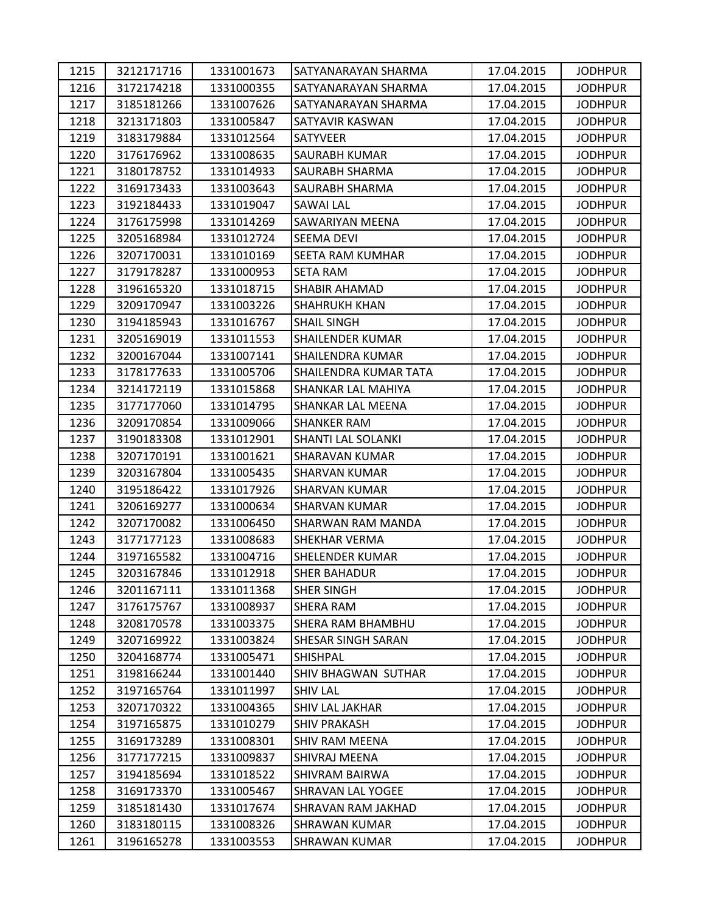| 1215 | 3212171716 | 1331001673 | SATYANARAYAN SHARMA | 17.04.2015 | JODHPUR |
|---|---|---|---|---|---|
| 1216 | 3172174218 | 1331000355 | SATYANARAYAN SHARMA | 17.04.2015 | JODHPUR |
| 1217 | 3185181266 | 1331007626 | SATYANARAYAN SHARMA | 17.04.2015 | JODHPUR |
| 1218 | 3213171803 | 1331005847 | SATYAVIR KASWAN | 17.04.2015 | JODHPUR |
| 1219 | 3183179884 | 1331012564 | SATYVEER | 17.04.2015 | JODHPUR |
| 1220 | 3176176962 | 1331008635 | SAURABH KUMAR | 17.04.2015 | JODHPUR |
| 1221 | 3180178752 | 1331014933 | SAURABH SHARMA | 17.04.2015 | JODHPUR |
| 1222 | 3169173433 | 1331003643 | SAURABH SHARMA | 17.04.2015 | JODHPUR |
| 1223 | 3192184433 | 1331019047 | SAWAI LAL | 17.04.2015 | JODHPUR |
| 1224 | 3176175998 | 1331014269 | SAWARIYAN MEENA | 17.04.2015 | JODHPUR |
| 1225 | 3205168984 | 1331012724 | SEEMA DEVI | 17.04.2015 | JODHPUR |
| 1226 | 3207170031 | 1331010169 | SEETA RAM KUMHAR | 17.04.2015 | JODHPUR |
| 1227 | 3179178287 | 1331000953 | SETA RAM | 17.04.2015 | JODHPUR |
| 1228 | 3196165320 | 1331018715 | SHABIR AHAMAD | 17.04.2015 | JODHPUR |
| 1229 | 3209170947 | 1331003226 | SHAHRUKH KHAN | 17.04.2015 | JODHPUR |
| 1230 | 3194185943 | 1331016767 | SHAIL SINGH | 17.04.2015 | JODHPUR |
| 1231 | 3205169019 | 1331011553 | SHAILENDER KUMAR | 17.04.2015 | JODHPUR |
| 1232 | 3200167044 | 1331007141 | SHAILENDRA KUMAR | 17.04.2015 | JODHPUR |
| 1233 | 3178177633 | 1331005706 | SHAILENDRA KUMAR TATA | 17.04.2015 | JODHPUR |
| 1234 | 3214172119 | 1331015868 | SHANKAR LAL MAHIYA | 17.04.2015 | JODHPUR |
| 1235 | 3177177060 | 1331014795 | SHANKAR LAL MEENA | 17.04.2015 | JODHPUR |
| 1236 | 3209170854 | 1331009066 | SHANKER RAM | 17.04.2015 | JODHPUR |
| 1237 | 3190183308 | 1331012901 | SHANTI LAL SOLANKI | 17.04.2015 | JODHPUR |
| 1238 | 3207170191 | 1331001621 | SHARAVAN KUMAR | 17.04.2015 | JODHPUR |
| 1239 | 3203167804 | 1331005435 | SHARVAN KUMAR | 17.04.2015 | JODHPUR |
| 1240 | 3195186422 | 1331017926 | SHARVAN KUMAR | 17.04.2015 | JODHPUR |
| 1241 | 3206169277 | 1331000634 | SHARVAN KUMAR | 17.04.2015 | JODHPUR |
| 1242 | 3207170082 | 1331006450 | SHARWAN RAM MANDA | 17.04.2015 | JODHPUR |
| 1243 | 3177177123 | 1331008683 | SHEKHAR VERMA | 17.04.2015 | JODHPUR |
| 1244 | 3197165582 | 1331004716 | SHELENDER KUMAR | 17.04.2015 | JODHPUR |
| 1245 | 3203167846 | 1331012918 | SHER BAHADUR | 17.04.2015 | JODHPUR |
| 1246 | 3201167111 | 1331011368 | SHER SINGH | 17.04.2015 | JODHPUR |
| 1247 | 3176175767 | 1331008937 | SHERA RAM | 17.04.2015 | JODHPUR |
| 1248 | 3208170578 | 1331003375 | SHERA RAM BHAMBHU | 17.04.2015 | JODHPUR |
| 1249 | 3207169922 | 1331003824 | SHESAR SINGH SARAN | 17.04.2015 | JODHPUR |
| 1250 | 3204168774 | 1331005471 | SHISHPAL | 17.04.2015 | JODHPUR |
| 1251 | 3198166244 | 1331001440 | SHIV BHAGWAN SUTHAR | 17.04.2015 | JODHPUR |
| 1252 | 3197165764 | 1331011997 | SHIV LAL | 17.04.2015 | JODHPUR |
| 1253 | 3207170322 | 1331004365 | SHIV LAL JAKHAR | 17.04.2015 | JODHPUR |
| 1254 | 3197165875 | 1331010279 | SHIV PRAKASH | 17.04.2015 | JODHPUR |
| 1255 | 3169173289 | 1331008301 | SHIV RAM MEENA | 17.04.2015 | JODHPUR |
| 1256 | 3177177215 | 1331009837 | SHIVRAJ MEENA | 17.04.2015 | JODHPUR |
| 1257 | 3194185694 | 1331018522 | SHIVRAM BAIRWA | 17.04.2015 | JODHPUR |
| 1258 | 3169173370 | 1331005467 | SHRAVAN LAL YOGEE | 17.04.2015 | JODHPUR |
| 1259 | 3185181430 | 1331017674 | SHRAVAN RAM JAKHAD | 17.04.2015 | JODHPUR |
| 1260 | 3183180115 | 1331008326 | SHRAWAN KUMAR | 17.04.2015 | JODHPUR |
| 1261 | 3196165278 | 1331003553 | SHRAWAN KUMAR | 17.04.2015 | JODHPUR |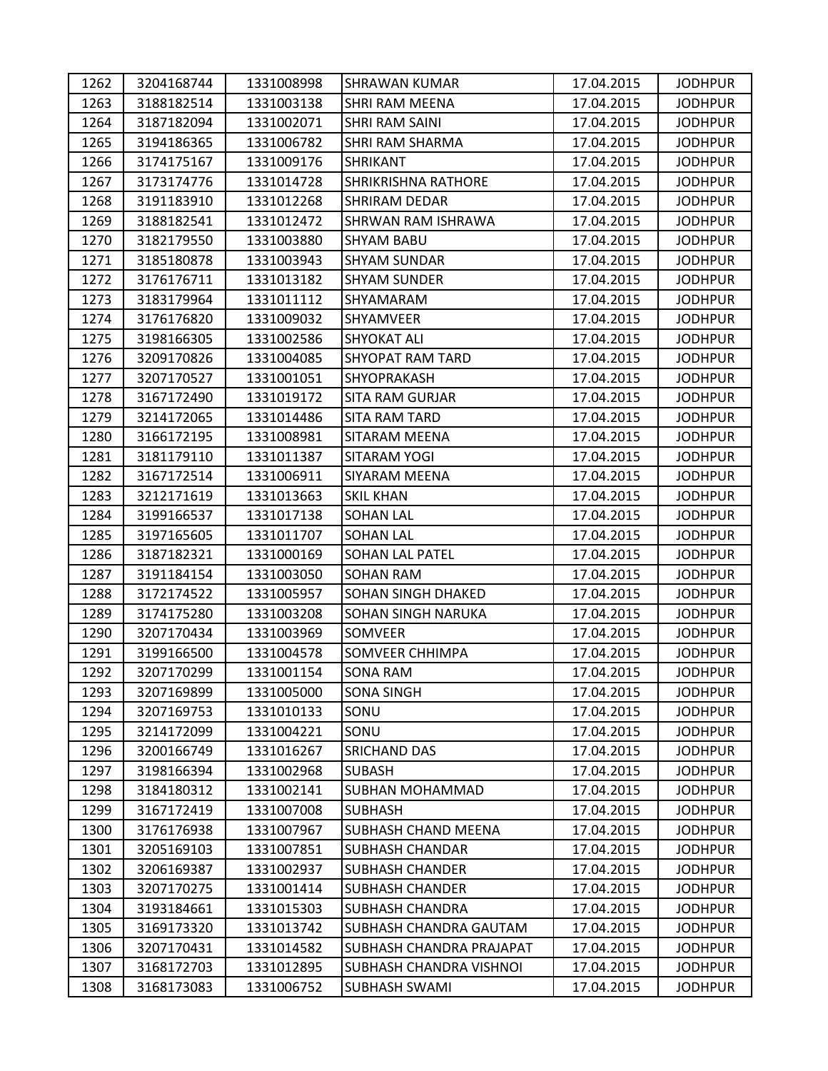| | | | | | |
|---|---|---|---|---|---|
| 1262 | 3204168744 | 1331008998 | SHRAWAN KUMAR | 17.04.2015 | JODHPUR |
| 1263 | 3188182514 | 1331003138 | SHRI RAM MEENA | 17.04.2015 | JODHPUR |
| 1264 | 3187182094 | 1331002071 | SHRI RAM SAINI | 17.04.2015 | JODHPUR |
| 1265 | 3194186365 | 1331006782 | SHRI RAM SHARMA | 17.04.2015 | JODHPUR |
| 1266 | 3174175167 | 1331009176 | SHRIKANT | 17.04.2015 | JODHPUR |
| 1267 | 3173174776 | 1331014728 | SHRIKRISHNA RATHORE | 17.04.2015 | JODHPUR |
| 1268 | 3191183910 | 1331012268 | SHRIRAM DEDAR | 17.04.2015 | JODHPUR |
| 1269 | 3188182541 | 1331012472 | SHRWAN RAM ISHRAWA | 17.04.2015 | JODHPUR |
| 1270 | 3182179550 | 1331003880 | SHYAM BABU | 17.04.2015 | JODHPUR |
| 1271 | 3185180878 | 1331003943 | SHYAM SUNDAR | 17.04.2015 | JODHPUR |
| 1272 | 3176176711 | 1331013182 | SHYAM SUNDER | 17.04.2015 | JODHPUR |
| 1273 | 3183179964 | 1331011112 | SHYAMARAM | 17.04.2015 | JODHPUR |
| 1274 | 3176176820 | 1331009032 | SHYAMVEER | 17.04.2015 | JODHPUR |
| 1275 | 3198166305 | 1331002586 | SHYOKAT ALI | 17.04.2015 | JODHPUR |
| 1276 | 3209170826 | 1331004085 | SHYOPAT RAM TARD | 17.04.2015 | JODHPUR |
| 1277 | 3207170527 | 1331001051 | SHYOPRAKASH | 17.04.2015 | JODHPUR |
| 1278 | 3167172490 | 1331019172 | SITA RAM GURJAR | 17.04.2015 | JODHPUR |
| 1279 | 3214172065 | 1331014486 | SITA RAM TARD | 17.04.2015 | JODHPUR |
| 1280 | 3166172195 | 1331008981 | SITARAM MEENA | 17.04.2015 | JODHPUR |
| 1281 | 3181179110 | 1331011387 | SITARAM YOGI | 17.04.2015 | JODHPUR |
| 1282 | 3167172514 | 1331006911 | SIYARAM MEENA | 17.04.2015 | JODHPUR |
| 1283 | 3212171619 | 1331013663 | SKIL KHAN | 17.04.2015 | JODHPUR |
| 1284 | 3199166537 | 1331017138 | SOHAN LAL | 17.04.2015 | JODHPUR |
| 1285 | 3197165605 | 1331011707 | SOHAN LAL | 17.04.2015 | JODHPUR |
| 1286 | 3187182321 | 1331000169 | SOHAN LAL PATEL | 17.04.2015 | JODHPUR |
| 1287 | 3191184154 | 1331003050 | SOHAN RAM | 17.04.2015 | JODHPUR |
| 1288 | 3172174522 | 1331005957 | SOHAN SINGH DHAKED | 17.04.2015 | JODHPUR |
| 1289 | 3174175280 | 1331003208 | SOHAN SINGH NARUKA | 17.04.2015 | JODHPUR |
| 1290 | 3207170434 | 1331003969 | SOMVEER | 17.04.2015 | JODHPUR |
| 1291 | 3199166500 | 1331004578 | SOMVEER CHHIMPA | 17.04.2015 | JODHPUR |
| 1292 | 3207170299 | 1331001154 | SONA RAM | 17.04.2015 | JODHPUR |
| 1293 | 3207169899 | 1331005000 | SONA SINGH | 17.04.2015 | JODHPUR |
| 1294 | 3207169753 | 1331010133 | SONU | 17.04.2015 | JODHPUR |
| 1295 | 3214172099 | 1331004221 | SONU | 17.04.2015 | JODHPUR |
| 1296 | 3200166749 | 1331016267 | SRICHAND DAS | 17.04.2015 | JODHPUR |
| 1297 | 3198166394 | 1331002968 | SUBASH | 17.04.2015 | JODHPUR |
| 1298 | 3184180312 | 1331002141 | SUBHAN MOHAMMAD | 17.04.2015 | JODHPUR |
| 1299 | 3167172419 | 1331007008 | SUBHASH | 17.04.2015 | JODHPUR |
| 1300 | 3176176938 | 1331007967 | SUBHASH CHAND MEENA | 17.04.2015 | JODHPUR |
| 1301 | 3205169103 | 1331007851 | SUBHASH CHANDAR | 17.04.2015 | JODHPUR |
| 1302 | 3206169387 | 1331002937 | SUBHASH CHANDER | 17.04.2015 | JODHPUR |
| 1303 | 3207170275 | 1331001414 | SUBHASH CHANDER | 17.04.2015 | JODHPUR |
| 1304 | 3193184661 | 1331015303 | SUBHASH CHANDRA | 17.04.2015 | JODHPUR |
| 1305 | 3169173320 | 1331013742 | SUBHASH CHANDRA GAUTAM | 17.04.2015 | JODHPUR |
| 1306 | 3207170431 | 1331014582 | SUBHASH CHANDRA PRAJAPAT | 17.04.2015 | JODHPUR |
| 1307 | 3168172703 | 1331012895 | SUBHASH CHANDRA VISHNOI | 17.04.2015 | JODHPUR |
| 1308 | 3168173083 | 1331006752 | SUBHASH SWAMI | 17.04.2015 | JODHPUR |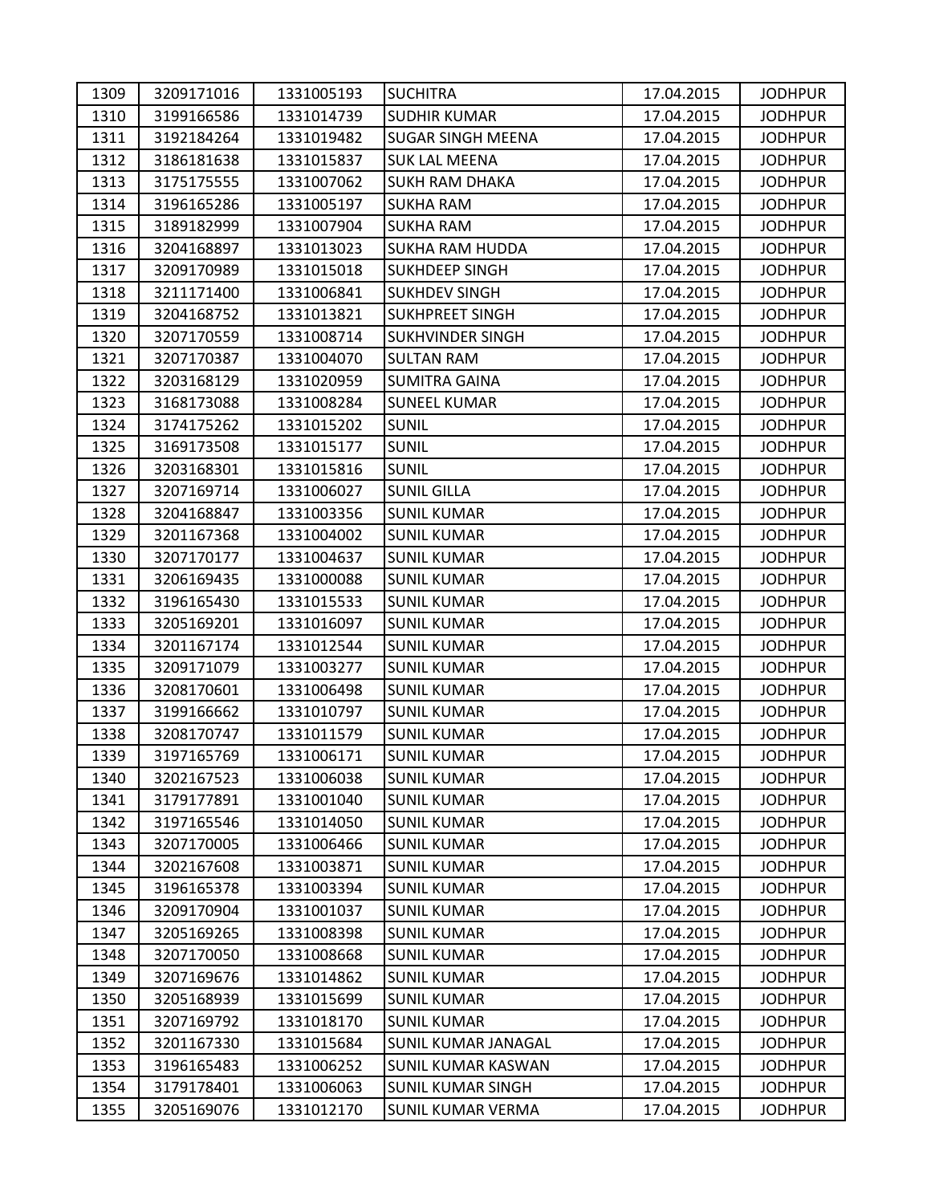| 1309 | 3209171016 | 1331005193 | SUCHITRA | 17.04.2015 | JODHPUR |
|---|---|---|---|---|---|
| 1310 | 3199166586 | 1331014739 | SUDHIR KUMAR | 17.04.2015 | JODHPUR |
| 1311 | 3192184264 | 1331019482 | SUGAR SINGH MEENA | 17.04.2015 | JODHPUR |
| 1312 | 3186181638 | 1331015837 | SUK LAL MEENA | 17.04.2015 | JODHPUR |
| 1313 | 3175175555 | 1331007062 | SUKH RAM DHAKA | 17.04.2015 | JODHPUR |
| 1314 | 3196165286 | 1331005197 | SUKHA RAM | 17.04.2015 | JODHPUR |
| 1315 | 3189182999 | 1331007904 | SUKHA RAM | 17.04.2015 | JODHPUR |
| 1316 | 3204168897 | 1331013023 | SUKHA RAM HUDDA | 17.04.2015 | JODHPUR |
| 1317 | 3209170989 | 1331015018 | SUKHDEEP SINGH | 17.04.2015 | JODHPUR |
| 1318 | 3211171400 | 1331006841 | SUKHDEV SINGH | 17.04.2015 | JODHPUR |
| 1319 | 3204168752 | 1331013821 | SUKHPREET SINGH | 17.04.2015 | JODHPUR |
| 1320 | 3207170559 | 1331008714 | SUKHVINDER SINGH | 17.04.2015 | JODHPUR |
| 1321 | 3207170387 | 1331004070 | SULTAN RAM | 17.04.2015 | JODHPUR |
| 1322 | 3203168129 | 1331020959 | SUMITRA GAINA | 17.04.2015 | JODHPUR |
| 1323 | 3168173088 | 1331008284 | SUNEEL KUMAR | 17.04.2015 | JODHPUR |
| 1324 | 3174175262 | 1331015202 | SUNIL | 17.04.2015 | JODHPUR |
| 1325 | 3169173508 | 1331015177 | SUNIL | 17.04.2015 | JODHPUR |
| 1326 | 3203168301 | 1331015816 | SUNIL | 17.04.2015 | JODHPUR |
| 1327 | 3207169714 | 1331006027 | SUNIL GILLA | 17.04.2015 | JODHPUR |
| 1328 | 3204168847 | 1331003356 | SUNIL KUMAR | 17.04.2015 | JODHPUR |
| 1329 | 3201167368 | 1331004002 | SUNIL KUMAR | 17.04.2015 | JODHPUR |
| 1330 | 3207170177 | 1331004637 | SUNIL KUMAR | 17.04.2015 | JODHPUR |
| 1331 | 3206169435 | 1331000088 | SUNIL KUMAR | 17.04.2015 | JODHPUR |
| 1332 | 3196165430 | 1331015533 | SUNIL KUMAR | 17.04.2015 | JODHPUR |
| 1333 | 3205169201 | 1331016097 | SUNIL KUMAR | 17.04.2015 | JODHPUR |
| 1334 | 3201167174 | 1331012544 | SUNIL KUMAR | 17.04.2015 | JODHPUR |
| 1335 | 3209171079 | 1331003277 | SUNIL KUMAR | 17.04.2015 | JODHPUR |
| 1336 | 3208170601 | 1331006498 | SUNIL KUMAR | 17.04.2015 | JODHPUR |
| 1337 | 3199166662 | 1331010797 | SUNIL KUMAR | 17.04.2015 | JODHPUR |
| 1338 | 3208170747 | 1331011579 | SUNIL KUMAR | 17.04.2015 | JODHPUR |
| 1339 | 3197165769 | 1331006171 | SUNIL KUMAR | 17.04.2015 | JODHPUR |
| 1340 | 3202167523 | 1331006038 | SUNIL KUMAR | 17.04.2015 | JODHPUR |
| 1341 | 3179177891 | 1331001040 | SUNIL KUMAR | 17.04.2015 | JODHPUR |
| 1342 | 3197165546 | 1331014050 | SUNIL KUMAR | 17.04.2015 | JODHPUR |
| 1343 | 3207170005 | 1331006466 | SUNIL KUMAR | 17.04.2015 | JODHPUR |
| 1344 | 3202167608 | 1331003871 | SUNIL KUMAR | 17.04.2015 | JODHPUR |
| 1345 | 3196165378 | 1331003394 | SUNIL KUMAR | 17.04.2015 | JODHPUR |
| 1346 | 3209170904 | 1331001037 | SUNIL KUMAR | 17.04.2015 | JODHPUR |
| 1347 | 3205169265 | 1331008398 | SUNIL KUMAR | 17.04.2015 | JODHPUR |
| 1348 | 3207170050 | 1331008668 | SUNIL KUMAR | 17.04.2015 | JODHPUR |
| 1349 | 3207169676 | 1331014862 | SUNIL KUMAR | 17.04.2015 | JODHPUR |
| 1350 | 3205168939 | 1331015699 | SUNIL KUMAR | 17.04.2015 | JODHPUR |
| 1351 | 3207169792 | 1331018170 | SUNIL KUMAR | 17.04.2015 | JODHPUR |
| 1352 | 3201167330 | 1331015684 | SUNIL KUMAR JANAGAL | 17.04.2015 | JODHPUR |
| 1353 | 3196165483 | 1331006252 | SUNIL KUMAR KASWAN | 17.04.2015 | JODHPUR |
| 1354 | 3179178401 | 1331006063 | SUNIL KUMAR SINGH | 17.04.2015 | JODHPUR |
| 1355 | 3205169076 | 1331012170 | SUNIL KUMAR VERMA | 17.04.2015 | JODHPUR |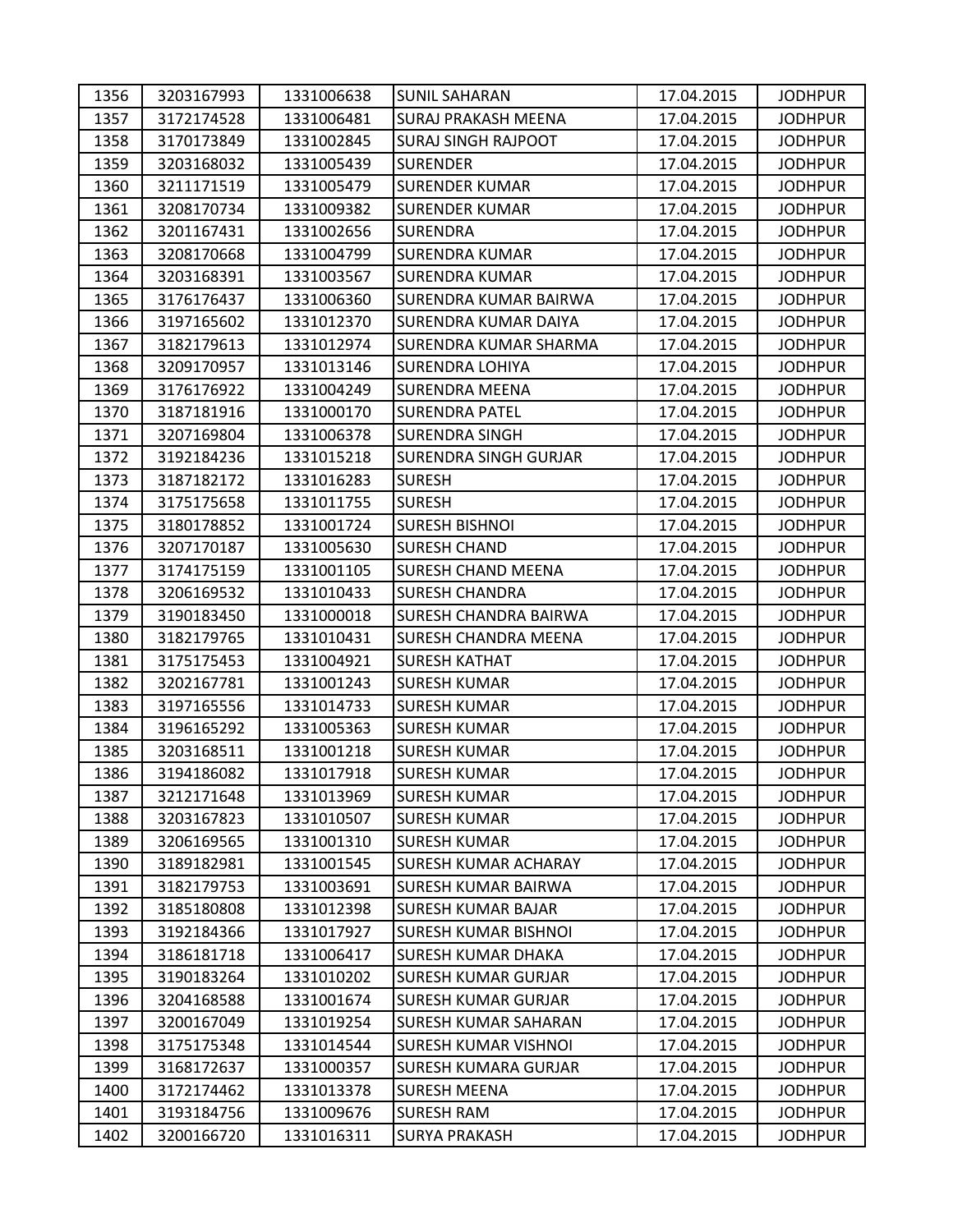| 1356 | 3203167993 | 1331006638 | SUNIL SAHARAN | 17.04.2015 | JODHPUR |
|---|---|---|---|---|---|
| 1357 | 3172174528 | 1331006481 | SURAJ PRAKASH MEENA | 17.04.2015 | JODHPUR |
| 1358 | 3170173849 | 1331002845 | SURAJ SINGH RAJPOOT | 17.04.2015 | JODHPUR |
| 1359 | 3203168032 | 1331005439 | SURENDER | 17.04.2015 | JODHPUR |
| 1360 | 3211171519 | 1331005479 | SURENDER KUMAR | 17.04.2015 | JODHPUR |
| 1361 | 3208170734 | 1331009382 | SURENDER KUMAR | 17.04.2015 | JODHPUR |
| 1362 | 3201167431 | 1331002656 | SURENDRA | 17.04.2015 | JODHPUR |
| 1363 | 3208170668 | 1331004799 | SURENDRA KUMAR | 17.04.2015 | JODHPUR |
| 1364 | 3203168391 | 1331003567 | SURENDRA KUMAR | 17.04.2015 | JODHPUR |
| 1365 | 3176176437 | 1331006360 | SURENDRA KUMAR BAIRWA | 17.04.2015 | JODHPUR |
| 1366 | 3197165602 | 1331012370 | SURENDRA KUMAR DAIYA | 17.04.2015 | JODHPUR |
| 1367 | 3182179613 | 1331012974 | SURENDRA KUMAR SHARMA | 17.04.2015 | JODHPUR |
| 1368 | 3209170957 | 1331013146 | SURENDRA LOHIYA | 17.04.2015 | JODHPUR |
| 1369 | 3176176922 | 1331004249 | SURENDRA MEENA | 17.04.2015 | JODHPUR |
| 1370 | 3187181916 | 1331000170 | SURENDRA PATEL | 17.04.2015 | JODHPUR |
| 1371 | 3207169804 | 1331006378 | SURENDRA SINGH | 17.04.2015 | JODHPUR |
| 1372 | 3192184236 | 1331015218 | SURENDRA SINGH GURJAR | 17.04.2015 | JODHPUR |
| 1373 | 3187182172 | 1331016283 | SURESH | 17.04.2015 | JODHPUR |
| 1374 | 3175175658 | 1331011755 | SURESH | 17.04.2015 | JODHPUR |
| 1375 | 3180178852 | 1331001724 | SURESH BISHNOI | 17.04.2015 | JODHPUR |
| 1376 | 3207170187 | 1331005630 | SURESH CHAND | 17.04.2015 | JODHPUR |
| 1377 | 3174175159 | 1331001105 | SURESH CHAND MEENA | 17.04.2015 | JODHPUR |
| 1378 | 3206169532 | 1331010433 | SURESH CHANDRA | 17.04.2015 | JODHPUR |
| 1379 | 3190183450 | 1331000018 | SURESH CHANDRA BAIRWA | 17.04.2015 | JODHPUR |
| 1380 | 3182179765 | 1331010431 | SURESH CHANDRA MEENA | 17.04.2015 | JODHPUR |
| 1381 | 3175175453 | 1331004921 | SURESH KATHAT | 17.04.2015 | JODHPUR |
| 1382 | 3202167781 | 1331001243 | SURESH KUMAR | 17.04.2015 | JODHPUR |
| 1383 | 3197165556 | 1331014733 | SURESH KUMAR | 17.04.2015 | JODHPUR |
| 1384 | 3196165292 | 1331005363 | SURESH KUMAR | 17.04.2015 | JODHPUR |
| 1385 | 3203168511 | 1331001218 | SURESH KUMAR | 17.04.2015 | JODHPUR |
| 1386 | 3194186082 | 1331017918 | SURESH KUMAR | 17.04.2015 | JODHPUR |
| 1387 | 3212171648 | 1331013969 | SURESH KUMAR | 17.04.2015 | JODHPUR |
| 1388 | 3203167823 | 1331010507 | SURESH KUMAR | 17.04.2015 | JODHPUR |
| 1389 | 3206169565 | 1331001310 | SURESH KUMAR | 17.04.2015 | JODHPUR |
| 1390 | 3189182981 | 1331001545 | SURESH KUMAR ACHARAY | 17.04.2015 | JODHPUR |
| 1391 | 3182179753 | 1331003691 | SURESH KUMAR BAIRWA | 17.04.2015 | JODHPUR |
| 1392 | 3185180808 | 1331012398 | SURESH KUMAR BAJAR | 17.04.2015 | JODHPUR |
| 1393 | 3192184366 | 1331017927 | SURESH KUMAR BISHNOI | 17.04.2015 | JODHPUR |
| 1394 | 3186181718 | 1331006417 | SURESH KUMAR DHAKA | 17.04.2015 | JODHPUR |
| 1395 | 3190183264 | 1331010202 | SURESH KUMAR GURJAR | 17.04.2015 | JODHPUR |
| 1396 | 3204168588 | 1331001674 | SURESH KUMAR GURJAR | 17.04.2015 | JODHPUR |
| 1397 | 3200167049 | 1331019254 | SURESH KUMAR SAHARAN | 17.04.2015 | JODHPUR |
| 1398 | 3175175348 | 1331014544 | SURESH KUMAR VISHNOI | 17.04.2015 | JODHPUR |
| 1399 | 3168172637 | 1331000357 | SURESH KUMARA GURJAR | 17.04.2015 | JODHPUR |
| 1400 | 3172174462 | 1331013378 | SURESH MEENA | 17.04.2015 | JODHPUR |
| 1401 | 3193184756 | 1331009676 | SURESH RAM | 17.04.2015 | JODHPUR |
| 1402 | 3200166720 | 1331016311 | SURYA PRAKASH | 17.04.2015 | JODHPUR |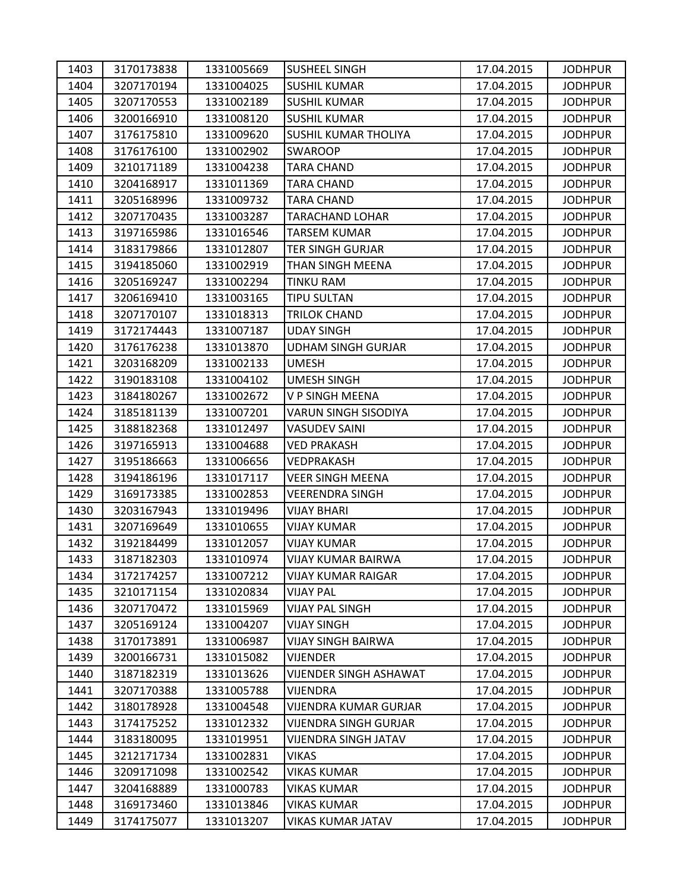| 1403 | 3170173838 | 1331005669 | SUSHEEL SINGH | 17.04.2015 | JODHPUR |
|---|---|---|---|---|---|
| 1404 | 3207170194 | 1331004025 | SUSHIL KUMAR | 17.04.2015 | JODHPUR |
| 1405 | 3207170553 | 1331002189 | SUSHIL KUMAR | 17.04.2015 | JODHPUR |
| 1406 | 3200166910 | 1331008120 | SUSHIL KUMAR | 17.04.2015 | JODHPUR |
| 1407 | 3176175810 | 1331009620 | SUSHIL KUMAR THOLIYA | 17.04.2015 | JODHPUR |
| 1408 | 3176176100 | 1331002902 | SWAROOP | 17.04.2015 | JODHPUR |
| 1409 | 3210171189 | 1331004238 | TARA CHAND | 17.04.2015 | JODHPUR |
| 1410 | 3204168917 | 1331011369 | TARA CHAND | 17.04.2015 | JODHPUR |
| 1411 | 3205168996 | 1331009732 | TARA CHAND | 17.04.2015 | JODHPUR |
| 1412 | 3207170435 | 1331003287 | TARACHAND LOHAR | 17.04.2015 | JODHPUR |
| 1413 | 3197165986 | 1331016546 | TARSEM KUMAR | 17.04.2015 | JODHPUR |
| 1414 | 3183179866 | 1331012807 | TER SINGH GURJAR | 17.04.2015 | JODHPUR |
| 1415 | 3194185060 | 1331002919 | THAN SINGH MEENA | 17.04.2015 | JODHPUR |
| 1416 | 3205169247 | 1331002294 | TINKU RAM | 17.04.2015 | JODHPUR |
| 1417 | 3206169410 | 1331003165 | TIPU SULTAN | 17.04.2015 | JODHPUR |
| 1418 | 3207170107 | 1331018313 | TRILOK CHAND | 17.04.2015 | JODHPUR |
| 1419 | 3172174443 | 1331007187 | UDAY SINGH | 17.04.2015 | JODHPUR |
| 1420 | 3176176238 | 1331013870 | UDHAM SINGH GURJAR | 17.04.2015 | JODHPUR |
| 1421 | 3203168209 | 1331002133 | UMESH | 17.04.2015 | JODHPUR |
| 1422 | 3190183108 | 1331004102 | UMESH SINGH | 17.04.2015 | JODHPUR |
| 1423 | 3184180267 | 1331002672 | V P SINGH MEENA | 17.04.2015 | JODHPUR |
| 1424 | 3185181139 | 1331007201 | VARUN SINGH SISODIYA | 17.04.2015 | JODHPUR |
| 1425 | 3188182368 | 1331012497 | VASUDEV SAINI | 17.04.2015 | JODHPUR |
| 1426 | 3197165913 | 1331004688 | VED PRAKASH | 17.04.2015 | JODHPUR |
| 1427 | 3195186663 | 1331006656 | VEDPRAKASH | 17.04.2015 | JODHPUR |
| 1428 | 3194186196 | 1331017117 | VEER SINGH MEENA | 17.04.2015 | JODHPUR |
| 1429 | 3169173385 | 1331002853 | VEERENDRA SINGH | 17.04.2015 | JODHPUR |
| 1430 | 3203167943 | 1331019496 | VIJAY BHARI | 17.04.2015 | JODHPUR |
| 1431 | 3207169649 | 1331010655 | VIJAY KUMAR | 17.04.2015 | JODHPUR |
| 1432 | 3192184499 | 1331012057 | VIJAY KUMAR | 17.04.2015 | JODHPUR |
| 1433 | 3187182303 | 1331010974 | VIJAY KUMAR BAIRWA | 17.04.2015 | JODHPUR |
| 1434 | 3172174257 | 1331007212 | VIJAY KUMAR RAIGAR | 17.04.2015 | JODHPUR |
| 1435 | 3210171154 | 1331020834 | VIJAY PAL | 17.04.2015 | JODHPUR |
| 1436 | 3207170472 | 1331015969 | VIJAY PAL SINGH | 17.04.2015 | JODHPUR |
| 1437 | 3205169124 | 1331004207 | VIJAY SINGH | 17.04.2015 | JODHPUR |
| 1438 | 3170173891 | 1331006987 | VIJAY SINGH BAIRWA | 17.04.2015 | JODHPUR |
| 1439 | 3200166731 | 1331015082 | VIJENDER | 17.04.2015 | JODHPUR |
| 1440 | 3187182319 | 1331013626 | VIJENDER SINGH ASHAWAT | 17.04.2015 | JODHPUR |
| 1441 | 3207170388 | 1331005788 | VIJENDRA | 17.04.2015 | JODHPUR |
| 1442 | 3180178928 | 1331004548 | VIJENDRA KUMAR GURJAR | 17.04.2015 | JODHPUR |
| 1443 | 3174175252 | 1331012332 | VIJENDRA SINGH GURJAR | 17.04.2015 | JODHPUR |
| 1444 | 3183180095 | 1331019951 | VIJENDRA SINGH JATAV | 17.04.2015 | JODHPUR |
| 1445 | 3212171734 | 1331002831 | VIKAS | 17.04.2015 | JODHPUR |
| 1446 | 3209171098 | 1331002542 | VIKAS KUMAR | 17.04.2015 | JODHPUR |
| 1447 | 3204168889 | 1331000783 | VIKAS KUMAR | 17.04.2015 | JODHPUR |
| 1448 | 3169173460 | 1331013846 | VIKAS KUMAR | 17.04.2015 | JODHPUR |
| 1449 | 3174175077 | 1331013207 | VIKAS KUMAR JATAV | 17.04.2015 | JODHPUR |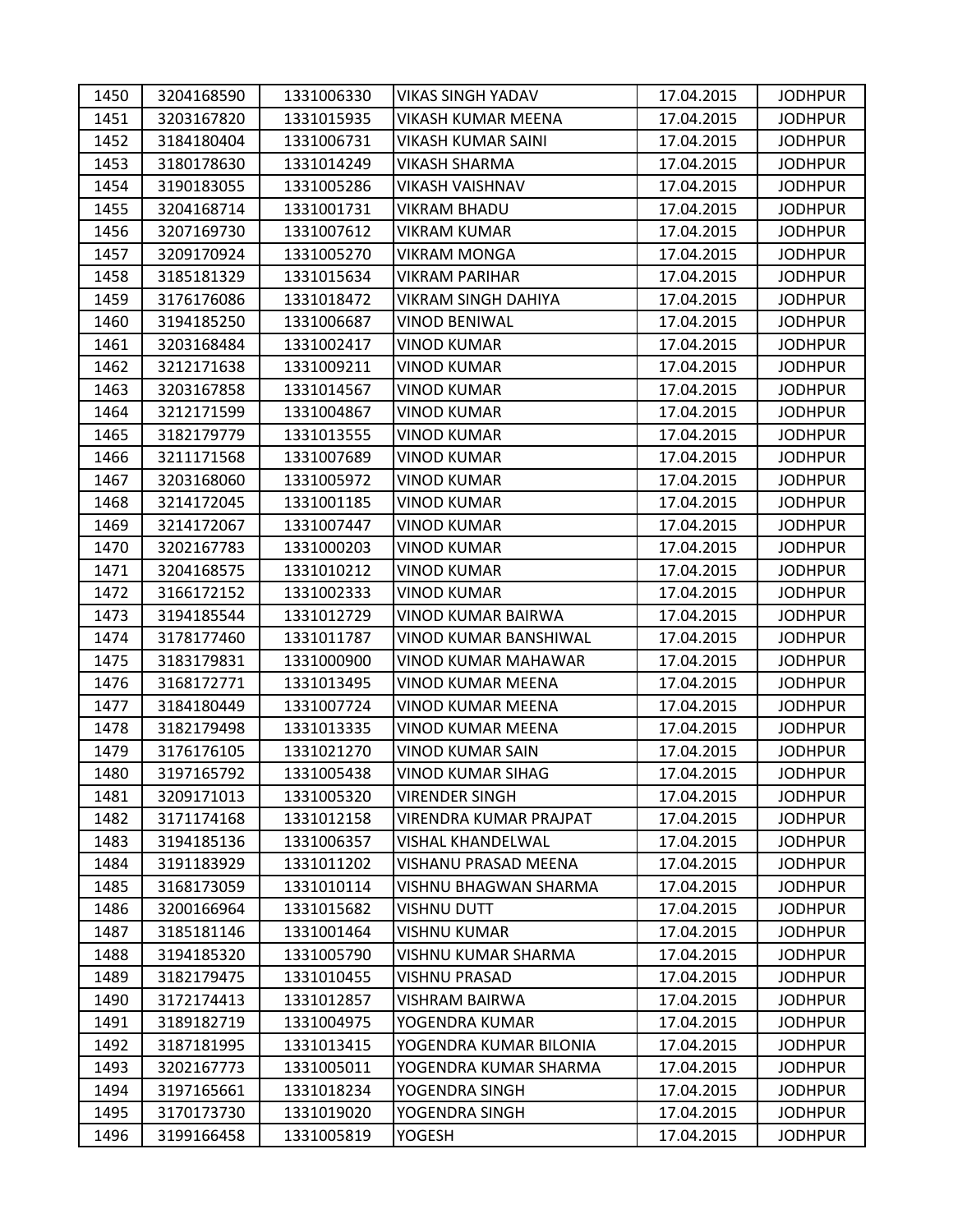| 1450 | 3204168590 | 1331006330 | VIKAS SINGH YADAV | 17.04.2015 | JODHPUR |
|---|---|---|---|---|---|
| 1451 | 3203167820 | 1331015935 | VIKASH KUMAR MEENA | 17.04.2015 | JODHPUR |
| 1452 | 3184180404 | 1331006731 | VIKASH KUMAR SAINI | 17.04.2015 | JODHPUR |
| 1453 | 3180178630 | 1331014249 | VIKASH SHARMA | 17.04.2015 | JODHPUR |
| 1454 | 3190183055 | 1331005286 | VIKASH VAISHNAV | 17.04.2015 | JODHPUR |
| 1455 | 3204168714 | 1331001731 | VIKRAM BHADU | 17.04.2015 | JODHPUR |
| 1456 | 3207169730 | 1331007612 | VIKRAM KUMAR | 17.04.2015 | JODHPUR |
| 1457 | 3209170924 | 1331005270 | VIKRAM MONGA | 17.04.2015 | JODHPUR |
| 1458 | 3185181329 | 1331015634 | VIKRAM PARIHAR | 17.04.2015 | JODHPUR |
| 1459 | 3176176086 | 1331018472 | VIKRAM SINGH DAHIYA | 17.04.2015 | JODHPUR |
| 1460 | 3194185250 | 1331006687 | VINOD BENIWAL | 17.04.2015 | JODHPUR |
| 1461 | 3203168484 | 1331002417 | VINOD KUMAR | 17.04.2015 | JODHPUR |
| 1462 | 3212171638 | 1331009211 | VINOD KUMAR | 17.04.2015 | JODHPUR |
| 1463 | 3203167858 | 1331014567 | VINOD KUMAR | 17.04.2015 | JODHPUR |
| 1464 | 3212171599 | 1331004867 | VINOD KUMAR | 17.04.2015 | JODHPUR |
| 1465 | 3182179779 | 1331013555 | VINOD KUMAR | 17.04.2015 | JODHPUR |
| 1466 | 3211171568 | 1331007689 | VINOD KUMAR | 17.04.2015 | JODHPUR |
| 1467 | 3203168060 | 1331005972 | VINOD KUMAR | 17.04.2015 | JODHPUR |
| 1468 | 3214172045 | 1331001185 | VINOD KUMAR | 17.04.2015 | JODHPUR |
| 1469 | 3214172067 | 1331007447 | VINOD KUMAR | 17.04.2015 | JODHPUR |
| 1470 | 3202167783 | 1331000203 | VINOD KUMAR | 17.04.2015 | JODHPUR |
| 1471 | 3204168575 | 1331010212 | VINOD KUMAR | 17.04.2015 | JODHPUR |
| 1472 | 3166172152 | 1331002333 | VINOD KUMAR | 17.04.2015 | JODHPUR |
| 1473 | 3194185544 | 1331012729 | VINOD KUMAR BAIRWA | 17.04.2015 | JODHPUR |
| 1474 | 3178177460 | 1331011787 | VINOD KUMAR BANSHIWAL | 17.04.2015 | JODHPUR |
| 1475 | 3183179831 | 1331000900 | VINOD KUMAR MAHAWAR | 17.04.2015 | JODHPUR |
| 1476 | 3168172771 | 1331013495 | VINOD KUMAR MEENA | 17.04.2015 | JODHPUR |
| 1477 | 3184180449 | 1331007724 | VINOD KUMAR MEENA | 17.04.2015 | JODHPUR |
| 1478 | 3182179498 | 1331013335 | VINOD KUMAR MEENA | 17.04.2015 | JODHPUR |
| 1479 | 3176176105 | 1331021270 | VINOD KUMAR SAIN | 17.04.2015 | JODHPUR |
| 1480 | 3197165792 | 1331005438 | VINOD KUMAR SIHAG | 17.04.2015 | JODHPUR |
| 1481 | 3209171013 | 1331005320 | VIRENDER SINGH | 17.04.2015 | JODHPUR |
| 1482 | 3171174168 | 1331012158 | VIRENDRA KUMAR PRAJPAT | 17.04.2015 | JODHPUR |
| 1483 | 3194185136 | 1331006357 | VISHAL KHANDELWAL | 17.04.2015 | JODHPUR |
| 1484 | 3191183929 | 1331011202 | VISHANU PRASAD MEENA | 17.04.2015 | JODHPUR |
| 1485 | 3168173059 | 1331010114 | VISHNU BHAGWAN SHARMA | 17.04.2015 | JODHPUR |
| 1486 | 3200166964 | 1331015682 | VISHNU DUTT | 17.04.2015 | JODHPUR |
| 1487 | 3185181146 | 1331001464 | VISHNU KUMAR | 17.04.2015 | JODHPUR |
| 1488 | 3194185320 | 1331005790 | VISHNU KUMAR SHARMA | 17.04.2015 | JODHPUR |
| 1489 | 3182179475 | 1331010455 | VISHNU PRASAD | 17.04.2015 | JODHPUR |
| 1490 | 3172174413 | 1331012857 | VISHRAM BAIRWA | 17.04.2015 | JODHPUR |
| 1491 | 3189182719 | 1331004975 | YOGENDRA KUMAR | 17.04.2015 | JODHPUR |
| 1492 | 3187181995 | 1331013415 | YOGENDRA KUMAR BILONIA | 17.04.2015 | JODHPUR |
| 1493 | 3202167773 | 1331005011 | YOGENDRA KUMAR SHARMA | 17.04.2015 | JODHPUR |
| 1494 | 3197165661 | 1331018234 | YOGENDRA SINGH | 17.04.2015 | JODHPUR |
| 1495 | 3170173730 | 1331019020 | YOGENDRA SINGH | 17.04.2015 | JODHPUR |
| 1496 | 3199166458 | 1331005819 | YOGESH | 17.04.2015 | JODHPUR |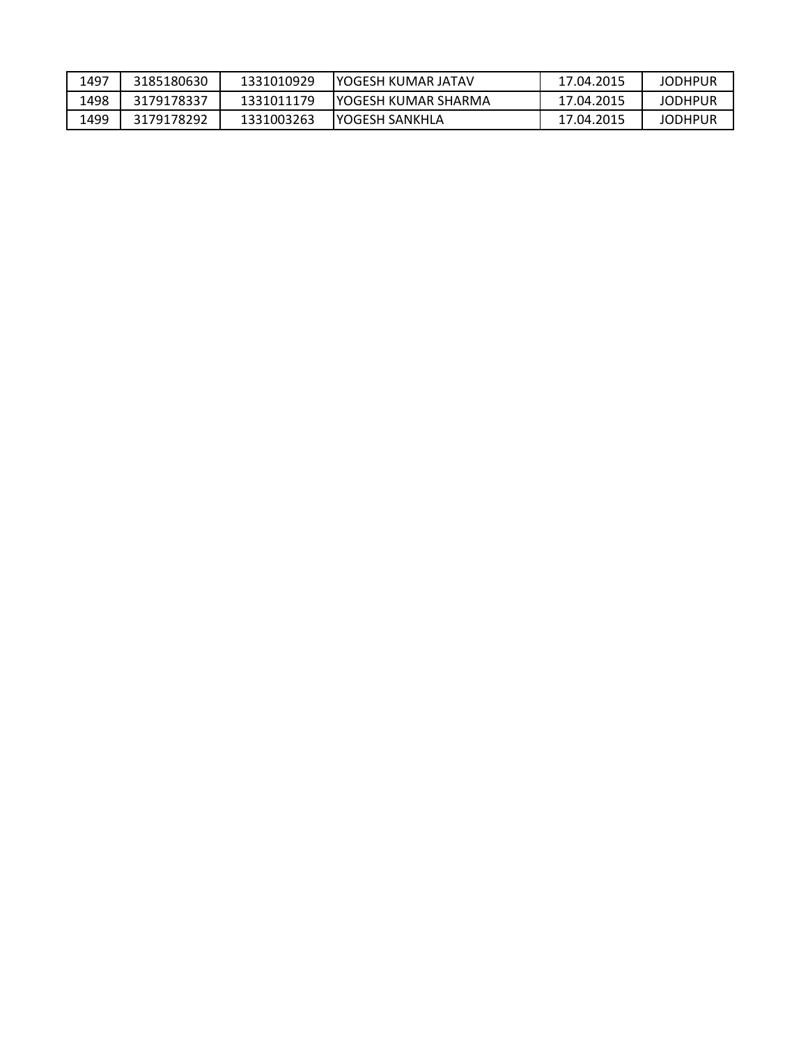| | | | | | |
|---|---|---|---|---|---|
| 1497 | 3185180630 | 1331010929 | YOGESH KUMAR JATAV | 17.04.2015 | JODHPUR |
| 1498 | 3179178337 | 1331011179 | YOGESH KUMAR SHARMA | 17.04.2015 | JODHPUR |
| 1499 | 3179178292 | 1331003263 | YOGESH SANKHLA | 17.04.2015 | JODHPUR |